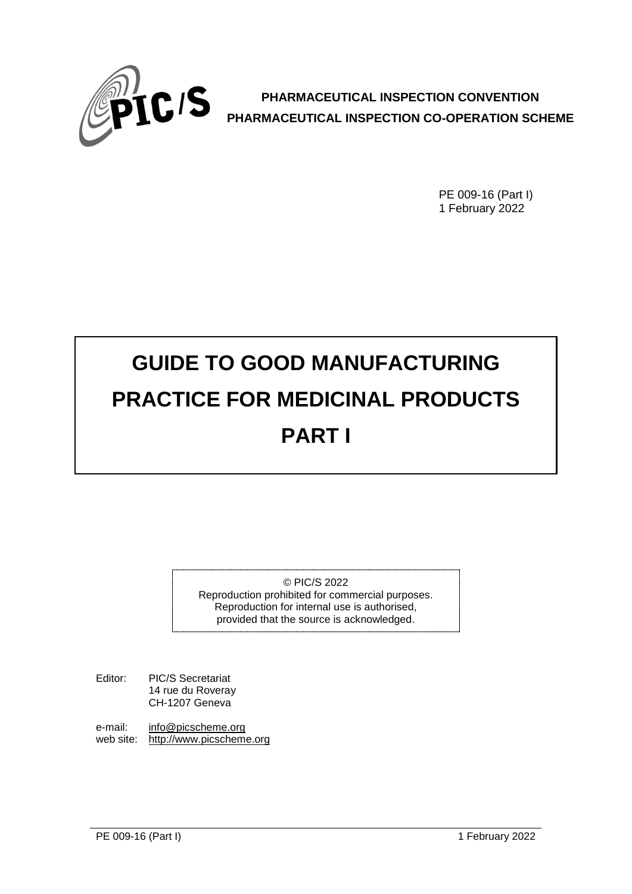**PHARMACEUTICAL INSPECTION CONVENTION**
**PHARMACEUTICAL INSPECTION CO-OPERATION SCHEME**

PE 009-16 (Part I)
1 February 2022

# GUIDE TO GOOD MANUFACTURING PRACTICE FOR MEDICINAL PRODUCTS PART I

© PIC/S 2022
Reproduction prohibited for commercial purposes.
Reproduction for internal use is authorised,
provided that the source is acknowledged.

Editor: PIC/S Secretariat
14 rue du Roveray
CH-1207 Geneva

e-mail: info@picscheme.org
web site: http://www.picscheme.org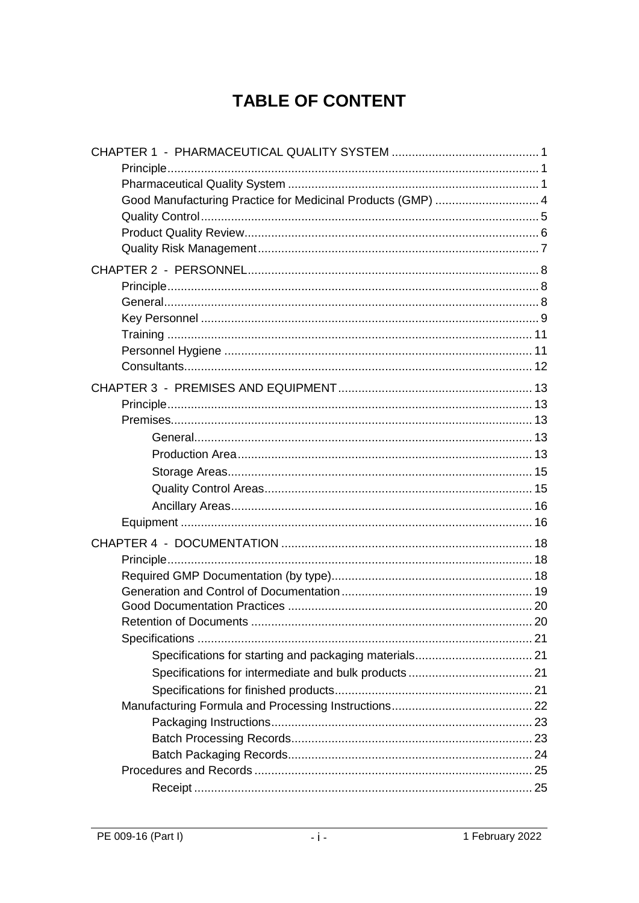# TABLE OF CONTENT

- CHAPTER 1 - PHARMACEUTICAL QUALITY SYSTEM ........................................... 1
  - Principle ........................................... 1
  - Pharmaceutical Quality System ........................................... 1
  - Good Manufacturing Practice for Medicinal Products (GMP) ........................................... 4
  - Quality Control ........................................... 5
  - Product Quality Review ........................................... 6
  - Quality Risk Management ........................................... 7
- CHAPTER 2 - PERSONNEL ........................................... 8
  - Principle ........................................... 8
  - General ........................................... 8
  - Key Personnel ........................................... 9
  - Training ........................................... 11
  - Personnel Hygiene ........................................... 11
  - Consultants ........................................... 12
- CHAPTER 3 - PREMISES AND EQUIPMENT ........................................... 13
  - Principle ........................................... 13
  - Premises ........................................... 13
    - General ........................................... 13
    - Production Area ........................................... 13
    - Storage Areas ........................................... 15
    - Quality Control Areas ........................................... 15
    - Ancillary Areas ........................................... 16
  - Equipment ........................................... 16
- CHAPTER 4 - DOCUMENTATION ........................................... 18
  - Principle ........................................... 18
  - Required GMP Documentation (by type) ........................................... 18
  - Generation and Control of Documentation ........................................... 19
  - Good Documentation Practices ........................................... 20
  - Retention of Documents ........................................... 20
  - Specifications ........................................... 21
    - Specifications for starting and packaging materials ........................................... 21
    - Specifications for intermediate and bulk products ........................................... 21
    - Specifications for finished products ........................................... 21
  - Manufacturing Formula and Processing Instructions ........................................... 22
    - Packaging Instructions ........................................... 23
    - Batch Processing Records ........................................... 23
    - Batch Packaging Records ........................................... 24
  - Procedures and Records ........................................... 25
    - Receipt ........................................... 25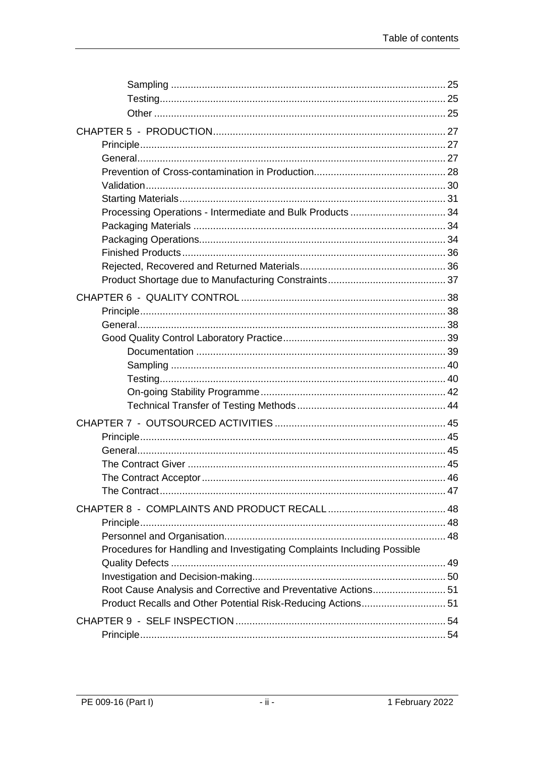- Sampling ... 25
- Testing ... 25
- Other ... 25

CHAPTER 5 - PRODUCTION ... 27
- Principle ... 27
- General ... 27
- Prevention of Cross-contamination in Production ... 28
- Validation ... 30
- Starting Materials ... 31
- Processing Operations - Intermediate and Bulk Products ... 34
- Packaging Materials ... 34
- Packaging Operations ... 34
- Finished Products ... 36
- Rejected, Recovered and Returned Materials ... 36
- Product Shortage due to Manufacturing Constraints ... 37

CHAPTER 6 - QUALITY CONTROL ... 38
- Principle ... 38
- General ... 38
- Good Quality Control Laboratory Practice ... 39
  - Documentation ... 39
  - Sampling ... 40
  - Testing ... 40
  - On-going Stability Programme ... 42
  - Technical Transfer of Testing Methods ... 44

CHAPTER 7 - OUTSOURCED ACTIVITIES ... 45
- Principle ... 45
- General ... 45
- The Contract Giver ... 45
- The Contract Acceptor ... 46
- The Contract ... 47

CHAPTER 8 - COMPLAINTS AND PRODUCT RECALL ... 48
- Principle ... 48
- Personnel and Organisation ... 48
- Procedures for Handling and Investigating Complaints Including Possible Quality Defects ... 49
- Investigation and Decision-making ... 50
- Root Cause Analysis and Corrective and Preventative Actions ... 51
- Product Recalls and Other Potential Risk-Reducing Actions ... 51

CHAPTER 9 - SELF INSPECTION ... 54
- Principle ... 54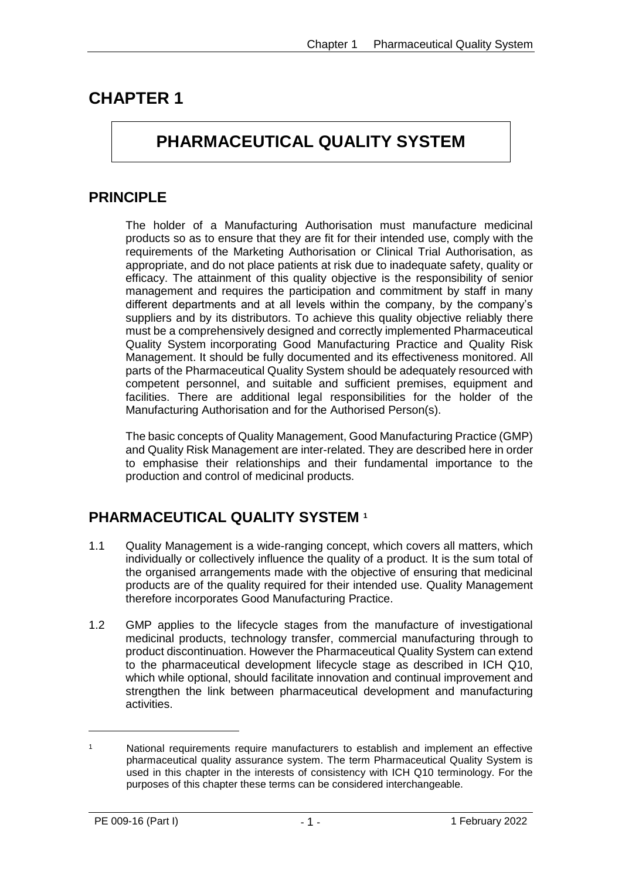# CHAPTER 1

## PHARMACEUTICAL QUALITY SYSTEM

## PRINCIPLE

The holder of a Manufacturing Authorisation must manufacture medicinal products so as to ensure that they are fit for their intended use, comply with the requirements of the Marketing Authorisation or Clinical Trial Authorisation, as appropriate, and do not place patients at risk due to inadequate safety, quality or efficacy. The attainment of this quality objective is the responsibility of senior management and requires the participation and commitment by staff in many different departments and at all levels within the company, by the company's suppliers and by its distributors. To achieve this quality objective reliably there must be a comprehensively designed and correctly implemented Pharmaceutical Quality System incorporating Good Manufacturing Practice and Quality Risk Management. It should be fully documented and its effectiveness monitored. All parts of the Pharmaceutical Quality System should be adequately resourced with competent personnel, and suitable and sufficient premises, equipment and facilities. There are additional legal responsibilities for the holder of the Manufacturing Authorisation and for the Authorised Person(s).

The basic concepts of Quality Management, Good Manufacturing Practice (GMP) and Quality Risk Management are inter-related. They are described here in order to emphasise their relationships and their fundamental importance to the production and control of medicinal products.

## PHARMACEUTICAL QUALITY SYSTEM [1]

1.1 Quality Management is a wide-ranging concept, which covers all matters, which individually or collectively influence the quality of a product. It is the sum total of the organised arrangements made with the objective of ensuring that medicinal products are of the quality required for their intended use. Quality Management therefore incorporates Good Manufacturing Practice.

1.2 GMP applies to the lifecycle stages from the manufacture of investigational medicinal products, technology transfer, commercial manufacturing through to product discontinuation. However the Pharmaceutical Quality System can extend to the pharmaceutical development lifecycle stage as described in ICH Q10, which while optional, should facilitate innovation and continual improvement and strengthen the link between pharmaceutical development and manufacturing activities.

---

[1] National requirements require manufacturers to establish and implement an effective pharmaceutical quality assurance system. The term Pharmaceutical Quality System is used in this chapter in the interests of consistency with ICH Q10 terminology. For the purposes of this chapter these terms can be considered interchangeable.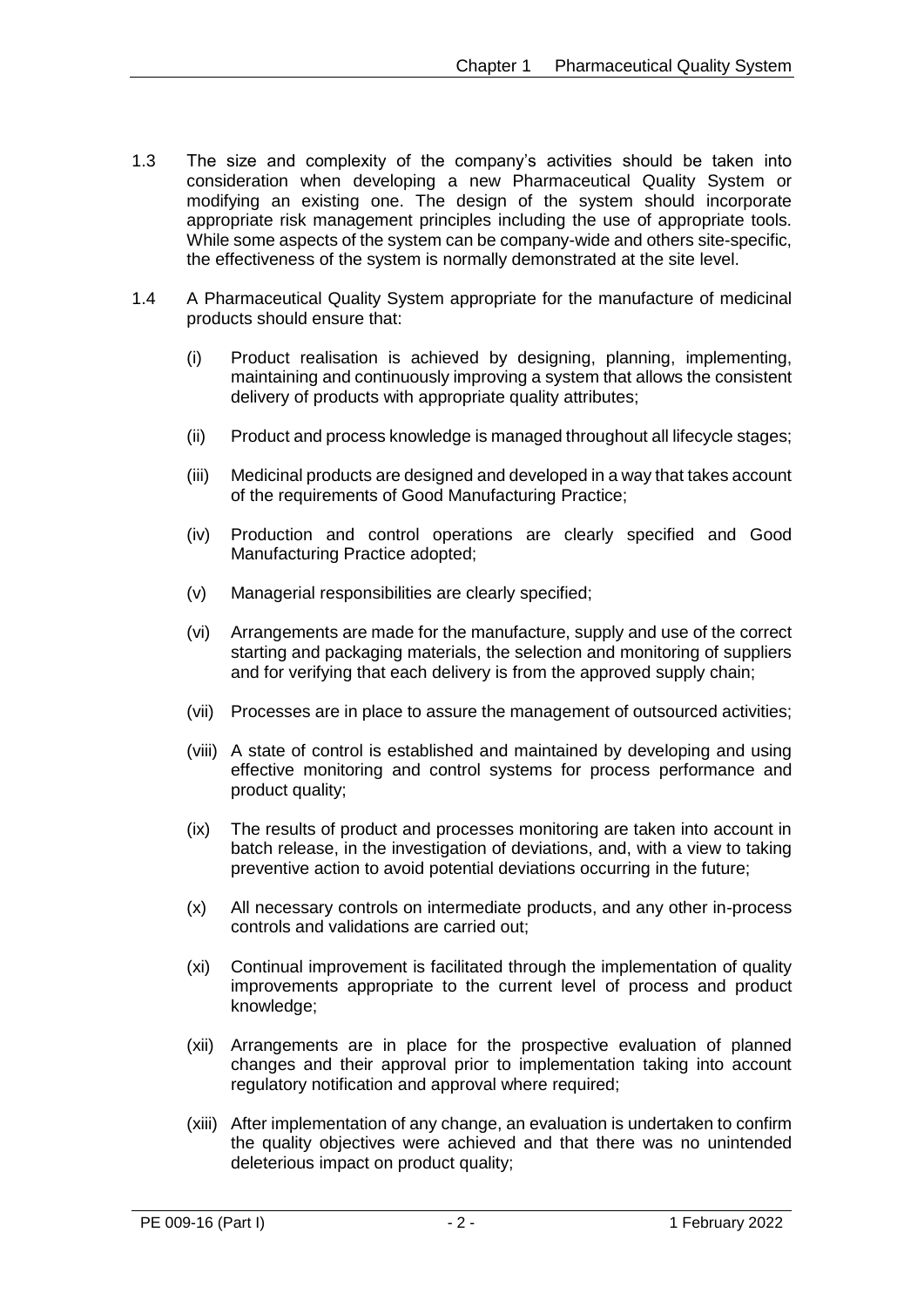1.3 The size and complexity of the company's activities should be taken into consideration when developing a new Pharmaceutical Quality System or modifying an existing one. The design of the system should incorporate appropriate risk management principles including the use of appropriate tools. While some aspects of the system can be company-wide and others site-specific, the effectiveness of the system is normally demonstrated at the site level.

1.4 A Pharmaceutical Quality System appropriate for the manufacture of medicinal products should ensure that:

(i) Product realisation is achieved by designing, planning, implementing, maintaining and continuously improving a system that allows the consistent delivery of products with appropriate quality attributes;

(ii) Product and process knowledge is managed throughout all lifecycle stages;

(iii) Medicinal products are designed and developed in a way that takes account of the requirements of Good Manufacturing Practice;

(iv) Production and control operations are clearly specified and Good Manufacturing Practice adopted;

(v) Managerial responsibilities are clearly specified;

(vi) Arrangements are made for the manufacture, supply and use of the correct starting and packaging materials, the selection and monitoring of suppliers and for verifying that each delivery is from the approved supply chain;

(vii) Processes are in place to assure the management of outsourced activities;

(viii) A state of control is established and maintained by developing and using effective monitoring and control systems for process performance and product quality;

(ix) The results of product and processes monitoring are taken into account in batch release, in the investigation of deviations, and, with a view to taking preventive action to avoid potential deviations occurring in the future;

(x) All necessary controls on intermediate products, and any other in-process controls and validations are carried out;

(xi) Continual improvement is facilitated through the implementation of quality improvements appropriate to the current level of process and product knowledge;

(xii) Arrangements are in place for the prospective evaluation of planned changes and their approval prior to implementation taking into account regulatory notification and approval where required;

(xiii) After implementation of any change, an evaluation is undertaken to confirm the quality objectives were achieved and that there was no unintended deleterious impact on product quality;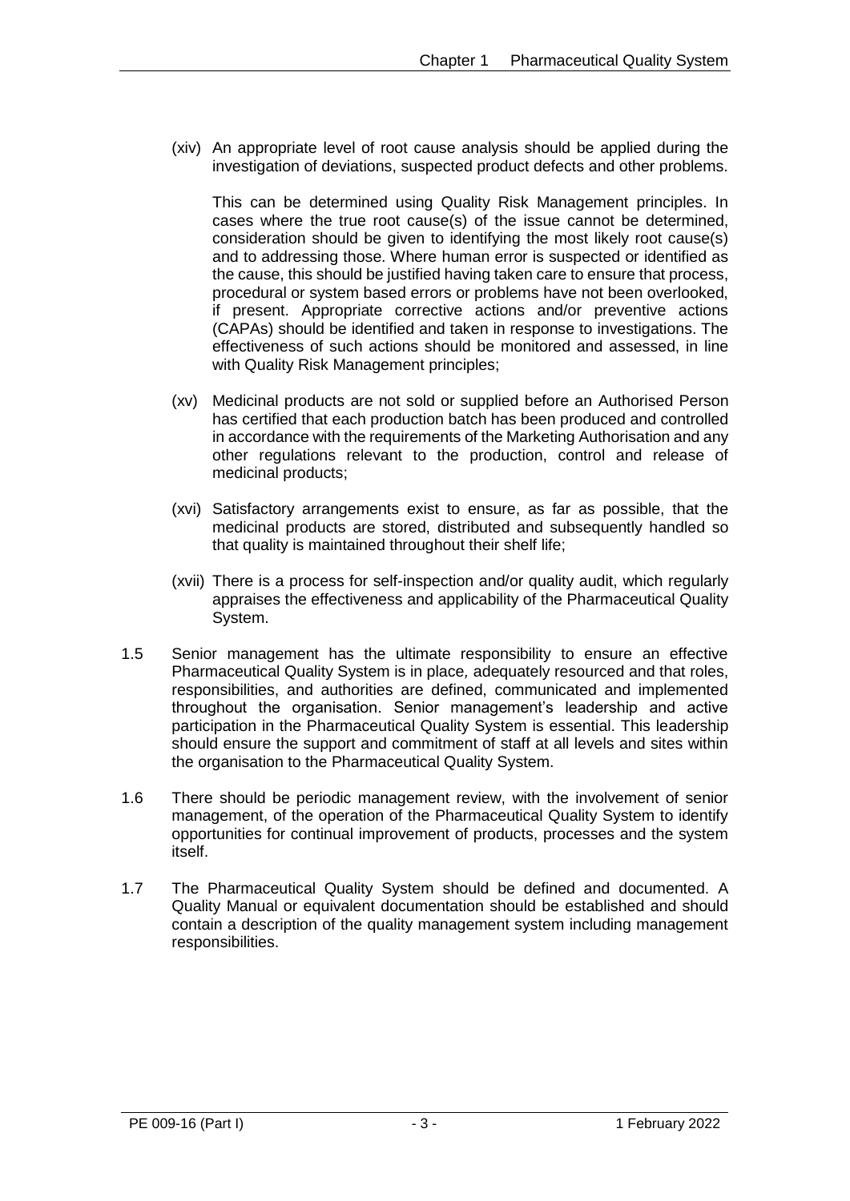(xiv) An appropriate level of root cause analysis should be applied during the investigation of deviations, suspected product defects and other problems.

This can be determined using Quality Risk Management principles. In cases where the true root cause(s) of the issue cannot be determined, consideration should be given to identifying the most likely root cause(s) and to addressing those. Where human error is suspected or identified as the cause, this should be justified having taken care to ensure that process, procedural or system based errors or problems have not been overlooked, if present. Appropriate corrective actions and/or preventive actions (CAPAs) should be identified and taken in response to investigations. The effectiveness of such actions should be monitored and assessed, in line with Quality Risk Management principles;

(xv) Medicinal products are not sold or supplied before an Authorised Person has certified that each production batch has been produced and controlled in accordance with the requirements of the Marketing Authorisation and any other regulations relevant to the production, control and release of medicinal products;

(xvi) Satisfactory arrangements exist to ensure, as far as possible, that the medicinal products are stored, distributed and subsequently handled so that quality is maintained throughout their shelf life;

(xvii) There is a process for self-inspection and/or quality audit, which regularly appraises the effectiveness and applicability of the Pharmaceutical Quality System.

1.5 Senior management has the ultimate responsibility to ensure an effective Pharmaceutical Quality System is in place, adequately resourced and that roles, responsibilities, and authorities are defined, communicated and implemented throughout the organisation. Senior management's leadership and active participation in the Pharmaceutical Quality System is essential. This leadership should ensure the support and commitment of staff at all levels and sites within the organisation to the Pharmaceutical Quality System.

1.6 There should be periodic management review, with the involvement of senior management, of the operation of the Pharmaceutical Quality System to identify opportunities for continual improvement of products, processes and the system itself.

1.7 The Pharmaceutical Quality System should be defined and documented. A Quality Manual or equivalent documentation should be established and should contain a description of the quality management system including management responsibilities.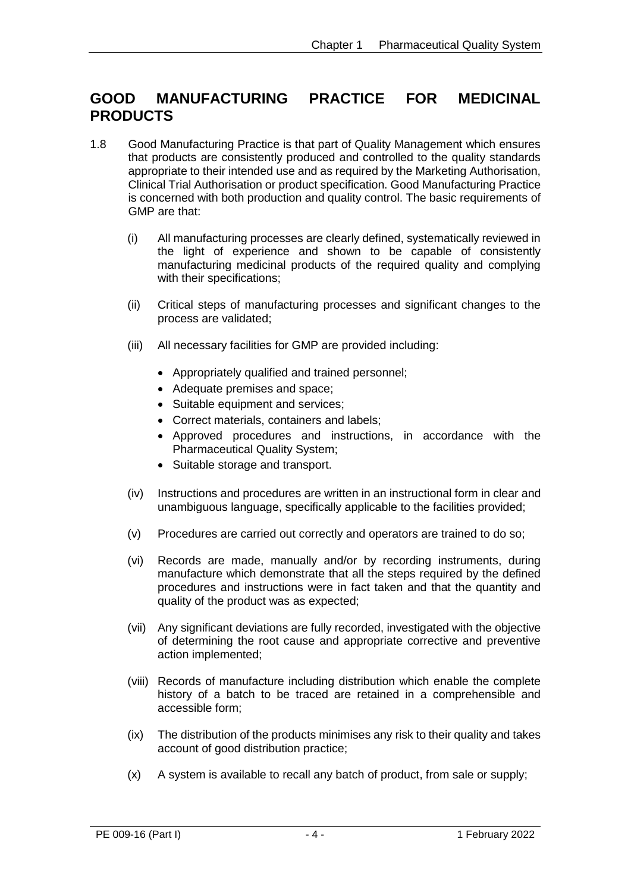## GOOD MANUFACTURING PRACTICE FOR MEDICINAL PRODUCTS

1.8 Good Manufacturing Practice is that part of Quality Management which ensures that products are consistently produced and controlled to the quality standards appropriate to their intended use and as required by the Marketing Authorisation, Clinical Trial Authorisation or product specification. Good Manufacturing Practice is concerned with both production and quality control. The basic requirements of GMP are that:

   (i) All manufacturing processes are clearly defined, systematically reviewed in the light of experience and shown to be capable of consistently manufacturing medicinal products of the required quality and complying with their specifications;

   (ii) Critical steps of manufacturing processes and significant changes to the process are validated;

   (iii) All necessary facilities for GMP are provided including:

   - Appropriately qualified and trained personnel;
   - Adequate premises and space;
   - Suitable equipment and services;
   - Correct materials, containers and labels;
   - Approved procedures and instructions, in accordance with the Pharmaceutical Quality System;
   - Suitable storage and transport.

   (iv) Instructions and procedures are written in an instructional form in clear and unambiguous language, specifically applicable to the facilities provided;

   (v) Procedures are carried out correctly and operators are trained to do so;

   (vi) Records are made, manually and/or by recording instruments, during manufacture which demonstrate that all the steps required by the defined procedures and instructions were in fact taken and that the quantity and quality of the product was as expected;

   (vii) Any significant deviations are fully recorded, investigated with the objective of determining the root cause and appropriate corrective and preventive action implemented;

   (viii) Records of manufacture including distribution which enable the complete history of a batch to be traced are retained in a comprehensible and accessible form;

   (ix) The distribution of the products minimises any risk to their quality and takes account of good distribution practice;

   (x) A system is available to recall any batch of product, from sale or supply;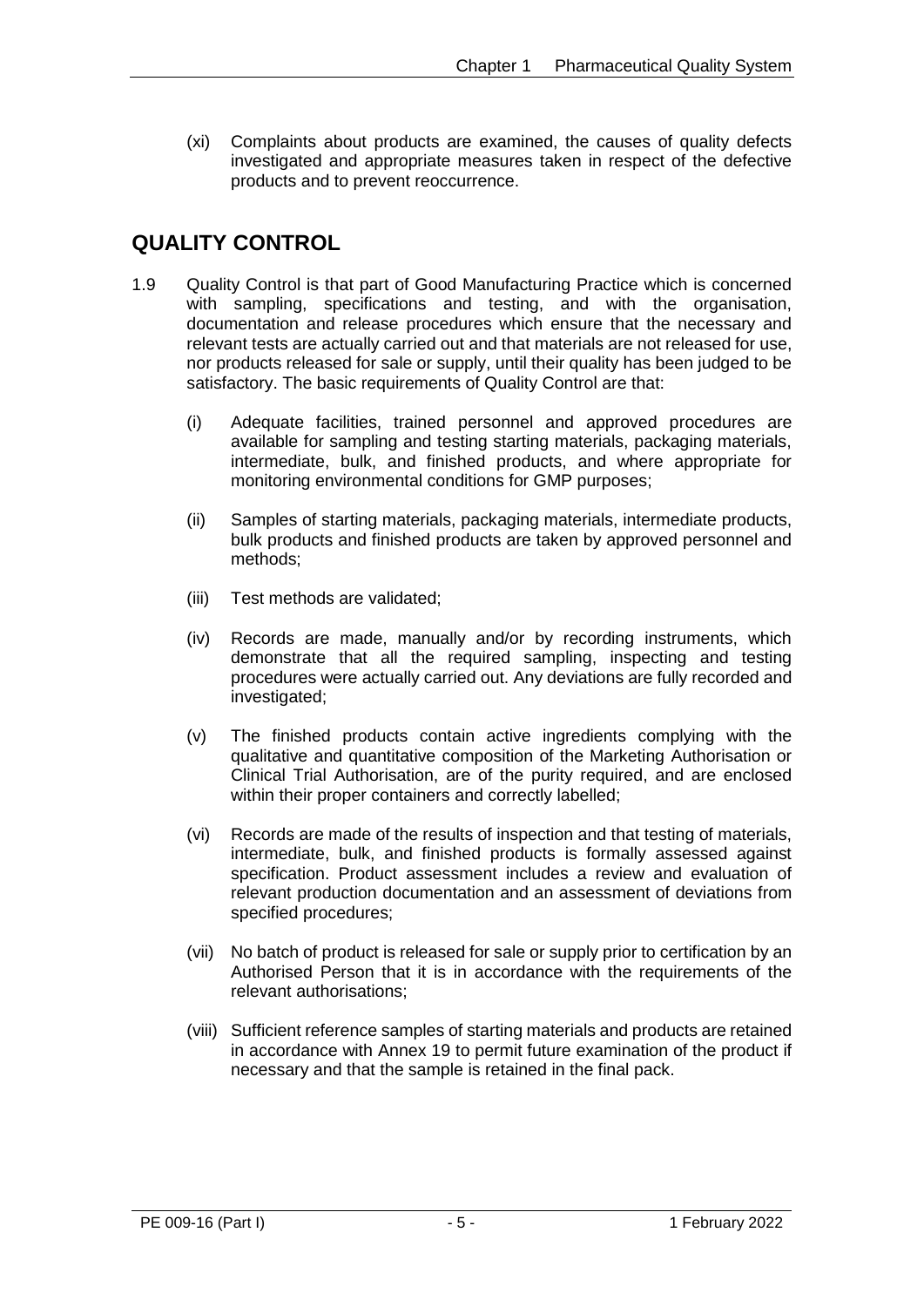(xi) Complaints about products are examined, the causes of quality defects investigated and appropriate measures taken in respect of the defective products and to prevent reoccurrence.

## QUALITY CONTROL

1.9 Quality Control is that part of Good Manufacturing Practice which is concerned with sampling, specifications and testing, and with the organisation, documentation and release procedures which ensure that the necessary and relevant tests are actually carried out and that materials are not released for use, nor products released for sale or supply, until their quality has been judged to be satisfactory. The basic requirements of Quality Control are that:

(i) Adequate facilities, trained personnel and approved procedures are available for sampling and testing starting materials, packaging materials, intermediate, bulk, and finished products, and where appropriate for monitoring environmental conditions for GMP purposes;

(ii) Samples of starting materials, packaging materials, intermediate products, bulk products and finished products are taken by approved personnel and methods;

(iii) Test methods are validated;

(iv) Records are made, manually and/or by recording instruments, which demonstrate that all the required sampling, inspecting and testing procedures were actually carried out. Any deviations are fully recorded and investigated;

(v) The finished products contain active ingredients complying with the qualitative and quantitative composition of the Marketing Authorisation or Clinical Trial Authorisation, are of the purity required, and are enclosed within their proper containers and correctly labelled;

(vi) Records are made of the results of inspection and that testing of materials, intermediate, bulk, and finished products is formally assessed against specification. Product assessment includes a review and evaluation of relevant production documentation and an assessment of deviations from specified procedures;

(vii) No batch of product is released for sale or supply prior to certification by an Authorised Person that it is in accordance with the requirements of the relevant authorisations;

(viii) Sufficient reference samples of starting materials and products are retained in accordance with Annex 19 to permit future examination of the product if necessary and that the sample is retained in the final pack.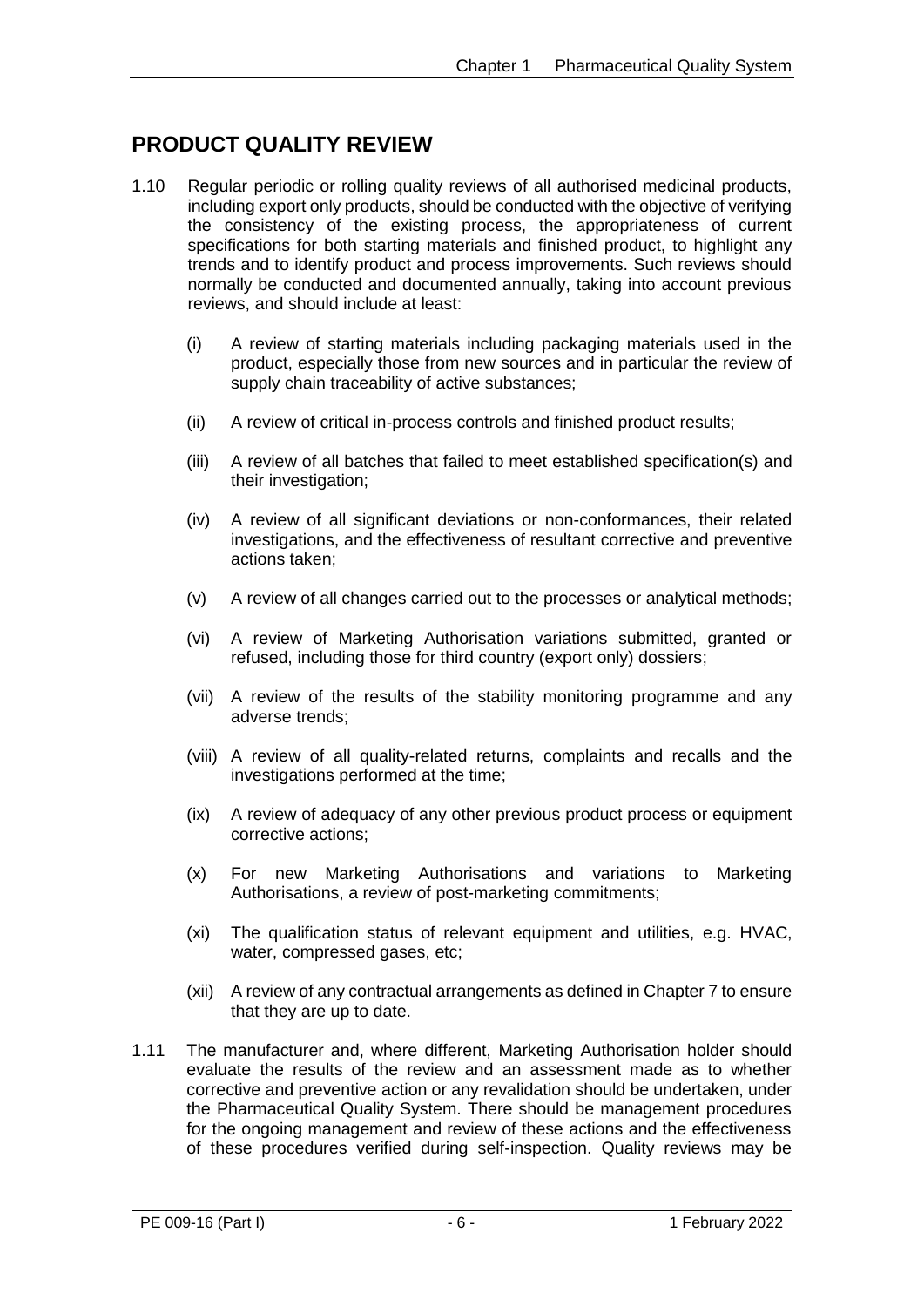## PRODUCT QUALITY REVIEW

1.10 Regular periodic or rolling quality reviews of all authorised medicinal products, including export only products, should be conducted with the objective of verifying the consistency of the existing process, the appropriateness of current specifications for both starting materials and finished product, to highlight any trends and to identify product and process improvements. Such reviews should normally be conducted and documented annually, taking into account previous reviews, and should include at least:

   (i) A review of starting materials including packaging materials used in the product, especially those from new sources and in particular the review of supply chain traceability of active substances;

   (ii) A review of critical in-process controls and finished product results;

   (iii) A review of all batches that failed to meet established specification(s) and their investigation;

   (iv) A review of all significant deviations or non-conformances, their related investigations, and the effectiveness of resultant corrective and preventive actions taken;

   (v) A review of all changes carried out to the processes or analytical methods;

   (vi) A review of Marketing Authorisation variations submitted, granted or refused, including those for third country (export only) dossiers;

   (vii) A review of the results of the stability monitoring programme and any adverse trends;

   (viii) A review of all quality-related returns, complaints and recalls and the investigations performed at the time;

   (ix) A review of adequacy of any other previous product process or equipment corrective actions;

   (x) For new Marketing Authorisations and variations to Marketing Authorisations, a review of post-marketing commitments;

   (xi) The qualification status of relevant equipment and utilities, e.g. HVAC, water, compressed gases, etc;

   (xii) A review of any contractual arrangements as defined in Chapter 7 to ensure that they are up to date.

1.11 The manufacturer and, where different, Marketing Authorisation holder should evaluate the results of the review and an assessment made as to whether corrective and preventive action or any revalidation should be undertaken, under the Pharmaceutical Quality System. There should be management procedures for the ongoing management and review of these actions and the effectiveness of these procedures verified during self-inspection. Quality reviews may be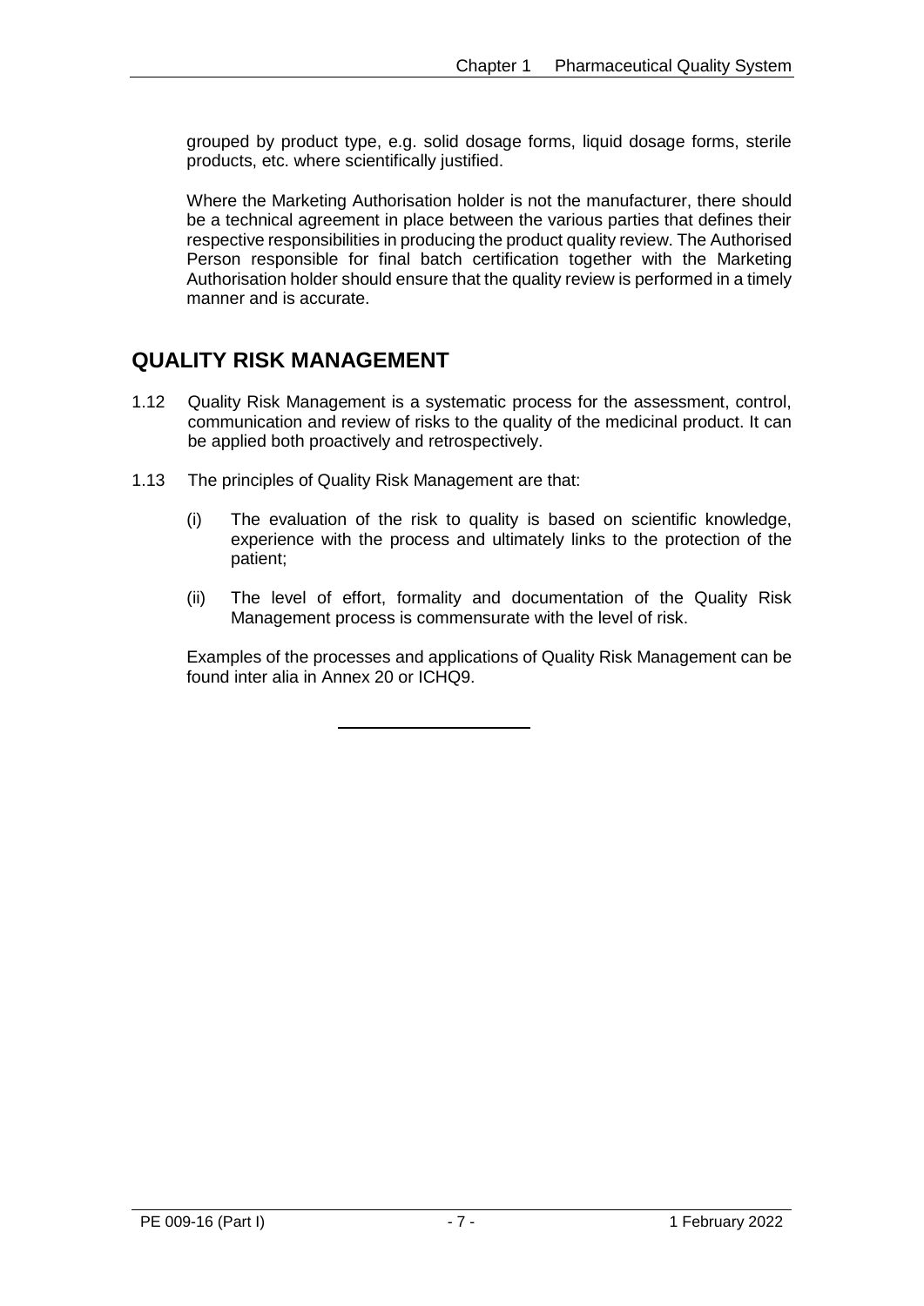grouped by product type, e.g. solid dosage forms, liquid dosage forms, sterile products, etc. where scientifically justified.

Where the Marketing Authorisation holder is not the manufacturer, there should be a technical agreement in place between the various parties that defines their respective responsibilities in producing the product quality review. The Authorised Person responsible for final batch certification together with the Marketing Authorisation holder should ensure that the quality review is performed in a timely manner and is accurate.

## QUALITY RISK MANAGEMENT

1.12 Quality Risk Management is a systematic process for the assessment, control, communication and review of risks to the quality of the medicinal product. It can be applied both proactively and retrospectively.

1.13 The principles of Quality Risk Management are that:

(i) The evaluation of the risk to quality is based on scientific knowledge, experience with the process and ultimately links to the protection of the patient;

(ii) The level of effort, formality and documentation of the Quality Risk Management process is commensurate with the level of risk.

Examples of the processes and applications of Quality Risk Management can be found inter alia in Annex 20 or ICHQ9.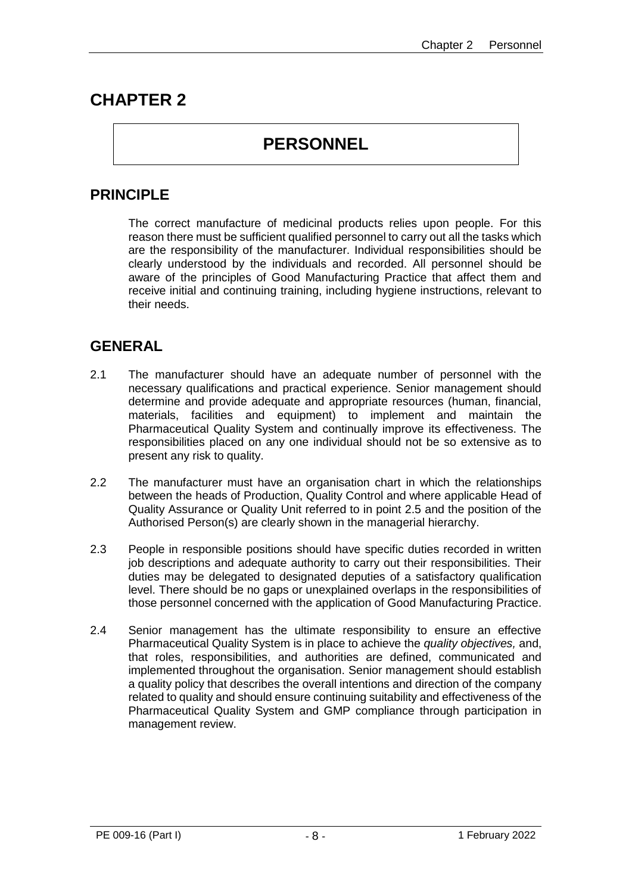# CHAPTER 2

## PERSONNEL

### PRINCIPLE

The correct manufacture of medicinal products relies upon people. For this reason there must be sufficient qualified personnel to carry out all the tasks which are the responsibility of the manufacturer. Individual responsibilities should be clearly understood by the individuals and recorded. All personnel should be aware of the principles of Good Manufacturing Practice that affect them and receive initial and continuing training, including hygiene instructions, relevant to their needs.

### GENERAL

2.1 The manufacturer should have an adequate number of personnel with the necessary qualifications and practical experience. Senior management should determine and provide adequate and appropriate resources (human, financial, materials, facilities and equipment) to implement and maintain the Pharmaceutical Quality System and continually improve its effectiveness. The responsibilities placed on any one individual should not be so extensive as to present any risk to quality.

2.2 The manufacturer must have an organisation chart in which the relationships between the heads of Production, Quality Control and where applicable Head of Quality Assurance or Quality Unit referred to in point 2.5 and the position of the Authorised Person(s) are clearly shown in the managerial hierarchy.

2.3 People in responsible positions should have specific duties recorded in written job descriptions and adequate authority to carry out their responsibilities. Their duties may be delegated to designated deputies of a satisfactory qualification level. There should be no gaps or unexplained overlaps in the responsibilities of those personnel concerned with the application of Good Manufacturing Practice.

2.4 Senior management has the ultimate responsibility to ensure an effective Pharmaceutical Quality System is in place to achieve the *quality objectives,* and, that roles, responsibilities, and authorities are defined, communicated and implemented throughout the organisation. Senior management should establish a quality policy that describes the overall intentions and direction of the company related to quality and should ensure continuing suitability and effectiveness of the Pharmaceutical Quality System and GMP compliance through participation in management review.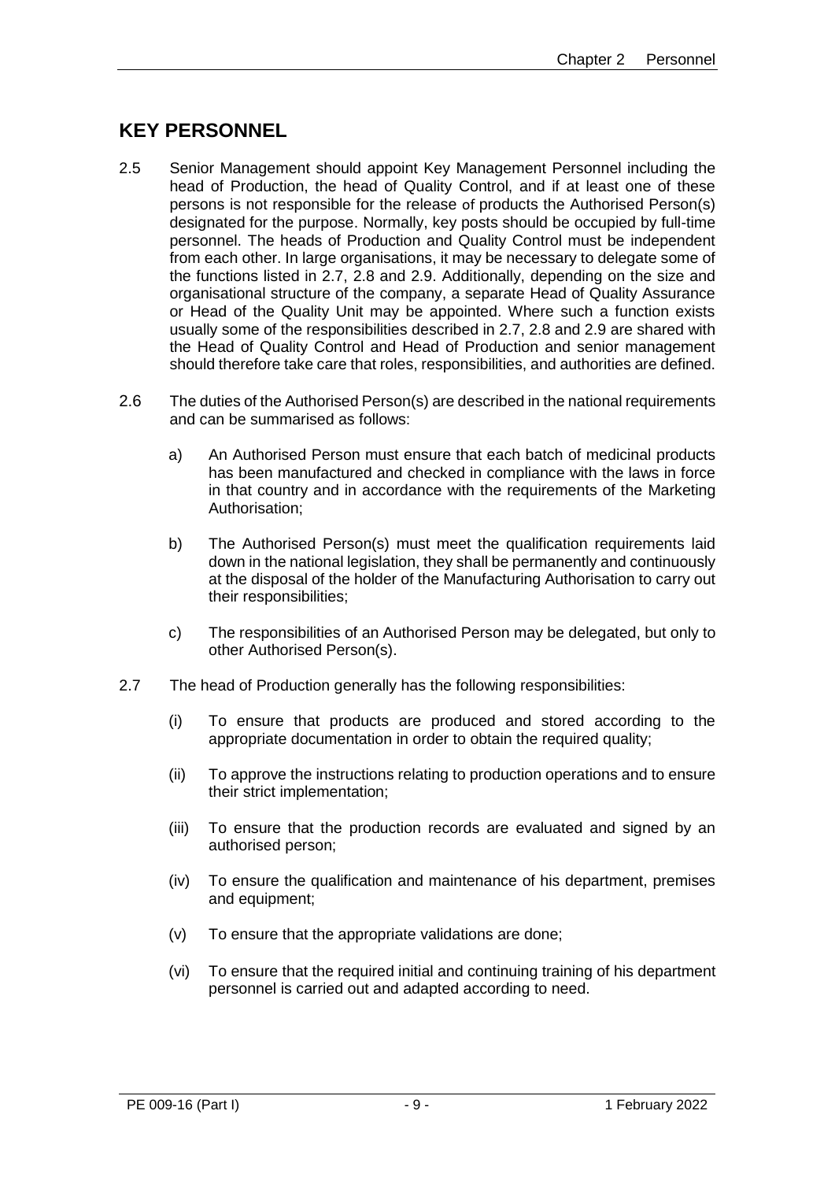## KEY PERSONNEL

2.5 Senior Management should appoint Key Management Personnel including the head of Production, the head of Quality Control, and if at least one of these persons is not responsible for the release of products the Authorised Person(s) designated for the purpose. Normally, key posts should be occupied by full-time personnel. The heads of Production and Quality Control must be independent from each other. In large organisations, it may be necessary to delegate some of the functions listed in 2.7, 2.8 and 2.9. Additionally, depending on the size and organisational structure of the company, a separate Head of Quality Assurance or Head of the Quality Unit may be appointed. Where such a function exists usually some of the responsibilities described in 2.7, 2.8 and 2.9 are shared with the Head of Quality Control and Head of Production and senior management should therefore take care that roles, responsibilities, and authorities are defined.

2.6 The duties of the Authorised Person(s) are described in the national requirements and can be summarised as follows:

a) An Authorised Person must ensure that each batch of medicinal products has been manufactured and checked in compliance with the laws in force in that country and in accordance with the requirements of the Marketing Authorisation;

b) The Authorised Person(s) must meet the qualification requirements laid down in the national legislation, they shall be permanently and continuously at the disposal of the holder of the Manufacturing Authorisation to carry out their responsibilities;

c) The responsibilities of an Authorised Person may be delegated, but only to other Authorised Person(s).

2.7 The head of Production generally has the following responsibilities:

(i) To ensure that products are produced and stored according to the appropriate documentation in order to obtain the required quality;

(ii) To approve the instructions relating to production operations and to ensure their strict implementation;

(iii) To ensure that the production records are evaluated and signed by an authorised person;

(iv) To ensure the qualification and maintenance of his department, premises and equipment;

(v) To ensure that the appropriate validations are done;

(vi) To ensure that the required initial and continuing training of his department personnel is carried out and adapted according to need.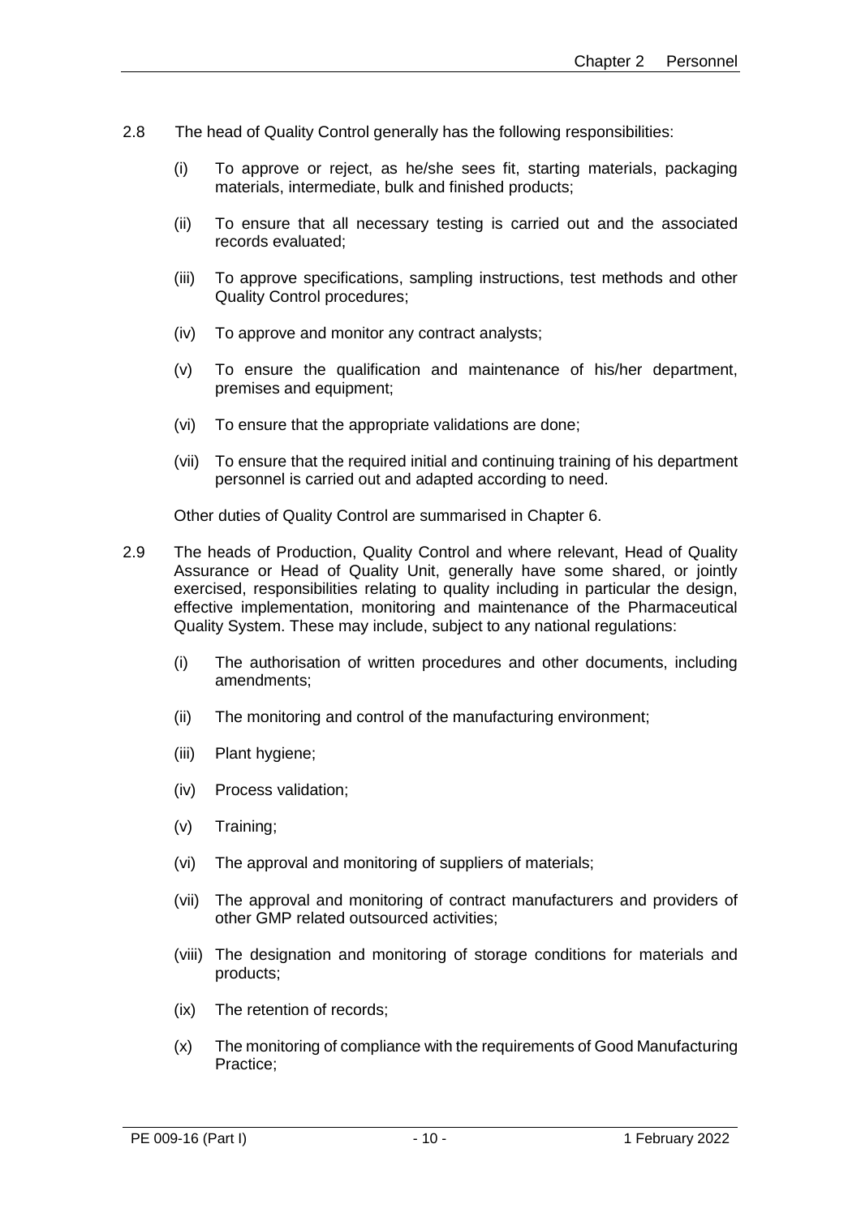2.8 The head of Quality Control generally has the following responsibilities:

(i) To approve or reject, as he/she sees fit, starting materials, packaging materials, intermediate, bulk and finished products;

(ii) To ensure that all necessary testing is carried out and the associated records evaluated;

(iii) To approve specifications, sampling instructions, test methods and other Quality Control procedures;

(iv) To approve and monitor any contract analysts;

(v) To ensure the qualification and maintenance of his/her department, premises and equipment;

(vi) To ensure that the appropriate validations are done;

(vii) To ensure that the required initial and continuing training of his department personnel is carried out and adapted according to need.

Other duties of Quality Control are summarised in Chapter 6.

2.9 The heads of Production, Quality Control and where relevant, Head of Quality Assurance or Head of Quality Unit, generally have some shared, or jointly exercised, responsibilities relating to quality including in particular the design, effective implementation, monitoring and maintenance of the Pharmaceutical Quality System. These may include, subject to any national regulations:

(i) The authorisation of written procedures and other documents, including amendments;

(ii) The monitoring and control of the manufacturing environment;

(iii) Plant hygiene;

(iv) Process validation;

(v) Training;

(vi) The approval and monitoring of suppliers of materials;

(vii) The approval and monitoring of contract manufacturers and providers of other GMP related outsourced activities;

(viii) The designation and monitoring of storage conditions for materials and products;

(ix) The retention of records;

(x) The monitoring of compliance with the requirements of Good Manufacturing Practice;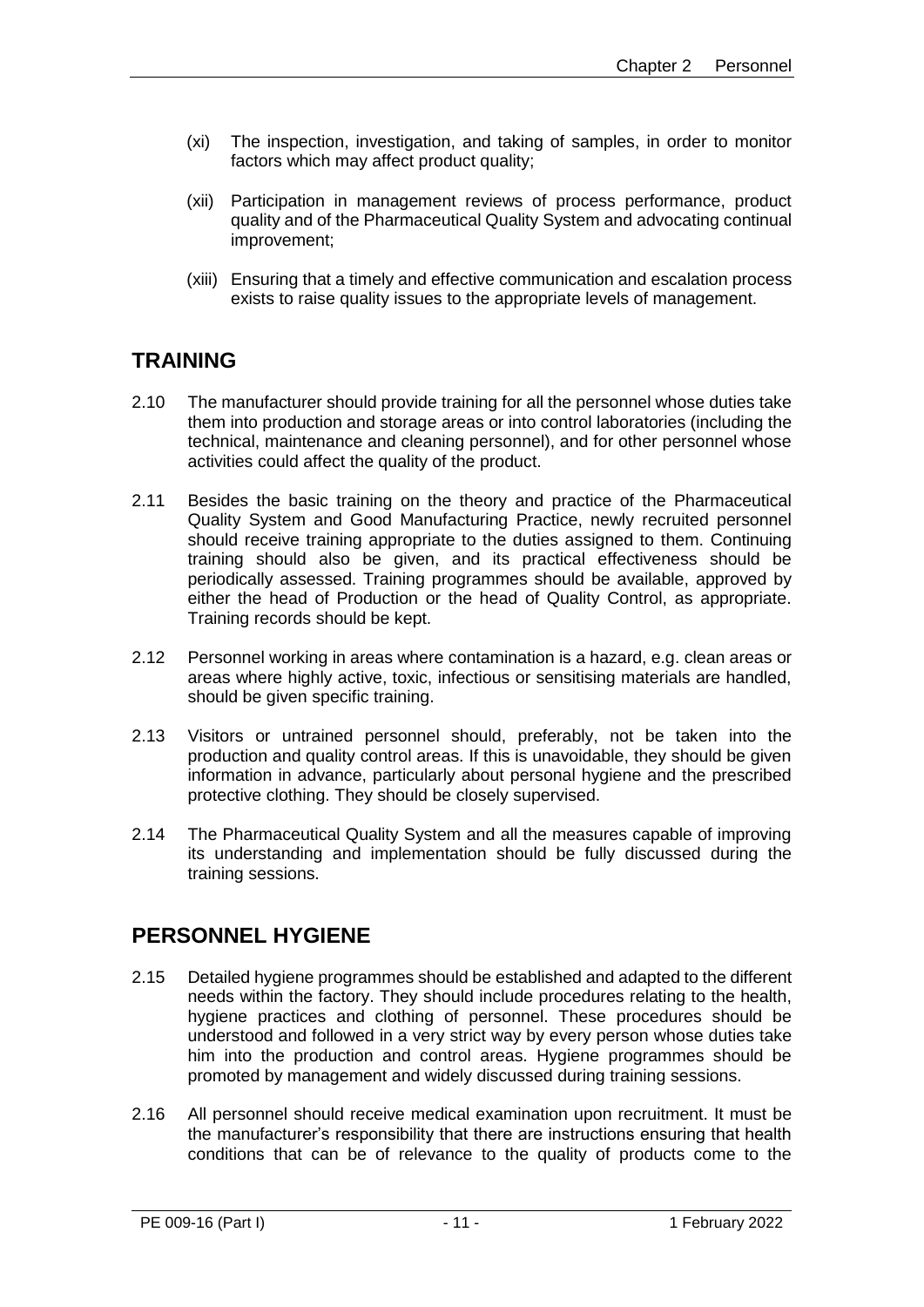(xi) The inspection, investigation, and taking of samples, in order to monitor factors which may affect product quality;

(xii) Participation in management reviews of process performance, product quality and of the Pharmaceutical Quality System and advocating continual improvement;

(xiii) Ensuring that a timely and effective communication and escalation process exists to raise quality issues to the appropriate levels of management.

## TRAINING

2.10 The manufacturer should provide training for all the personnel whose duties take them into production and storage areas or into control laboratories (including the technical, maintenance and cleaning personnel), and for other personnel whose activities could affect the quality of the product.

2.11 Besides the basic training on the theory and practice of the Pharmaceutical Quality System and Good Manufacturing Practice, newly recruited personnel should receive training appropriate to the duties assigned to them. Continuing training should also be given, and its practical effectiveness should be periodically assessed. Training programmes should be available, approved by either the head of Production or the head of Quality Control, as appropriate. Training records should be kept.

2.12 Personnel working in areas where contamination is a hazard, e.g. clean areas or areas where highly active, toxic, infectious or sensitising materials are handled, should be given specific training.

2.13 Visitors or untrained personnel should, preferably, not be taken into the production and quality control areas. If this is unavoidable, they should be given information in advance, particularly about personal hygiene and the prescribed protective clothing. They should be closely supervised.

2.14 The Pharmaceutical Quality System and all the measures capable of improving its understanding and implementation should be fully discussed during the training sessions.

## PERSONNEL HYGIENE

2.15 Detailed hygiene programmes should be established and adapted to the different needs within the factory. They should include procedures relating to the health, hygiene practices and clothing of personnel. These procedures should be understood and followed in a very strict way by every person whose duties take him into the production and control areas. Hygiene programmes should be promoted by management and widely discussed during training sessions.

2.16 All personnel should receive medical examination upon recruitment. It must be the manufacturer's responsibility that there are instructions ensuring that health conditions that can be of relevance to the quality of products come to the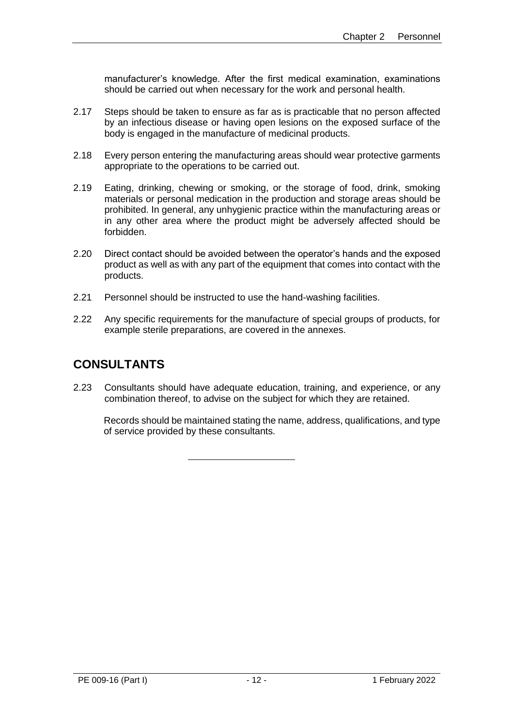manufacturer's knowledge. After the first medical examination, examinations should be carried out when necessary for the work and personal health.

2.17 Steps should be taken to ensure as far as is practicable that no person affected by an infectious disease or having open lesions on the exposed surface of the body is engaged in the manufacture of medicinal products.

2.18 Every person entering the manufacturing areas should wear protective garments appropriate to the operations to be carried out.

2.19 Eating, drinking, chewing or smoking, or the storage of food, drink, smoking materials or personal medication in the production and storage areas should be prohibited. In general, any unhygienic practice within the manufacturing areas or in any other area where the product might be adversely affected should be forbidden.

2.20 Direct contact should be avoided between the operator's hands and the exposed product as well as with any part of the equipment that comes into contact with the products.

2.21 Personnel should be instructed to use the hand-washing facilities.

2.22 Any specific requirements for the manufacture of special groups of products, for example sterile preparations, are covered in the annexes.

## CONSULTANTS

2.23 Consultants should have adequate education, training, and experience, or any combination thereof, to advise on the subject for which they are retained.

Records should be maintained stating the name, address, qualifications, and type of service provided by these consultants.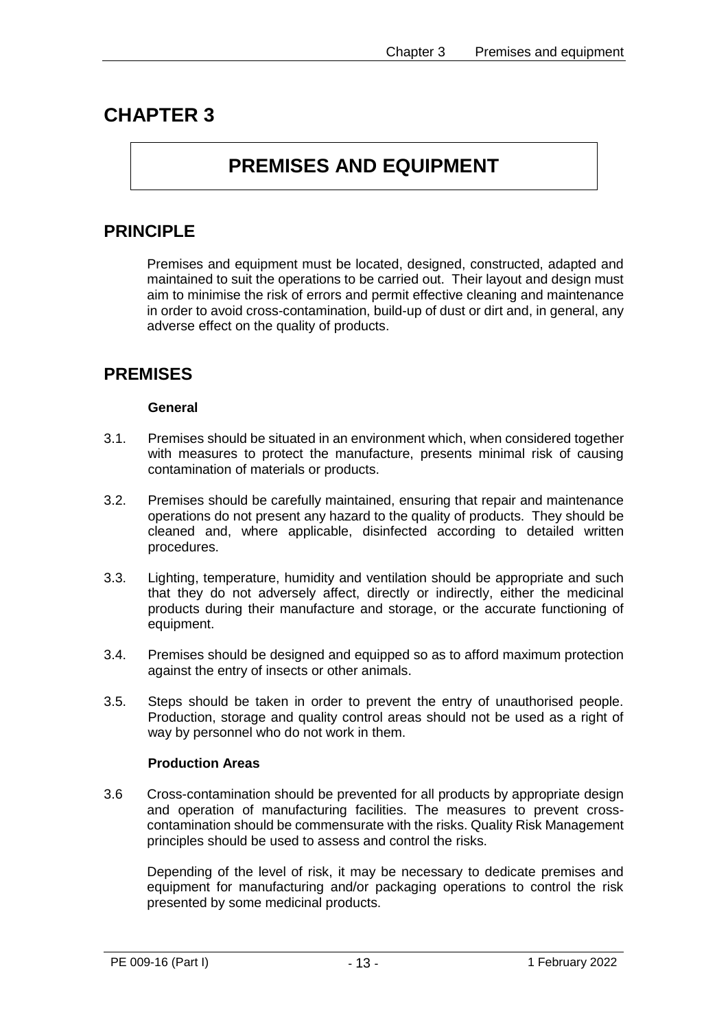# CHAPTER 3

## PREMISES AND EQUIPMENT

## PRINCIPLE

Premises and equipment must be located, designed, constructed, adapted and maintained to suit the operations to be carried out. Their layout and design must aim to minimise the risk of errors and permit effective cleaning and maintenance in order to avoid cross-contamination, build-up of dust or dirt and, in general, any adverse effect on the quality of products.

## PREMISES

### General

3.1. Premises should be situated in an environment which, when considered together with measures to protect the manufacture, presents minimal risk of causing contamination of materials or products.

3.2. Premises should be carefully maintained, ensuring that repair and maintenance operations do not present any hazard to the quality of products. They should be cleaned and, where applicable, disinfected according to detailed written procedures.

3.3. Lighting, temperature, humidity and ventilation should be appropriate and such that they do not adversely affect, directly or indirectly, either the medicinal products during their manufacture and storage, or the accurate functioning of equipment.

3.4. Premises should be designed and equipped so as to afford maximum protection against the entry of insects or other animals.

3.5. Steps should be taken in order to prevent the entry of unauthorised people. Production, storage and quality control areas should not be used as a right of way by personnel who do not work in them.

### Production Areas

3.6 Cross-contamination should be prevented for all products by appropriate design and operation of manufacturing facilities. The measures to prevent cross-contamination should be commensurate with the risks. Quality Risk Management principles should be used to assess and control the risks.

Depending of the level of risk, it may be necessary to dedicate premises and equipment for manufacturing and/or packaging operations to control the risk presented by some medicinal products.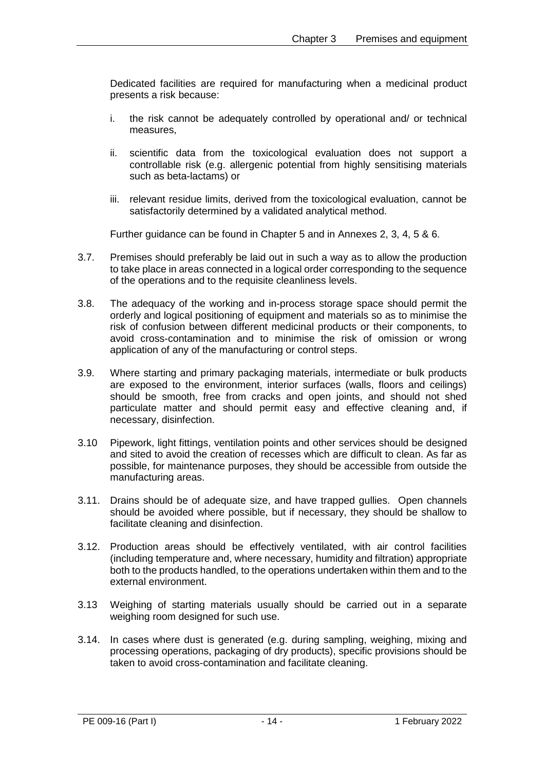Dedicated facilities are required for manufacturing when a medicinal product presents a risk because:

i. the risk cannot be adequately controlled by operational and/ or technical measures,

ii. scientific data from the toxicological evaluation does not support a controllable risk (e.g. allergenic potential from highly sensitising materials such as beta-lactams) or

iii. relevant residue limits, derived from the toxicological evaluation, cannot be satisfactorily determined by a validated analytical method.

Further guidance can be found in Chapter 5 and in Annexes 2, 3, 4, 5 & 6.

3.7. Premises should preferably be laid out in such a way as to allow the production to take place in areas connected in a logical order corresponding to the sequence of the operations and to the requisite cleanliness levels.

3.8. The adequacy of the working and in-process storage space should permit the orderly and logical positioning of equipment and materials so as to minimise the risk of confusion between different medicinal products or their components, to avoid cross-contamination and to minimise the risk of omission or wrong application of any of the manufacturing or control steps.

3.9. Where starting and primary packaging materials, intermediate or bulk products are exposed to the environment, interior surfaces (walls, floors and ceilings) should be smooth, free from cracks and open joints, and should not shed particulate matter and should permit easy and effective cleaning and, if necessary, disinfection.

3.10 Pipework, light fittings, ventilation points and other services should be designed and sited to avoid the creation of recesses which are difficult to clean. As far as possible, for maintenance purposes, they should be accessible from outside the manufacturing areas.

3.11. Drains should be of adequate size, and have trapped gullies. Open channels should be avoided where possible, but if necessary, they should be shallow to facilitate cleaning and disinfection.

3.12. Production areas should be effectively ventilated, with air control facilities (including temperature and, where necessary, humidity and filtration) appropriate both to the products handled, to the operations undertaken within them and to the external environment.

3.13 Weighing of starting materials usually should be carried out in a separate weighing room designed for such use.

3.14. In cases where dust is generated (e.g. during sampling, weighing, mixing and processing operations, packaging of dry products), specific provisions should be taken to avoid cross-contamination and facilitate cleaning.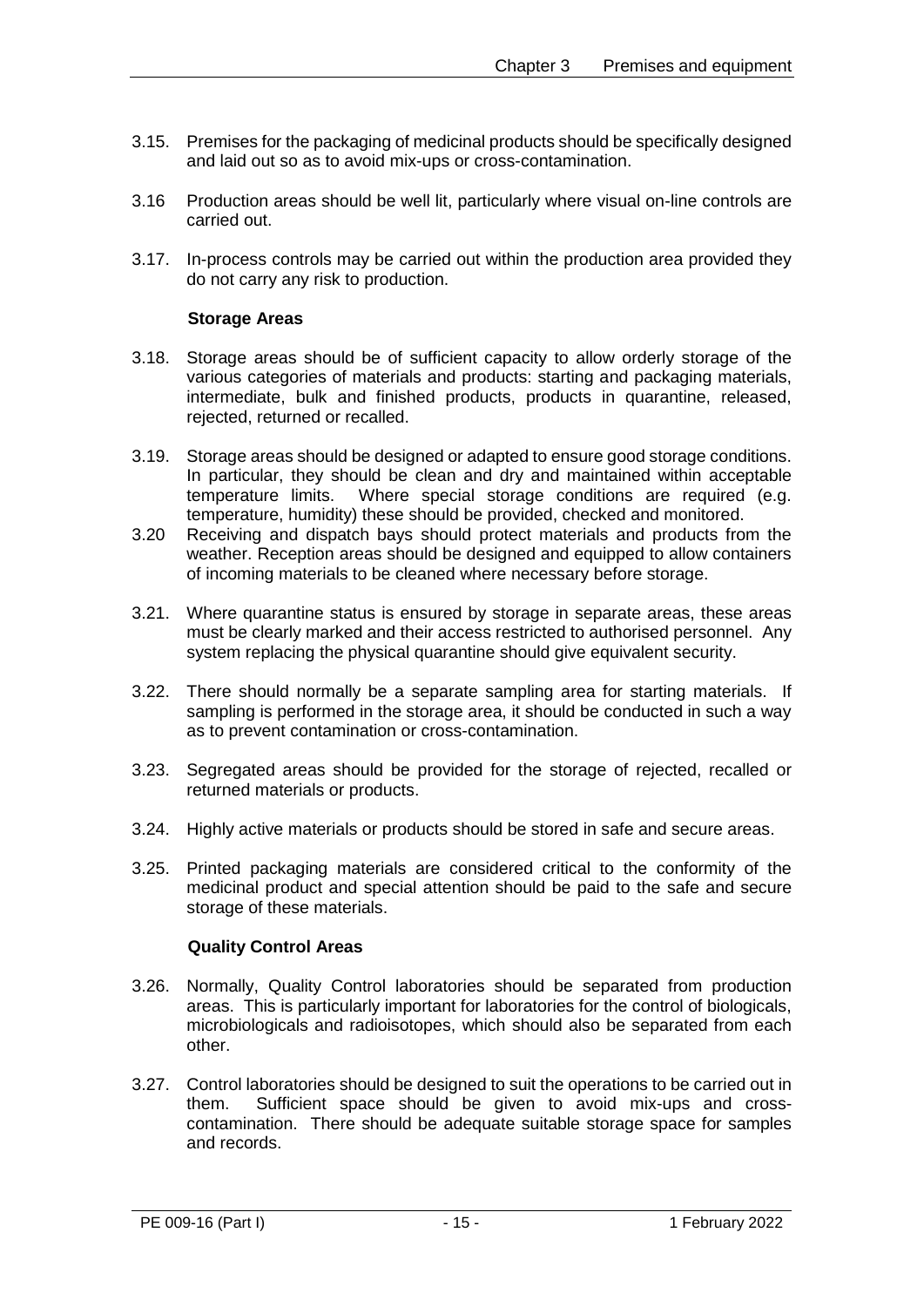3.15. Premises for the packaging of medicinal products should be specifically designed and laid out so as to avoid mix-ups or cross-contamination.

3.16 Production areas should be well lit, particularly where visual on-line controls are carried out.

3.17. In-process controls may be carried out within the production area provided they do not carry any risk to production.

### Storage Areas

3.18. Storage areas should be of sufficient capacity to allow orderly storage of the various categories of materials and products: starting and packaging materials, intermediate, bulk and finished products, products in quarantine, released, rejected, returned or recalled.

3.19. Storage areas should be designed or adapted to ensure good storage conditions. In particular, they should be clean and dry and maintained within acceptable temperature limits. Where special storage conditions are required (e.g. temperature, humidity) these should be provided, checked and monitored.

3.20 Receiving and dispatch bays should protect materials and products from the weather. Reception areas should be designed and equipped to allow containers of incoming materials to be cleaned where necessary before storage.

3.21. Where quarantine status is ensured by storage in separate areas, these areas must be clearly marked and their access restricted to authorised personnel. Any system replacing the physical quarantine should give equivalent security.

3.22. There should normally be a separate sampling area for starting materials. If sampling is performed in the storage area, it should be conducted in such a way as to prevent contamination or cross-contamination.

3.23. Segregated areas should be provided for the storage of rejected, recalled or returned materials or products.

3.24. Highly active materials or products should be stored in safe and secure areas.

3.25. Printed packaging materials are considered critical to the conformity of the medicinal product and special attention should be paid to the safe and secure storage of these materials.

### Quality Control Areas

3.26. Normally, Quality Control laboratories should be separated from production areas. This is particularly important for laboratories for the control of biologicals, microbiologicals and radioisotopes, which should also be separated from each other.

3.27. Control laboratories should be designed to suit the operations to be carried out in them. Sufficient space should be given to avoid mix-ups and cross-contamination. There should be adequate suitable storage space for samples and records.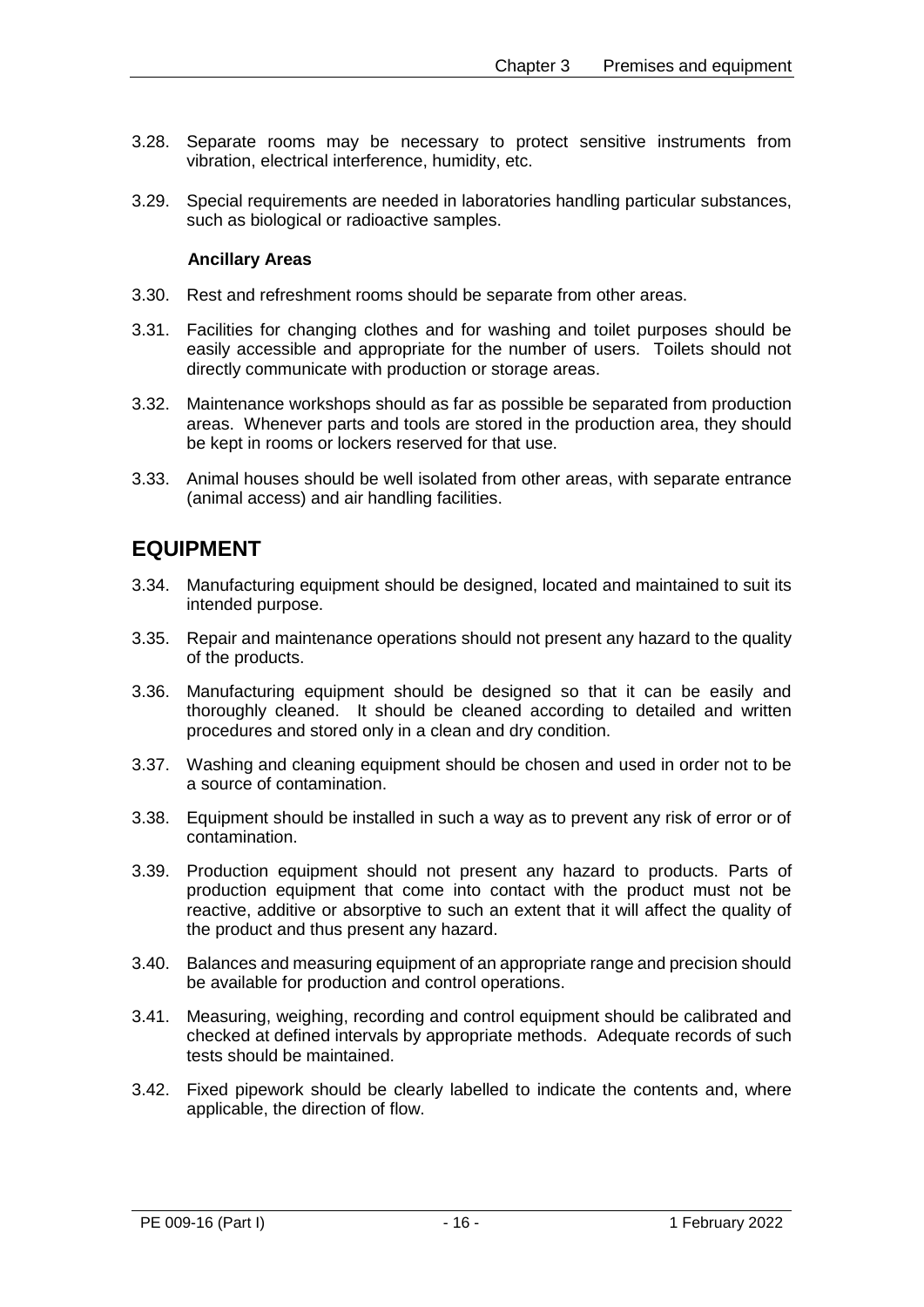3.28. Separate rooms may be necessary to protect sensitive instruments from vibration, electrical interference, humidity, etc.

3.29. Special requirements are needed in laboratories handling particular substances, such as biological or radioactive samples.

### Ancillary Areas

3.30. Rest and refreshment rooms should be separate from other areas.

3.31. Facilities for changing clothes and for washing and toilet purposes should be easily accessible and appropriate for the number of users. Toilets should not directly communicate with production or storage areas.

3.32. Maintenance workshops should as far as possible be separated from production areas. Whenever parts and tools are stored in the production area, they should be kept in rooms or lockers reserved for that use.

3.33. Animal houses should be well isolated from other areas, with separate entrance (animal access) and air handling facilities.

## EQUIPMENT

3.34. Manufacturing equipment should be designed, located and maintained to suit its intended purpose.

3.35. Repair and maintenance operations should not present any hazard to the quality of the products.

3.36. Manufacturing equipment should be designed so that it can be easily and thoroughly cleaned. It should be cleaned according to detailed and written procedures and stored only in a clean and dry condition.

3.37. Washing and cleaning equipment should be chosen and used in order not to be a source of contamination.

3.38. Equipment should be installed in such a way as to prevent any risk of error or of contamination.

3.39. Production equipment should not present any hazard to products. Parts of production equipment that come into contact with the product must not be reactive, additive or absorptive to such an extent that it will affect the quality of the product and thus present any hazard.

3.40. Balances and measuring equipment of an appropriate range and precision should be available for production and control operations.

3.41. Measuring, weighing, recording and control equipment should be calibrated and checked at defined intervals by appropriate methods. Adequate records of such tests should be maintained.

3.42. Fixed pipework should be clearly labelled to indicate the contents and, where applicable, the direction of flow.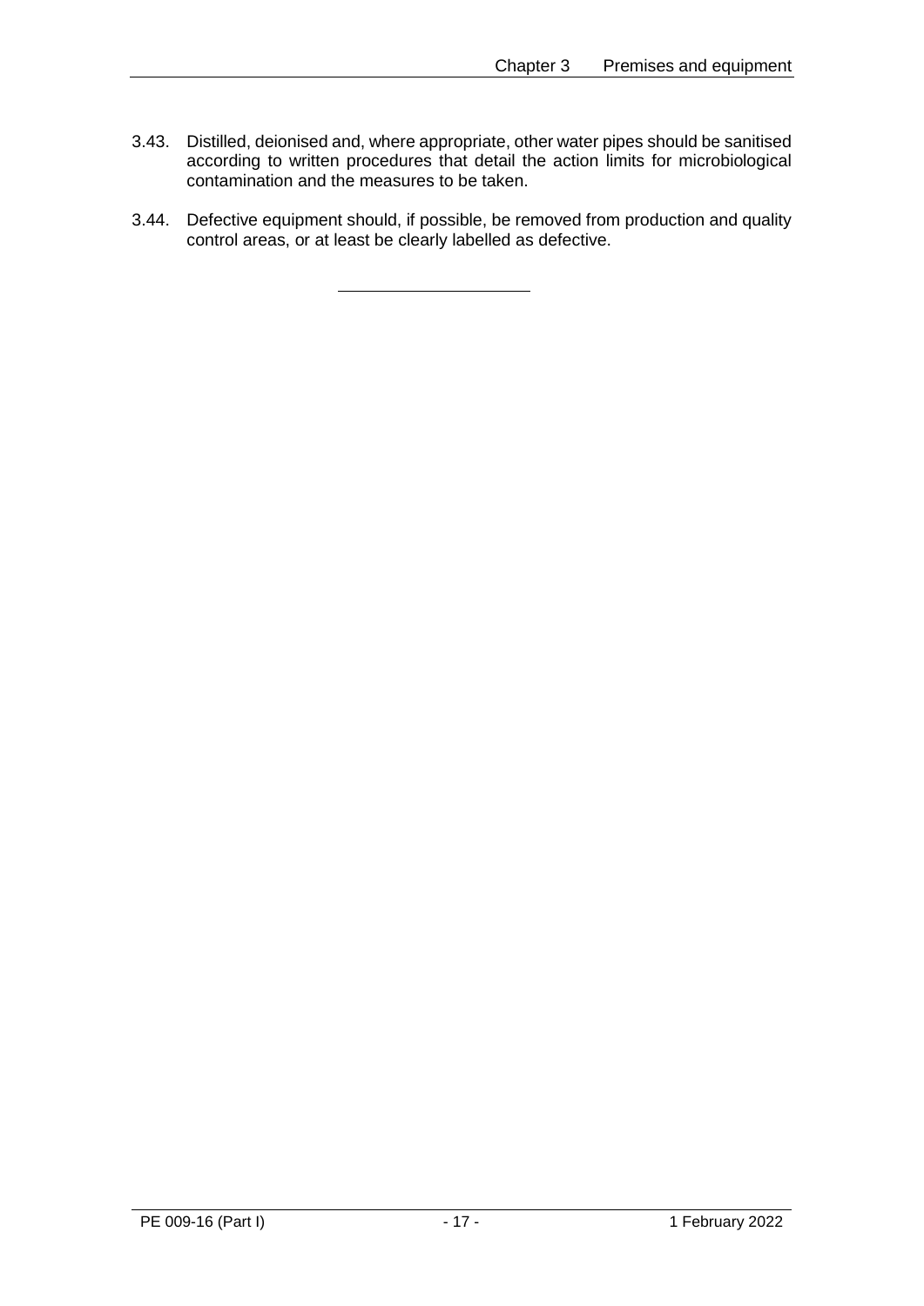3.43. Distilled, deionised and, where appropriate, other water pipes should be sanitised according to written procedures that detail the action limits for microbiological contamination and the measures to be taken.

3.44. Defective equipment should, if possible, be removed from production and quality control areas, or at least be clearly labelled as defective.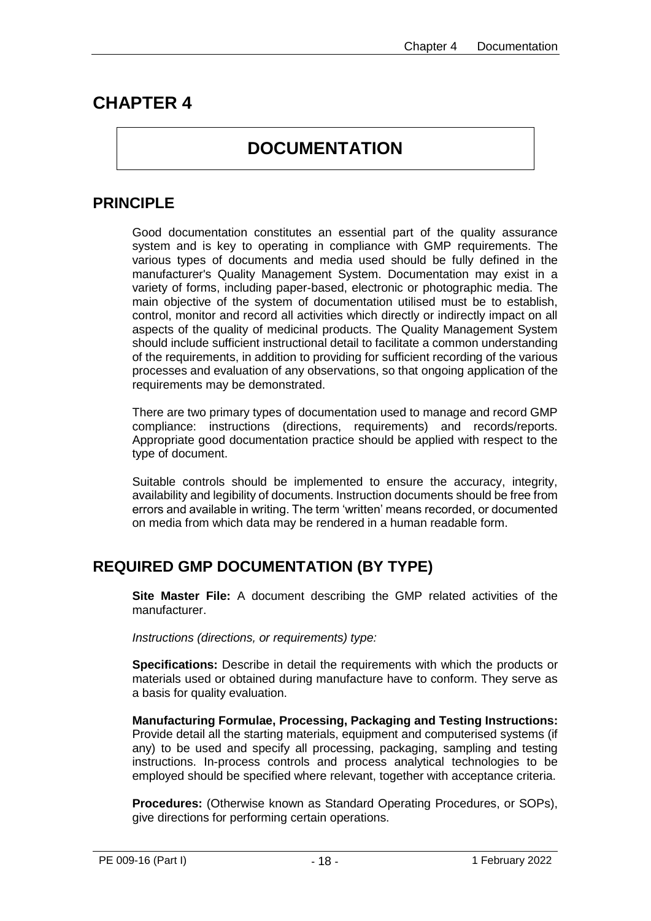# CHAPTER 4

## DOCUMENTATION

## PRINCIPLE

Good documentation constitutes an essential part of the quality assurance system and is key to operating in compliance with GMP requirements. The various types of documents and media used should be fully defined in the manufacturer's Quality Management System. Documentation may exist in a variety of forms, including paper-based, electronic or photographic media. The main objective of the system of documentation utilised must be to establish, control, monitor and record all activities which directly or indirectly impact on all aspects of the quality of medicinal products. The Quality Management System should include sufficient instructional detail to facilitate a common understanding of the requirements, in addition to providing for sufficient recording of the various processes and evaluation of any observations, so that ongoing application of the requirements may be demonstrated.

There are two primary types of documentation used to manage and record GMP compliance: instructions (directions, requirements) and records/reports. Appropriate good documentation practice should be applied with respect to the type of document.

Suitable controls should be implemented to ensure the accuracy, integrity, availability and legibility of documents. Instruction documents should be free from errors and available in writing. The term 'written' means recorded, or documented on media from which data may be rendered in a human readable form.

## REQUIRED GMP DOCUMENTATION (BY TYPE)

**Site Master File:** A document describing the GMP related activities of the manufacturer.

*Instructions (directions, or requirements) type:*

**Specifications:** Describe in detail the requirements with which the products or materials used or obtained during manufacture have to conform. They serve as a basis for quality evaluation.

**Manufacturing Formulae, Processing, Packaging and Testing Instructions:** Provide detail all the starting materials, equipment and computerised systems (if any) to be used and specify all processing, packaging, sampling and testing instructions. In-process controls and process analytical technologies to be employed should be specified where relevant, together with acceptance criteria.

**Procedures:** (Otherwise known as Standard Operating Procedures, or SOPs), give directions for performing certain operations.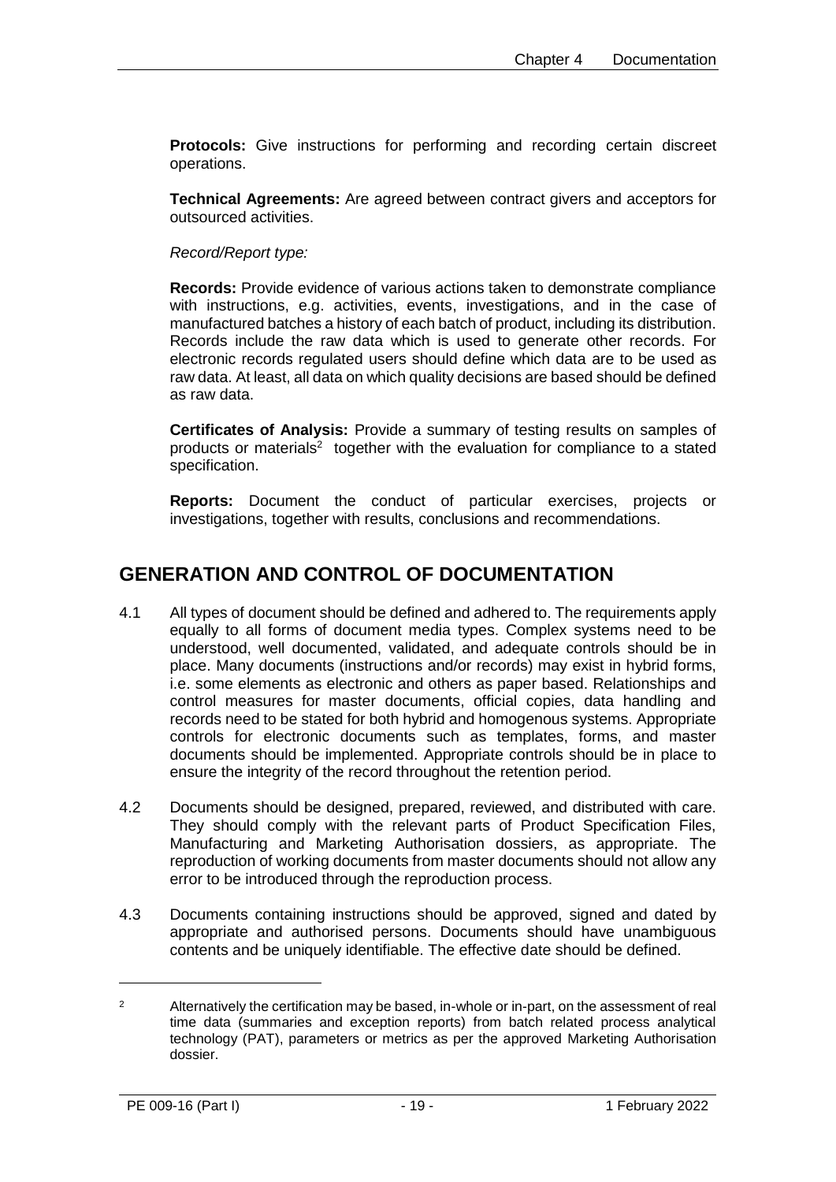**Protocols:** Give instructions for performing and recording certain discreet operations.

**Technical Agreements:** Are agreed between contract givers and acceptors for outsourced activities.

*Record/Report type:*

**Records:** Provide evidence of various actions taken to demonstrate compliance with instructions, e.g. activities, events, investigations, and in the case of manufactured batches a history of each batch of product, including its distribution. Records include the raw data which is used to generate other records. For electronic records regulated users should define which data are to be used as raw data. At least, all data on which quality decisions are based should be defined as raw data.

**Certificates of Analysis:** Provide a summary of testing results on samples of products or materials[2] together with the evaluation for compliance to a stated specification.

**Reports:** Document the conduct of particular exercises, projects or investigations, together with results, conclusions and recommendations.

## GENERATION AND CONTROL OF DOCUMENTATION

4.1 All types of document should be defined and adhered to. The requirements apply equally to all forms of document media types. Complex systems need to be understood, well documented, validated, and adequate controls should be in place. Many documents (instructions and/or records) may exist in hybrid forms, i.e. some elements as electronic and others as paper based. Relationships and control measures for master documents, official copies, data handling and records need to be stated for both hybrid and homogenous systems. Appropriate controls for electronic documents such as templates, forms, and master documents should be implemented. Appropriate controls should be in place to ensure the integrity of the record throughout the retention period.

4.2 Documents should be designed, prepared, reviewed, and distributed with care. They should comply with the relevant parts of Product Specification Files, Manufacturing and Marketing Authorisation dossiers, as appropriate. The reproduction of working documents from master documents should not allow any error to be introduced through the reproduction process.

4.3 Documents containing instructions should be approved, signed and dated by appropriate and authorised persons. Documents should have unambiguous contents and be uniquely identifiable. The effective date should be defined.

---

[2] Alternatively the certification may be based, in-whole or in-part, on the assessment of real time data (summaries and exception reports) from batch related process analytical technology (PAT), parameters or metrics as per the approved Marketing Authorisation dossier.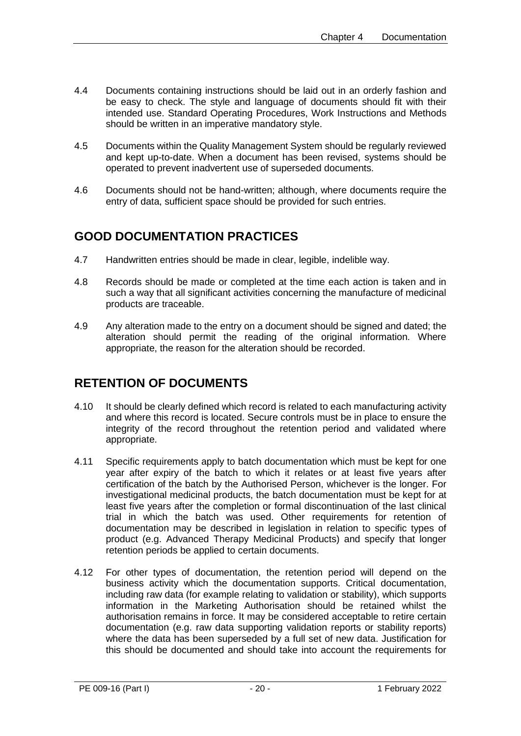4.4 Documents containing instructions should be laid out in an orderly fashion and be easy to check. The style and language of documents should fit with their intended use. Standard Operating Procedures, Work Instructions and Methods should be written in an imperative mandatory style.

4.5 Documents within the Quality Management System should be regularly reviewed and kept up-to-date. When a document has been revised, systems should be operated to prevent inadvertent use of superseded documents.

4.6 Documents should not be hand-written; although, where documents require the entry of data, sufficient space should be provided for such entries.

## GOOD DOCUMENTATION PRACTICES

4.7 Handwritten entries should be made in clear, legible, indelible way.

4.8 Records should be made or completed at the time each action is taken and in such a way that all significant activities concerning the manufacture of medicinal products are traceable.

4.9 Any alteration made to the entry on a document should be signed and dated; the alteration should permit the reading of the original information. Where appropriate, the reason for the alteration should be recorded.

## RETENTION OF DOCUMENTS

4.10 It should be clearly defined which record is related to each manufacturing activity and where this record is located. Secure controls must be in place to ensure the integrity of the record throughout the retention period and validated where appropriate.

4.11 Specific requirements apply to batch documentation which must be kept for one year after expiry of the batch to which it relates or at least five years after certification of the batch by the Authorised Person, whichever is the longer. For investigational medicinal products, the batch documentation must be kept for at least five years after the completion or formal discontinuation of the last clinical trial in which the batch was used. Other requirements for retention of documentation may be described in legislation in relation to specific types of product (e.g. Advanced Therapy Medicinal Products) and specify that longer retention periods be applied to certain documents.

4.12 For other types of documentation, the retention period will depend on the business activity which the documentation supports. Critical documentation, including raw data (for example relating to validation or stability), which supports information in the Marketing Authorisation should be retained whilst the authorisation remains in force. It may be considered acceptable to retire certain documentation (e.g. raw data supporting validation reports or stability reports) where the data has been superseded by a full set of new data. Justification for this should be documented and should take into account the requirements for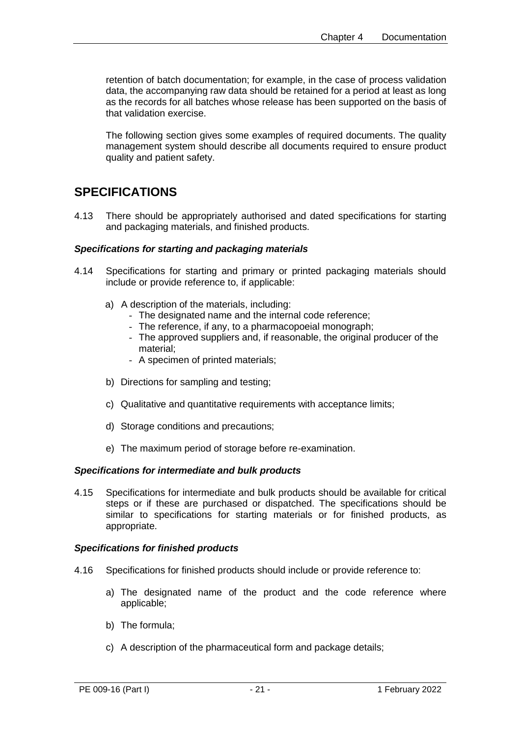retention of batch documentation; for example, in the case of process validation data, the accompanying raw data should be retained for a period at least as long as the records for all batches whose release has been supported on the basis of that validation exercise.

The following section gives some examples of required documents. The quality management system should describe all documents required to ensure product quality and patient safety.

## SPECIFICATIONS

4.13 There should be appropriately authorised and dated specifications for starting and packaging materials, and finished products.

### *Specifications for starting and packaging materials*

4.14 Specifications for starting and primary or printed packaging materials should include or provide reference to, if applicable:

a) A description of the materials, including:
   - The designated name and the internal code reference;
   - The reference, if any, to a pharmacopoeial monograph;
   - The approved suppliers and, if reasonable, the original producer of the material;
   - A specimen of printed materials;

b) Directions for sampling and testing;

c) Qualitative and quantitative requirements with acceptance limits;

d) Storage conditions and precautions;

e) The maximum period of storage before re-examination.

### *Specifications for intermediate and bulk products*

4.15 Specifications for intermediate and bulk products should be available for critical steps or if these are purchased or dispatched. The specifications should be similar to specifications for starting materials or for finished products, as appropriate.

### *Specifications for finished products*

4.16 Specifications for finished products should include or provide reference to:

a) The designated name of the product and the code reference where applicable;

b) The formula;

c) A description of the pharmaceutical form and package details;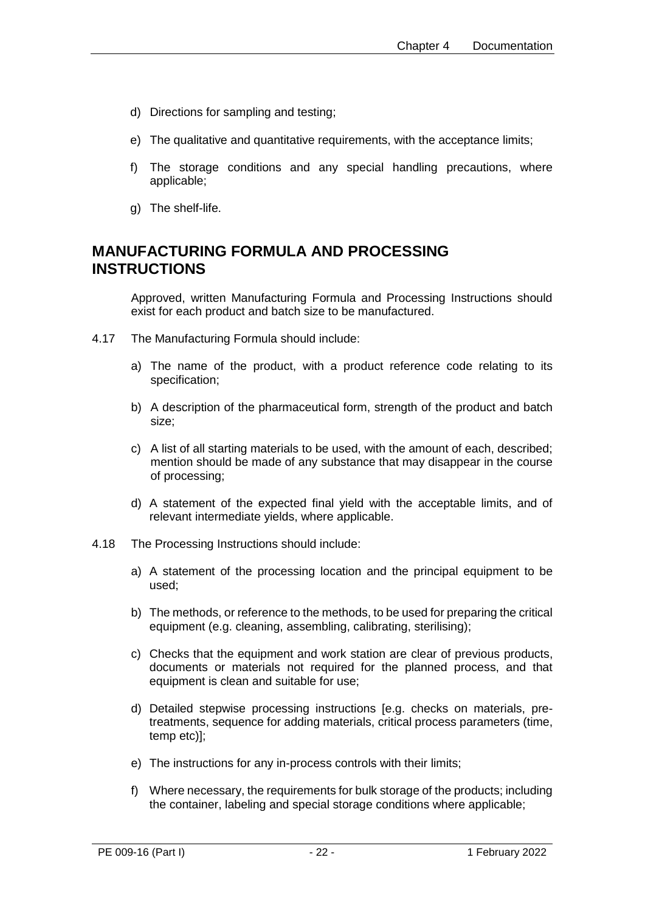d) Directions for sampling and testing;

e) The qualitative and quantitative requirements, with the acceptance limits;

f) The storage conditions and any special handling precautions, where applicable;

g) The shelf-life.

## MANUFACTURING FORMULA AND PROCESSING INSTRUCTIONS

Approved, written Manufacturing Formula and Processing Instructions should exist for each product and batch size to be manufactured.

4.17 The Manufacturing Formula should include:

a) The name of the product, with a product reference code relating to its specification;

b) A description of the pharmaceutical form, strength of the product and batch size;

c) A list of all starting materials to be used, with the amount of each, described; mention should be made of any substance that may disappear in the course of processing;

d) A statement of the expected final yield with the acceptable limits, and of relevant intermediate yields, where applicable.

4.18 The Processing Instructions should include:

a) A statement of the processing location and the principal equipment to be used;

b) The methods, or reference to the methods, to be used for preparing the critical equipment (e.g. cleaning, assembling, calibrating, sterilising);

c) Checks that the equipment and work station are clear of previous products, documents or materials not required for the planned process, and that equipment is clean and suitable for use;

d) Detailed stepwise processing instructions [e.g. checks on materials, pre-treatments, sequence for adding materials, critical process parameters (time, temp etc)];

e) The instructions for any in-process controls with their limits;

f) Where necessary, the requirements for bulk storage of the products; including the container, labeling and special storage conditions where applicable;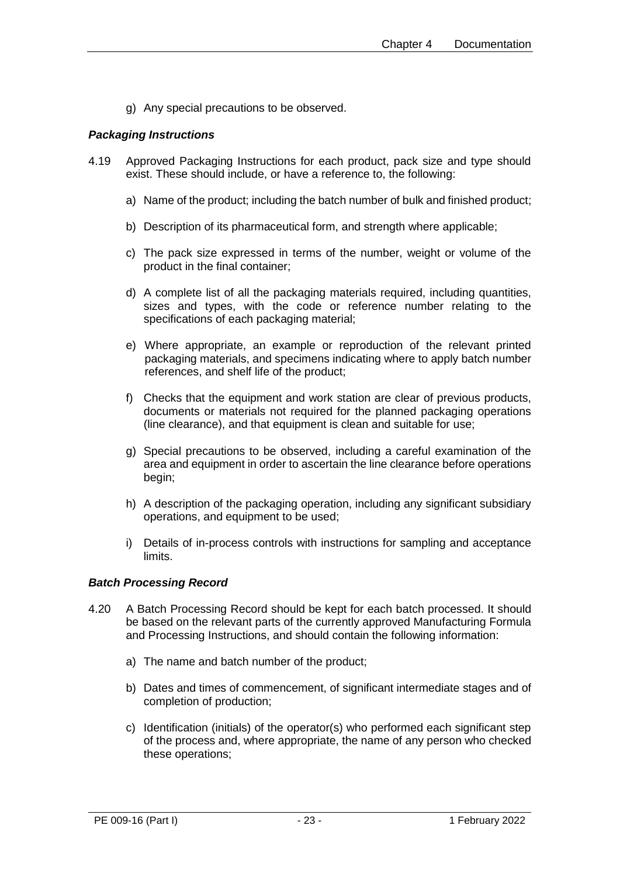g) Any special precautions to be observed.

### *Packaging Instructions*

4.19 Approved Packaging Instructions for each product, pack size and type should exist. These should include, or have a reference to, the following:

a) Name of the product; including the batch number of bulk and finished product;

b) Description of its pharmaceutical form, and strength where applicable;

c) The pack size expressed in terms of the number, weight or volume of the product in the final container;

d) A complete list of all the packaging materials required, including quantities, sizes and types, with the code or reference number relating to the specifications of each packaging material;

e) Where appropriate, an example or reproduction of the relevant printed packaging materials, and specimens indicating where to apply batch number references, and shelf life of the product;

f) Checks that the equipment and work station are clear of previous products, documents or materials not required for the planned packaging operations (line clearance), and that equipment is clean and suitable for use;

g) Special precautions to be observed, including a careful examination of the area and equipment in order to ascertain the line clearance before operations begin;

h) A description of the packaging operation, including any significant subsidiary operations, and equipment to be used;

i) Details of in-process controls with instructions for sampling and acceptance limits.

### *Batch Processing Record*

4.20 A Batch Processing Record should be kept for each batch processed. It should be based on the relevant parts of the currently approved Manufacturing Formula and Processing Instructions, and should contain the following information:

a) The name and batch number of the product;

b) Dates and times of commencement, of significant intermediate stages and of completion of production;

c) Identification (initials) of the operator(s) who performed each significant step of the process and, where appropriate, the name of any person who checked these operations;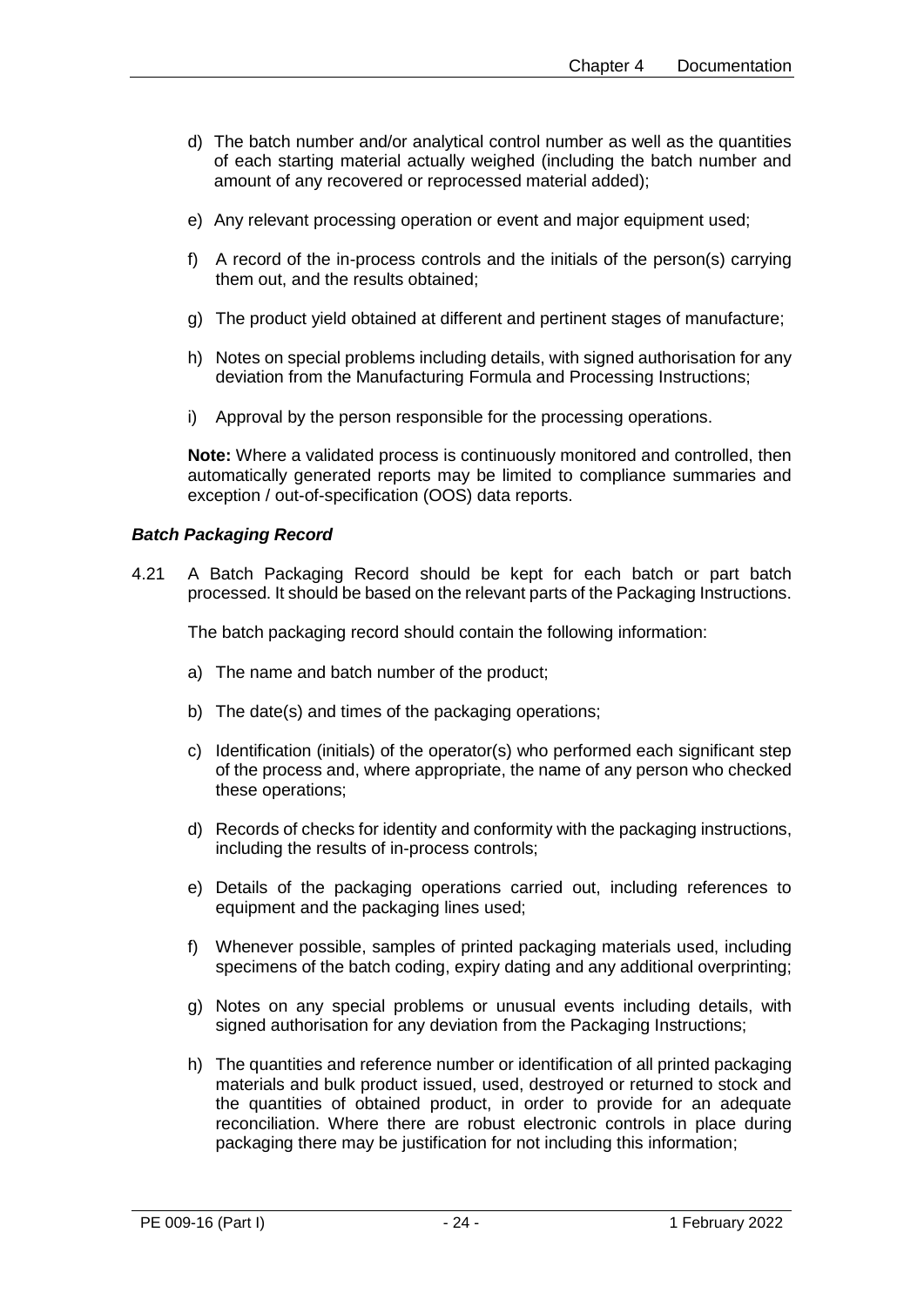d) The batch number and/or analytical control number as well as the quantities of each starting material actually weighed (including the batch number and amount of any recovered or reprocessed material added);

e) Any relevant processing operation or event and major equipment used;

f) A record of the in-process controls and the initials of the person(s) carrying them out, and the results obtained;

g) The product yield obtained at different and pertinent stages of manufacture;

h) Notes on special problems including details, with signed authorisation for any deviation from the Manufacturing Formula and Processing Instructions;

i) Approval by the person responsible for the processing operations.

**Note:** Where a validated process is continuously monitored and controlled, then automatically generated reports may be limited to compliance summaries and exception / out-of-specification (OOS) data reports.

### *Batch Packaging Record*

4.21 A Batch Packaging Record should be kept for each batch or part batch processed. It should be based on the relevant parts of the Packaging Instructions.

The batch packaging record should contain the following information:

a) The name and batch number of the product;

b) The date(s) and times of the packaging operations;

c) Identification (initials) of the operator(s) who performed each significant step of the process and, where appropriate, the name of any person who checked these operations;

d) Records of checks for identity and conformity with the packaging instructions, including the results of in-process controls;

e) Details of the packaging operations carried out, including references to equipment and the packaging lines used;

f) Whenever possible, samples of printed packaging materials used, including specimens of the batch coding, expiry dating and any additional overprinting;

g) Notes on any special problems or unusual events including details, with signed authorisation for any deviation from the Packaging Instructions;

h) The quantities and reference number or identification of all printed packaging materials and bulk product issued, used, destroyed or returned to stock and the quantities of obtained product, in order to provide for an adequate reconciliation. Where there are robust electronic controls in place during packaging there may be justification for not including this information;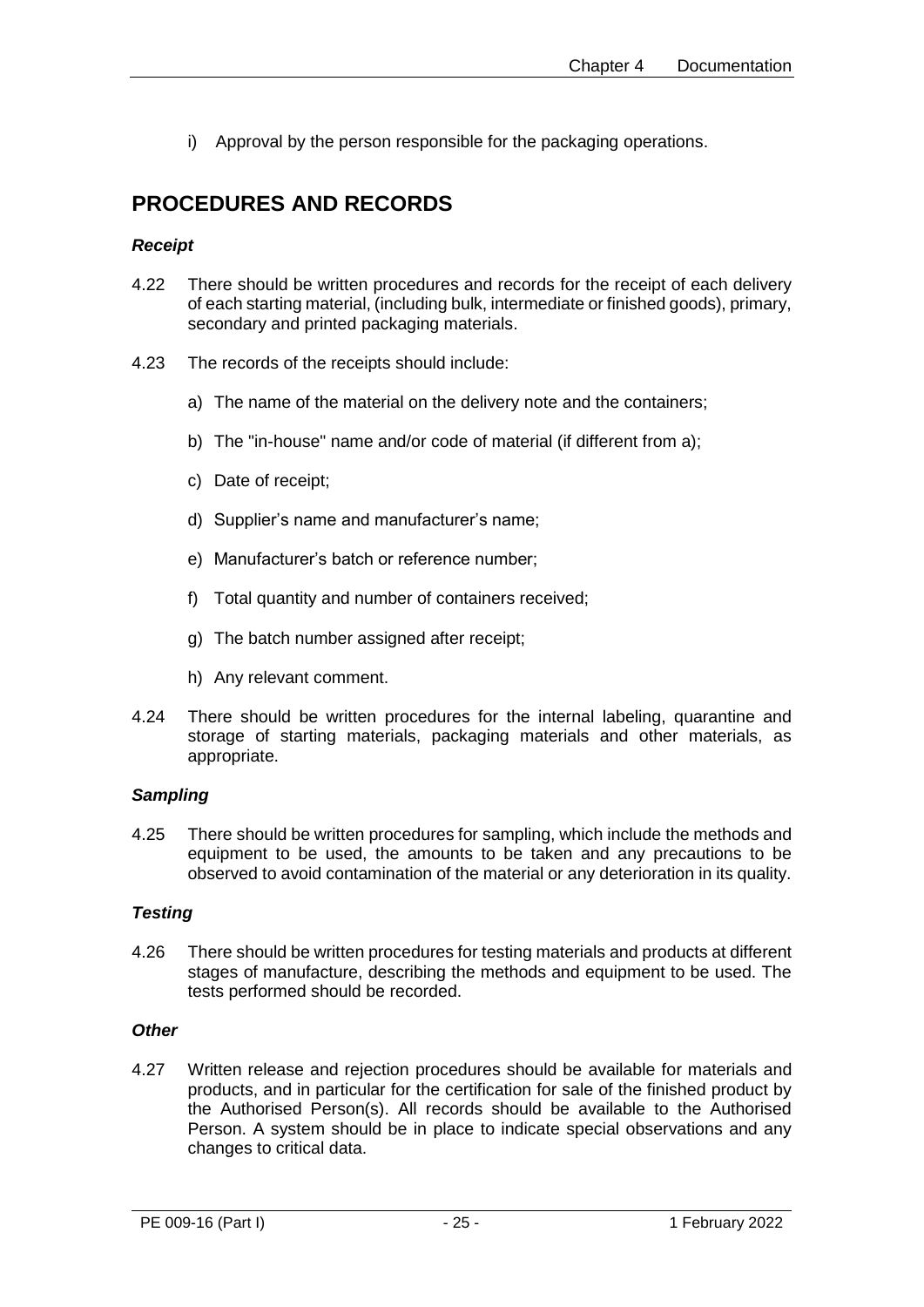i) Approval by the person responsible for the packaging operations.

## PROCEDURES AND RECORDS

### *Receipt*

4.22 There should be written procedures and records for the receipt of each delivery of each starting material, (including bulk, intermediate or finished goods), primary, secondary and printed packaging materials.

4.23 The records of the receipts should include:

a) The name of the material on the delivery note and the containers;

b) The "in-house" name and/or code of material (if different from a);

c) Date of receipt;

d) Supplier's name and manufacturer's name;

e) Manufacturer's batch or reference number;

f) Total quantity and number of containers received;

g) The batch number assigned after receipt;

h) Any relevant comment.

4.24 There should be written procedures for the internal labeling, quarantine and storage of starting materials, packaging materials and other materials, as appropriate.

### *Sampling*

4.25 There should be written procedures for sampling, which include the methods and equipment to be used, the amounts to be taken and any precautions to be observed to avoid contamination of the material or any deterioration in its quality.

### *Testing*

4.26 There should be written procedures for testing materials and products at different stages of manufacture, describing the methods and equipment to be used. The tests performed should be recorded.

### *Other*

4.27 Written release and rejection procedures should be available for materials and products, and in particular for the certification for sale of the finished product by the Authorised Person(s). All records should be available to the Authorised Person. A system should be in place to indicate special observations and any changes to critical data.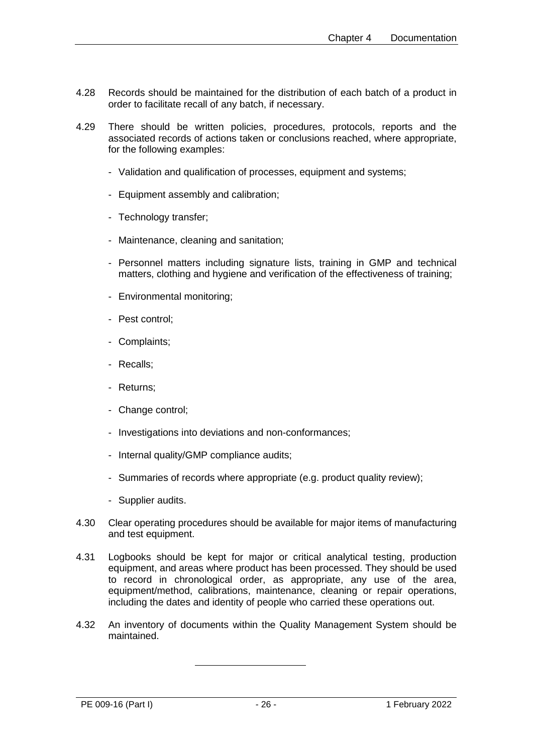4.28 Records should be maintained for the distribution of each batch of a product in order to facilitate recall of any batch, if necessary.

4.29 There should be written policies, procedures, protocols, reports and the associated records of actions taken or conclusions reached, where appropriate, for the following examples:

- Validation and qualification of processes, equipment and systems;
- Equipment assembly and calibration;
- Technology transfer;
- Maintenance, cleaning and sanitation;
- Personnel matters including signature lists, training in GMP and technical matters, clothing and hygiene and verification of the effectiveness of training;
- Environmental monitoring;
- Pest control;
- Complaints;
- Recalls;
- Returns;
- Change control;
- Investigations into deviations and non-conformances;
- Internal quality/GMP compliance audits;
- Summaries of records where appropriate (e.g. product quality review);
- Supplier audits.

4.30 Clear operating procedures should be available for major items of manufacturing and test equipment.

4.31 Logbooks should be kept for major or critical analytical testing, production equipment, and areas where product has been processed. They should be used to record in chronological order, as appropriate, any use of the area, equipment/method, calibrations, maintenance, cleaning or repair operations, including the dates and identity of people who carried these operations out.

4.32 An inventory of documents within the Quality Management System should be maintained.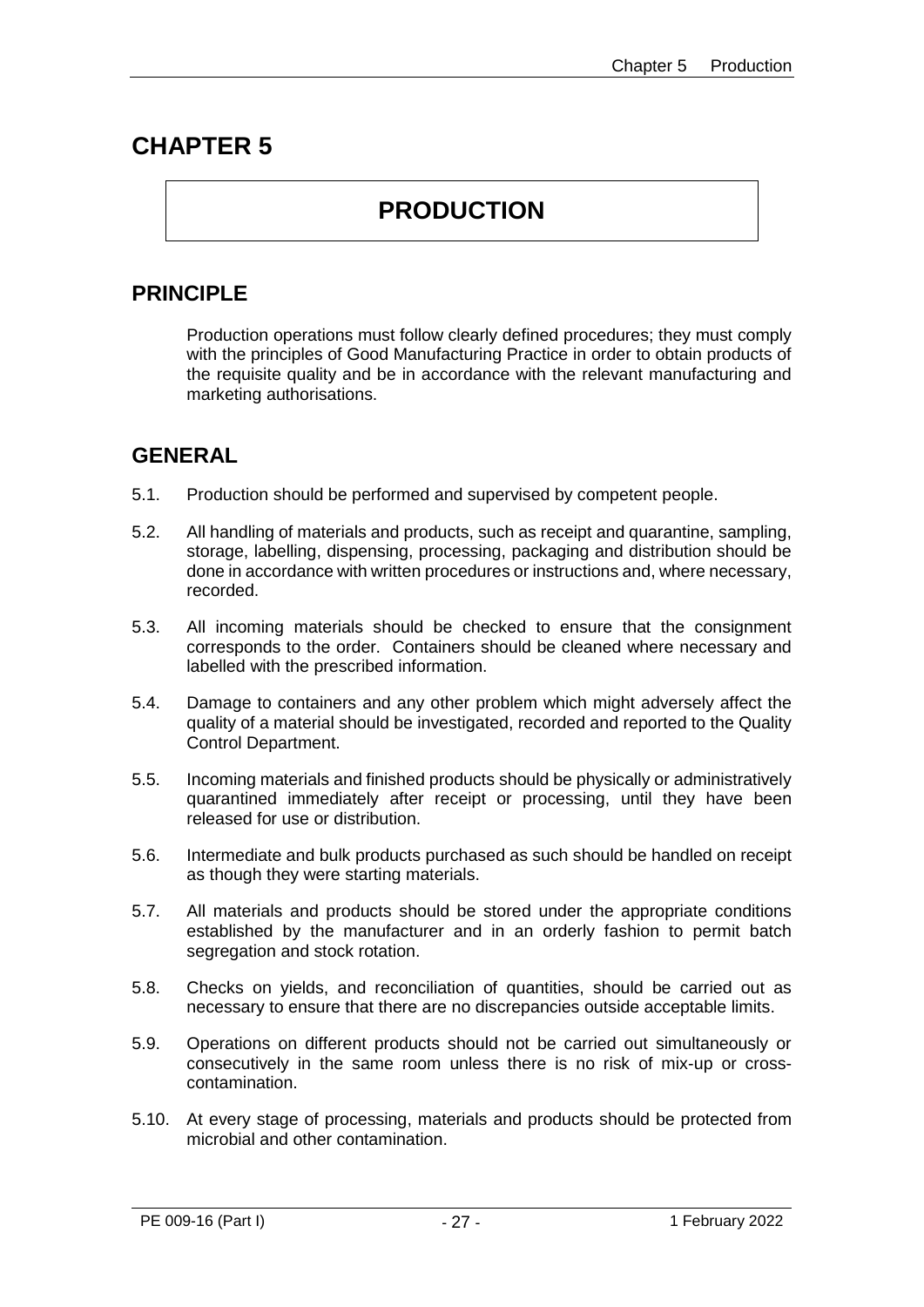# CHAPTER 5

## PRODUCTION

## PRINCIPLE

Production operations must follow clearly defined procedures; they must comply with the principles of Good Manufacturing Practice in order to obtain products of the requisite quality and be in accordance with the relevant manufacturing and marketing authorisations.

## GENERAL

5.1. Production should be performed and supervised by competent people.

5.2. All handling of materials and products, such as receipt and quarantine, sampling, storage, labelling, dispensing, processing, packaging and distribution should be done in accordance with written procedures or instructions and, where necessary, recorded.

5.3. All incoming materials should be checked to ensure that the consignment corresponds to the order. Containers should be cleaned where necessary and labelled with the prescribed information.

5.4. Damage to containers and any other problem which might adversely affect the quality of a material should be investigated, recorded and reported to the Quality Control Department.

5.5. Incoming materials and finished products should be physically or administratively quarantined immediately after receipt or processing, until they have been released for use or distribution.

5.6. Intermediate and bulk products purchased as such should be handled on receipt as though they were starting materials.

5.7. All materials and products should be stored under the appropriate conditions established by the manufacturer and in an orderly fashion to permit batch segregation and stock rotation.

5.8. Checks on yields, and reconciliation of quantities, should be carried out as necessary to ensure that there are no discrepancies outside acceptable limits.

5.9. Operations on different products should not be carried out simultaneously or consecutively in the same room unless there is no risk of mix-up or cross-contamination.

5.10. At every stage of processing, materials and products should be protected from microbial and other contamination.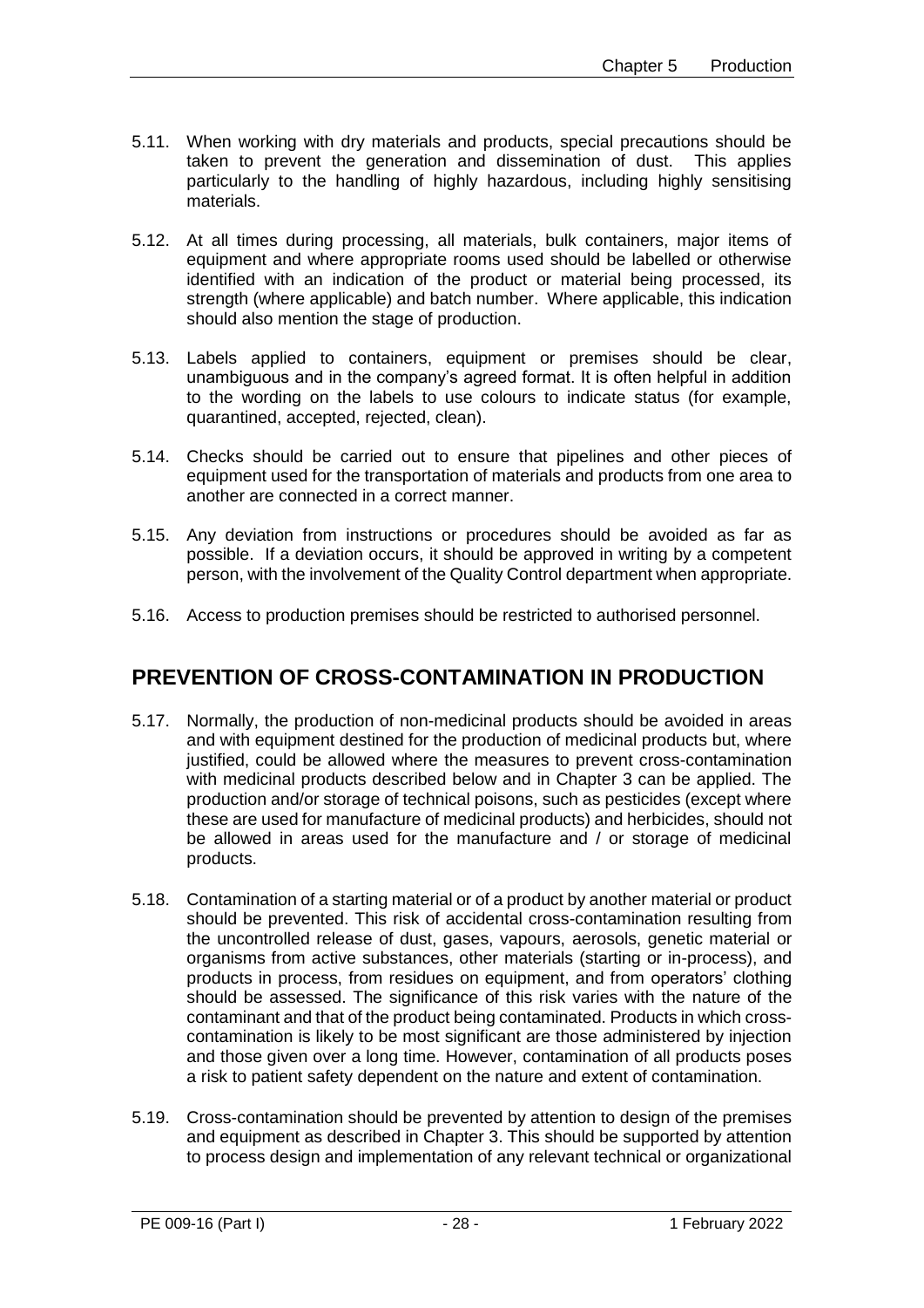5.11. When working with dry materials and products, special precautions should be taken to prevent the generation and dissemination of dust. This applies particularly to the handling of highly hazardous, including highly sensitising materials.

5.12. At all times during processing, all materials, bulk containers, major items of equipment and where appropriate rooms used should be labelled or otherwise identified with an indication of the product or material being processed, its strength (where applicable) and batch number. Where applicable, this indication should also mention the stage of production.

5.13. Labels applied to containers, equipment or premises should be clear, unambiguous and in the company's agreed format. It is often helpful in addition to the wording on the labels to use colours to indicate status (for example, quarantined, accepted, rejected, clean).

5.14. Checks should be carried out to ensure that pipelines and other pieces of equipment used for the transportation of materials and products from one area to another are connected in a correct manner.

5.15. Any deviation from instructions or procedures should be avoided as far as possible. If a deviation occurs, it should be approved in writing by a competent person, with the involvement of the Quality Control department when appropriate.

5.16. Access to production premises should be restricted to authorised personnel.

## PREVENTION OF CROSS-CONTAMINATION IN PRODUCTION

5.17. Normally, the production of non-medicinal products should be avoided in areas and with equipment destined for the production of medicinal products but, where justified, could be allowed where the measures to prevent cross-contamination with medicinal products described below and in Chapter 3 can be applied. The production and/or storage of technical poisons, such as pesticides (except where these are used for manufacture of medicinal products) and herbicides, should not be allowed in areas used for the manufacture and / or storage of medicinal products.

5.18. Contamination of a starting material or of a product by another material or product should be prevented. This risk of accidental cross-contamination resulting from the uncontrolled release of dust, gases, vapours, aerosols, genetic material or organisms from active substances, other materials (starting or in-process), and products in process, from residues on equipment, and from operators' clothing should be assessed. The significance of this risk varies with the nature of the contaminant and that of the product being contaminated. Products in which cross-contamination is likely to be most significant are those administered by injection and those given over a long time. However, contamination of all products poses a risk to patient safety dependent on the nature and extent of contamination.

5.19. Cross-contamination should be prevented by attention to design of the premises and equipment as described in Chapter 3. This should be supported by attention to process design and implementation of any relevant technical or organizational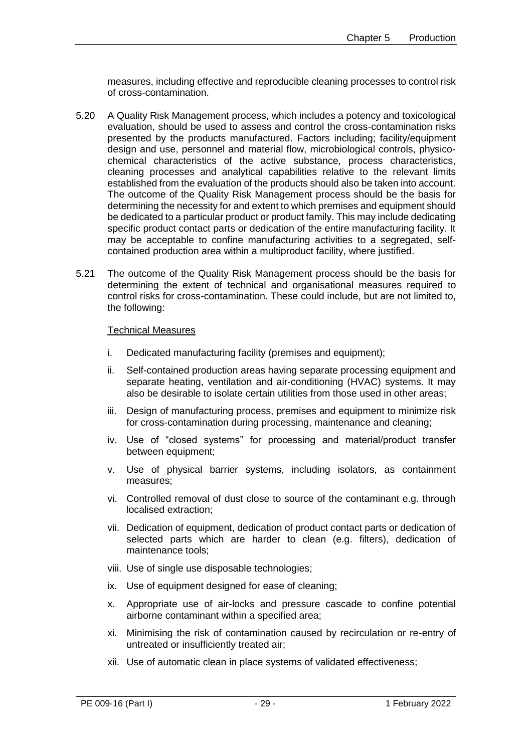measures, including effective and reproducible cleaning processes to control risk of cross-contamination.

5.20 A Quality Risk Management process, which includes a potency and toxicological evaluation, should be used to assess and control the cross-contamination risks presented by the products manufactured. Factors including; facility/equipment design and use, personnel and material flow, microbiological controls, physico-chemical characteristics of the active substance, process characteristics, cleaning processes and analytical capabilities relative to the relevant limits established from the evaluation of the products should also be taken into account. The outcome of the Quality Risk Management process should be the basis for determining the necessity for and extent to which premises and equipment should be dedicated to a particular product or product family. This may include dedicating specific product contact parts or dedication of the entire manufacturing facility. It may be acceptable to confine manufacturing activities to a segregated, self-contained production area within a multiproduct facility, where justified.

5.21 The outcome of the Quality Risk Management process should be the basis for determining the extent of technical and organisational measures required to control risks for cross-contamination. These could include, but are not limited to, the following:

<u>Technical Measures</u>

i. Dedicated manufacturing facility (premises and equipment);

ii. Self-contained production areas having separate processing equipment and separate heating, ventilation and air-conditioning (HVAC) systems. It may also be desirable to isolate certain utilities from those used in other areas;

iii. Design of manufacturing process, premises and equipment to minimize risk for cross-contamination during processing, maintenance and cleaning;

iv. Use of "closed systems" for processing and material/product transfer between equipment;

v. Use of physical barrier systems, including isolators, as containment measures;

vi. Controlled removal of dust close to source of the contaminant e.g. through localised extraction;

vii. Dedication of equipment, dedication of product contact parts or dedication of selected parts which are harder to clean (e.g. filters), dedication of maintenance tools;

viii. Use of single use disposable technologies;

ix. Use of equipment designed for ease of cleaning;

x. Appropriate use of air-locks and pressure cascade to confine potential airborne contaminant within a specified area;

xi. Minimising the risk of contamination caused by recirculation or re-entry of untreated or insufficiently treated air;

xii. Use of automatic clean in place systems of validated effectiveness;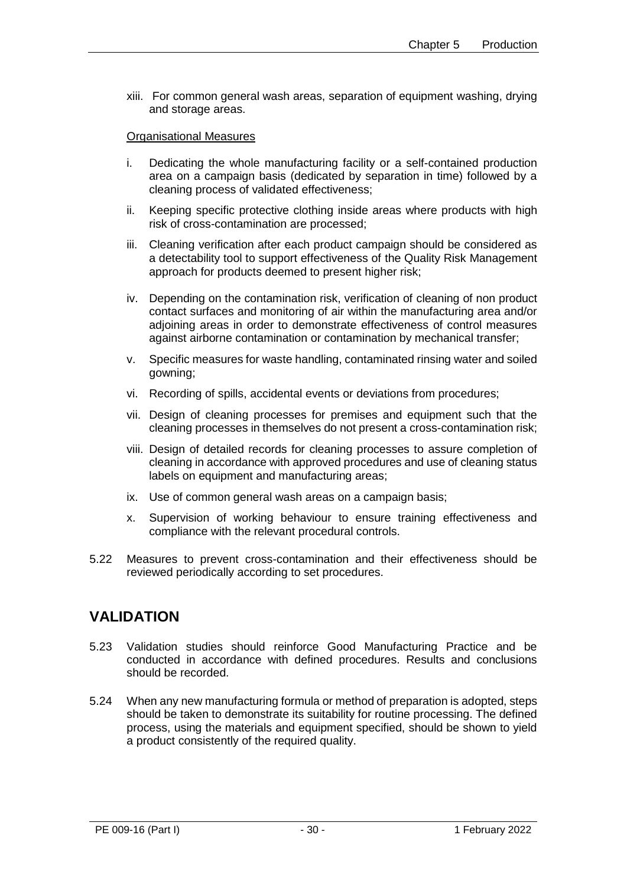xiii. For common general wash areas, separation of equipment washing, drying and storage areas.

Organisational Measures

i. Dedicating the whole manufacturing facility or a self-contained production area on a campaign basis (dedicated by separation in time) followed by a cleaning process of validated effectiveness;

ii. Keeping specific protective clothing inside areas where products with high risk of cross-contamination are processed;

iii. Cleaning verification after each product campaign should be considered as a detectability tool to support effectiveness of the Quality Risk Management approach for products deemed to present higher risk;

iv. Depending on the contamination risk, verification of cleaning of non product contact surfaces and monitoring of air within the manufacturing area and/or adjoining areas in order to demonstrate effectiveness of control measures against airborne contamination or contamination by mechanical transfer;

v. Specific measures for waste handling, contaminated rinsing water and soiled gowning;

vi. Recording of spills, accidental events or deviations from procedures;

vii. Design of cleaning processes for premises and equipment such that the cleaning processes in themselves do not present a cross-contamination risk;

viii. Design of detailed records for cleaning processes to assure completion of cleaning in accordance with approved procedures and use of cleaning status labels on equipment and manufacturing areas;

ix. Use of common general wash areas on a campaign basis;

x. Supervision of working behaviour to ensure training effectiveness and compliance with the relevant procedural controls.

5.22 Measures to prevent cross-contamination and their effectiveness should be reviewed periodically according to set procedures.

## VALIDATION

5.23 Validation studies should reinforce Good Manufacturing Practice and be conducted in accordance with defined procedures. Results and conclusions should be recorded.

5.24 When any new manufacturing formula or method of preparation is adopted, steps should be taken to demonstrate its suitability for routine processing. The defined process, using the materials and equipment specified, should be shown to yield a product consistently of the required quality.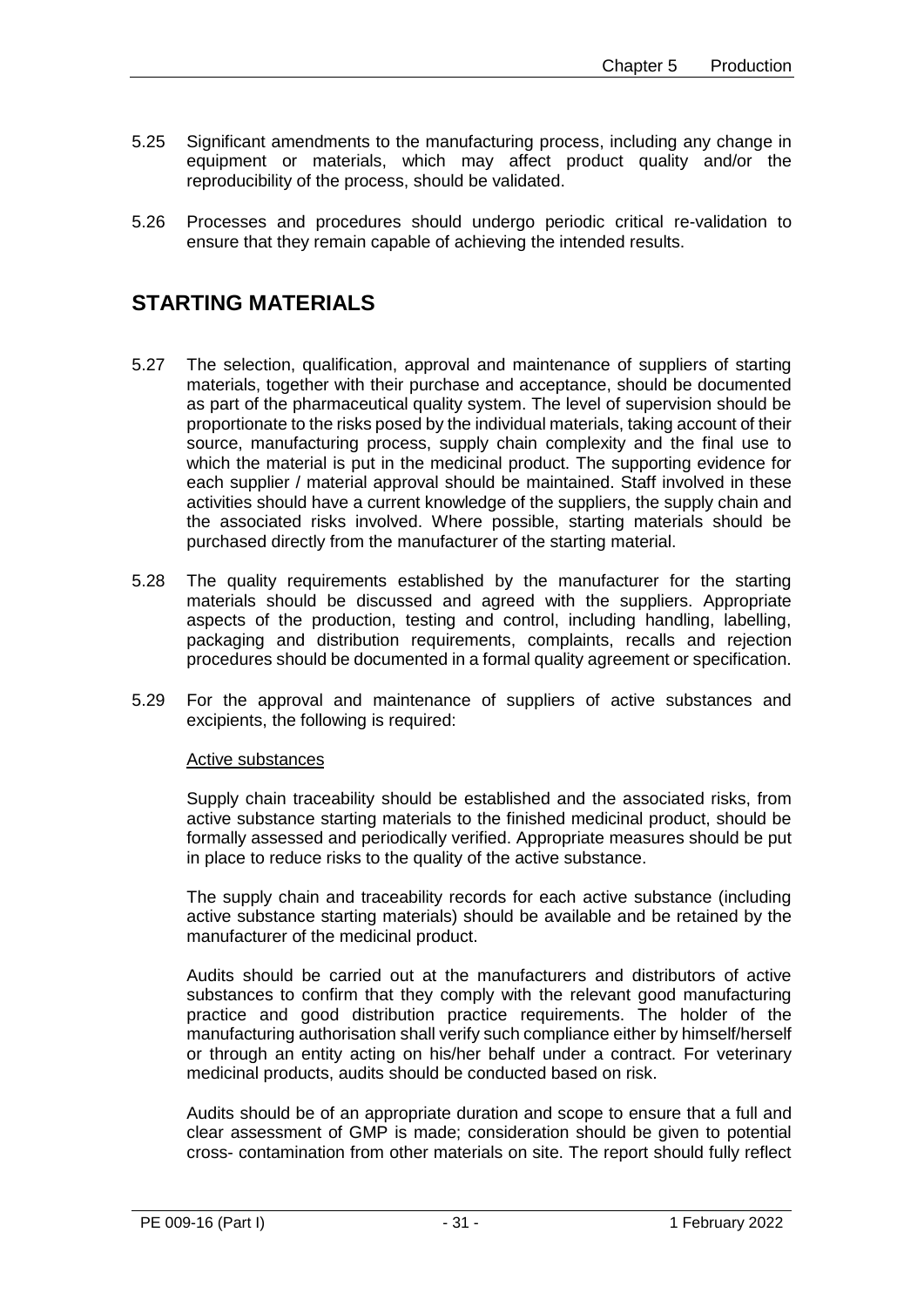5.25 Significant amendments to the manufacturing process, including any change in equipment or materials, which may affect product quality and/or the reproducibility of the process, should be validated.

5.26 Processes and procedures should undergo periodic critical re-validation to ensure that they remain capable of achieving the intended results.

## STARTING MATERIALS

5.27 The selection, qualification, approval and maintenance of suppliers of starting materials, together with their purchase and acceptance, should be documented as part of the pharmaceutical quality system. The level of supervision should be proportionate to the risks posed by the individual materials, taking account of their source, manufacturing process, supply chain complexity and the final use to which the material is put in the medicinal product. The supporting evidence for each supplier / material approval should be maintained. Staff involved in these activities should have a current knowledge of the suppliers, the supply chain and the associated risks involved. Where possible, starting materials should be purchased directly from the manufacturer of the starting material.

5.28 The quality requirements established by the manufacturer for the starting materials should be discussed and agreed with the suppliers. Appropriate aspects of the production, testing and control, including handling, labelling, packaging and distribution requirements, complaints, recalls and rejection procedures should be documented in a formal quality agreement or specification.

5.29 For the approval and maintenance of suppliers of active substances and excipients, the following is required:

Active substances

Supply chain traceability should be established and the associated risks, from active substance starting materials to the finished medicinal product, should be formally assessed and periodically verified. Appropriate measures should be put in place to reduce risks to the quality of the active substance.

The supply chain and traceability records for each active substance (including active substance starting materials) should be available and be retained by the manufacturer of the medicinal product.

Audits should be carried out at the manufacturers and distributors of active substances to confirm that they comply with the relevant good manufacturing practice and good distribution practice requirements. The holder of the manufacturing authorisation shall verify such compliance either by himself/herself or through an entity acting on his/her behalf under a contract. For veterinary medicinal products, audits should be conducted based on risk.

Audits should be of an appropriate duration and scope to ensure that a full and clear assessment of GMP is made; consideration should be given to potential cross- contamination from other materials on site. The report should fully reflect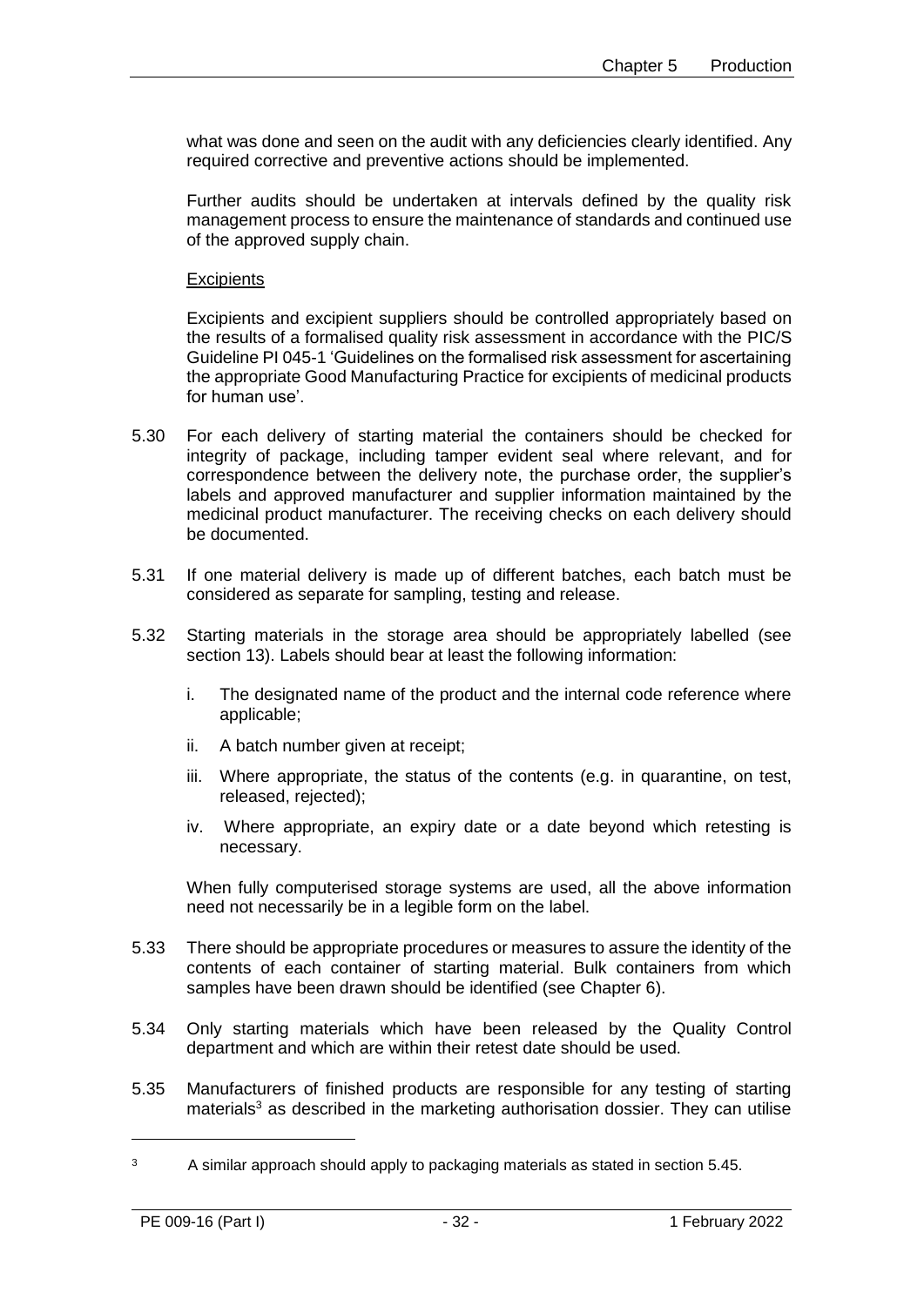what was done and seen on the audit with any deficiencies clearly identified. Any required corrective and preventive actions should be implemented.

Further audits should be undertaken at intervals defined by the quality risk management process to ensure the maintenance of standards and continued use of the approved supply chain.

Excipients

Excipients and excipient suppliers should be controlled appropriately based on the results of a formalised quality risk assessment in accordance with the PIC/S Guideline PI 045-1 'Guidelines on the formalised risk assessment for ascertaining the appropriate Good Manufacturing Practice for excipients of medicinal products for human use'.

5.30 For each delivery of starting material the containers should be checked for integrity of package, including tamper evident seal where relevant, and for correspondence between the delivery note, the purchase order, the supplier's labels and approved manufacturer and supplier information maintained by the medicinal product manufacturer. The receiving checks on each delivery should be documented.

5.31 If one material delivery is made up of different batches, each batch must be considered as separate for sampling, testing and release.

5.32 Starting materials in the storage area should be appropriately labelled (see section 13). Labels should bear at least the following information:

i. The designated name of the product and the internal code reference where applicable;

ii. A batch number given at receipt;

iii. Where appropriate, the status of the contents (e.g. in quarantine, on test, released, rejected);

iv. Where appropriate, an expiry date or a date beyond which retesting is necessary.

When fully computerised storage systems are used, all the above information need not necessarily be in a legible form on the label.

5.33 There should be appropriate procedures or measures to assure the identity of the contents of each container of starting material. Bulk containers from which samples have been drawn should be identified (see Chapter 6).

5.34 Only starting materials which have been released by the Quality Control department and which are within their retest date should be used.

5.35 Manufacturers of finished products are responsible for any testing of starting materials[3] as described in the marketing authorisation dossier. They can utilise

[3] A similar approach should apply to packaging materials as stated in section 5.45.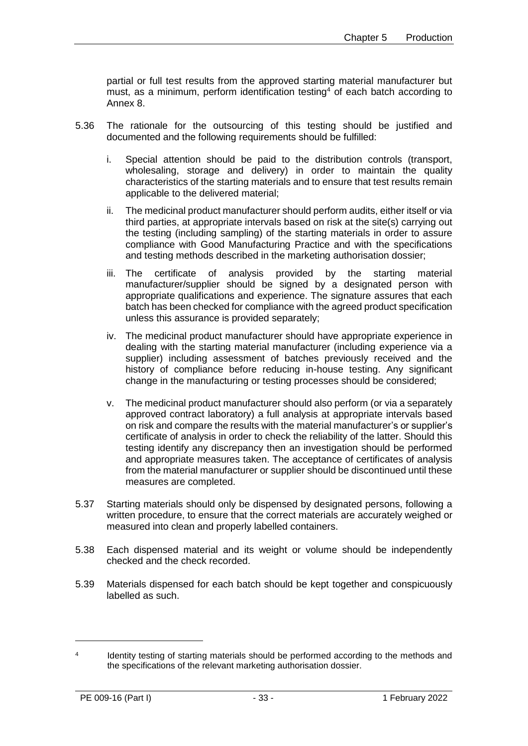partial or full test results from the approved starting material manufacturer but must, as a minimum, perform identification testing[4] of each batch according to Annex 8.

5.36 The rationale for the outsourcing of this testing should be justified and documented and the following requirements should be fulfilled:

  i. Special attention should be paid to the distribution controls (transport, wholesaling, storage and delivery) in order to maintain the quality characteristics of the starting materials and to ensure that test results remain applicable to the delivered material;

  ii. The medicinal product manufacturer should perform audits, either itself or via third parties, at appropriate intervals based on risk at the site(s) carrying out the testing (including sampling) of the starting materials in order to assure compliance with Good Manufacturing Practice and with the specifications and testing methods described in the marketing authorisation dossier;

  iii. The certificate of analysis provided by the starting material manufacturer/supplier should be signed by a designated person with appropriate qualifications and experience. The signature assures that each batch has been checked for compliance with the agreed product specification unless this assurance is provided separately;

  iv. The medicinal product manufacturer should have appropriate experience in dealing with the starting material manufacturer (including experience via a supplier) including assessment of batches previously received and the history of compliance before reducing in-house testing. Any significant change in the manufacturing or testing processes should be considered;

  v. The medicinal product manufacturer should also perform (or via a separately approved contract laboratory) a full analysis at appropriate intervals based on risk and compare the results with the material manufacturer's or supplier's certificate of analysis in order to check the reliability of the latter. Should this testing identify any discrepancy then an investigation should be performed and appropriate measures taken. The acceptance of certificates of analysis from the material manufacturer or supplier should be discontinued until these measures are completed.

5.37 Starting materials should only be dispensed by designated persons, following a written procedure, to ensure that the correct materials are accurately weighed or measured into clean and properly labelled containers.

5.38 Each dispensed material and its weight or volume should be independently checked and the check recorded.

5.39 Materials dispensed for each batch should be kept together and conspicuously labelled as such.

---

[4] Identity testing of starting materials should be performed according to the methods and the specifications of the relevant marketing authorisation dossier.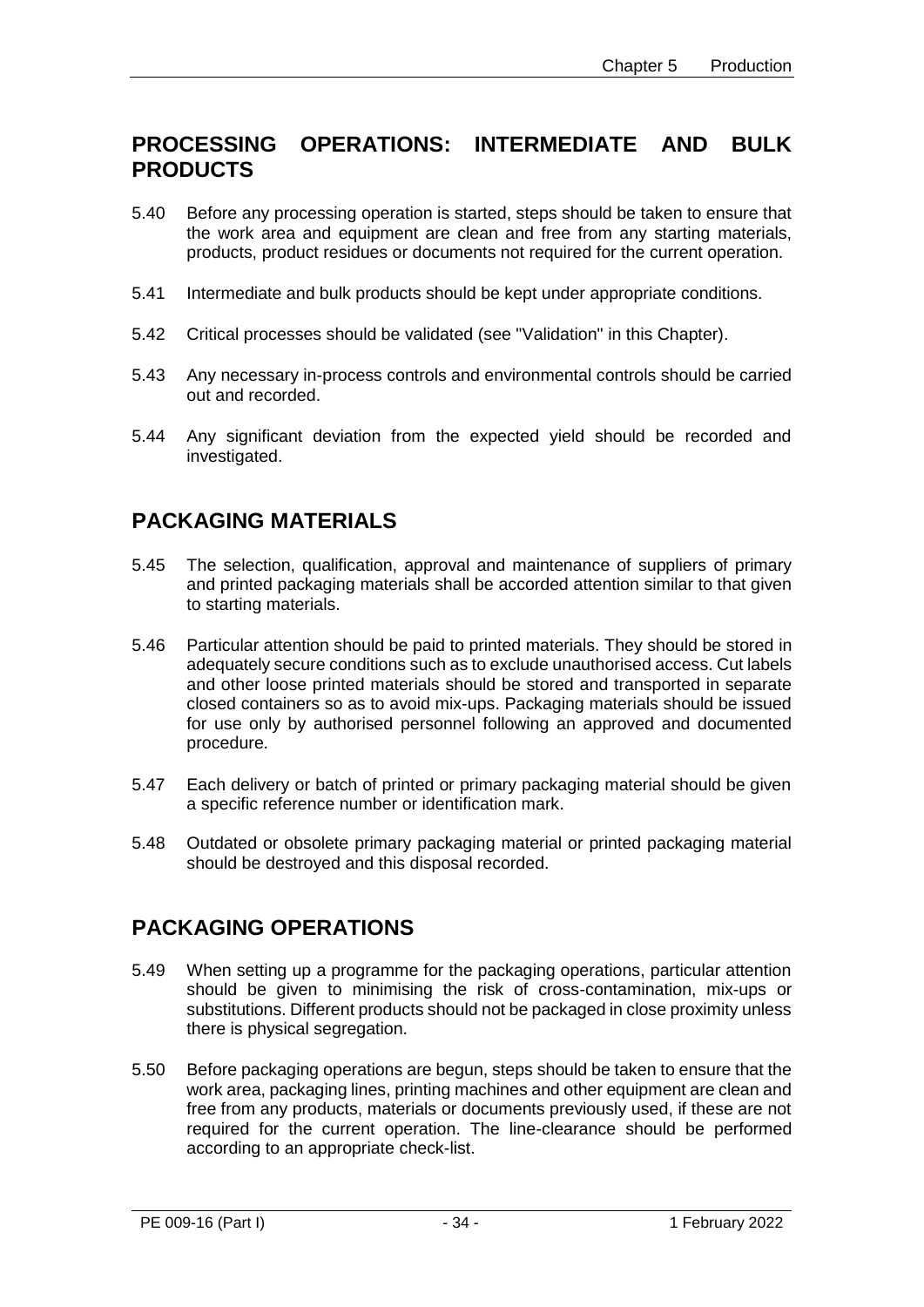## PROCESSING OPERATIONS: INTERMEDIATE AND BULK PRODUCTS

5.40 Before any processing operation is started, steps should be taken to ensure that the work area and equipment are clean and free from any starting materials, products, product residues or documents not required for the current operation.

5.41 Intermediate and bulk products should be kept under appropriate conditions.

5.42 Critical processes should be validated (see "Validation" in this Chapter).

5.43 Any necessary in-process controls and environmental controls should be carried out and recorded.

5.44 Any significant deviation from the expected yield should be recorded and investigated.

## PACKAGING MATERIALS

5.45 The selection, qualification, approval and maintenance of suppliers of primary and printed packaging materials shall be accorded attention similar to that given to starting materials.

5.46 Particular attention should be paid to printed materials. They should be stored in adequately secure conditions such as to exclude unauthorised access. Cut labels and other loose printed materials should be stored and transported in separate closed containers so as to avoid mix-ups. Packaging materials should be issued for use only by authorised personnel following an approved and documented procedure.

5.47 Each delivery or batch of printed or primary packaging material should be given a specific reference number or identification mark.

5.48 Outdated or obsolete primary packaging material or printed packaging material should be destroyed and this disposal recorded.

## PACKAGING OPERATIONS

5.49 When setting up a programme for the packaging operations, particular attention should be given to minimising the risk of cross-contamination, mix-ups or substitutions. Different products should not be packaged in close proximity unless there is physical segregation.

5.50 Before packaging operations are begun, steps should be taken to ensure that the work area, packaging lines, printing machines and other equipment are clean and free from any products, materials or documents previously used, if these are not required for the current operation. The line-clearance should be performed according to an appropriate check-list.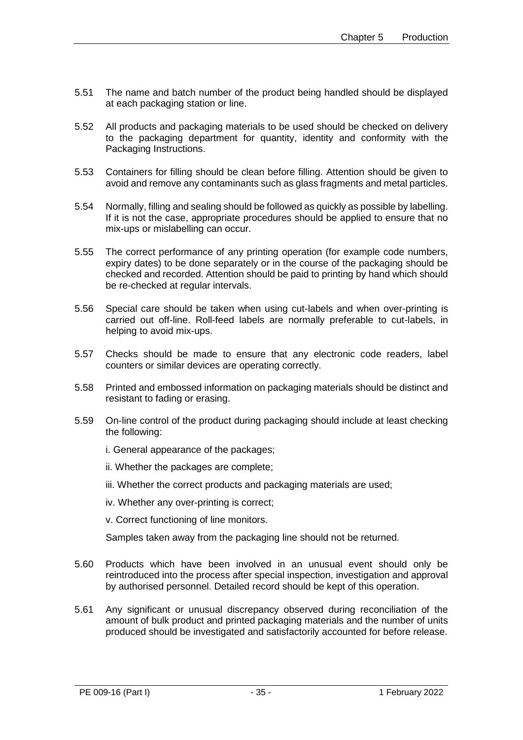5.51 The name and batch number of the product being handled should be displayed at each packaging station or line.

5.52 All products and packaging materials to be used should be checked on delivery to the packaging department for quantity, identity and conformity with the Packaging Instructions.

5.53 Containers for filling should be clean before filling. Attention should be given to avoid and remove any contaminants such as glass fragments and metal particles.

5.54 Normally, filling and sealing should be followed as quickly as possible by labelling. If it is not the case, appropriate procedures should be applied to ensure that no mix-ups or mislabelling can occur.

5.55 The correct performance of any printing operation (for example code numbers, expiry dates) to be done separately or in the course of the packaging should be checked and recorded. Attention should be paid to printing by hand which should be re-checked at regular intervals.

5.56 Special care should be taken when using cut-labels and when over-printing is carried out off-line. Roll-feed labels are normally preferable to cut-labels, in helping to avoid mix-ups.

5.57 Checks should be made to ensure that any electronic code readers, label counters or similar devices are operating correctly.

5.58 Printed and embossed information on packaging materials should be distinct and resistant to fading or erasing.

5.59 On-line control of the product during packaging should include at least checking the following:

i. General appearance of the packages;

ii. Whether the packages are complete;

iii. Whether the correct products and packaging materials are used;

iv. Whether any over-printing is correct;

v. Correct functioning of line monitors.

Samples taken away from the packaging line should not be returned.

5.60 Products which have been involved in an unusual event should only be reintroduced into the process after special inspection, investigation and approval by authorised personnel. Detailed record should be kept of this operation.

5.61 Any significant or unusual discrepancy observed during reconciliation of the amount of bulk product and printed packaging materials and the number of units produced should be investigated and satisfactorily accounted for before release.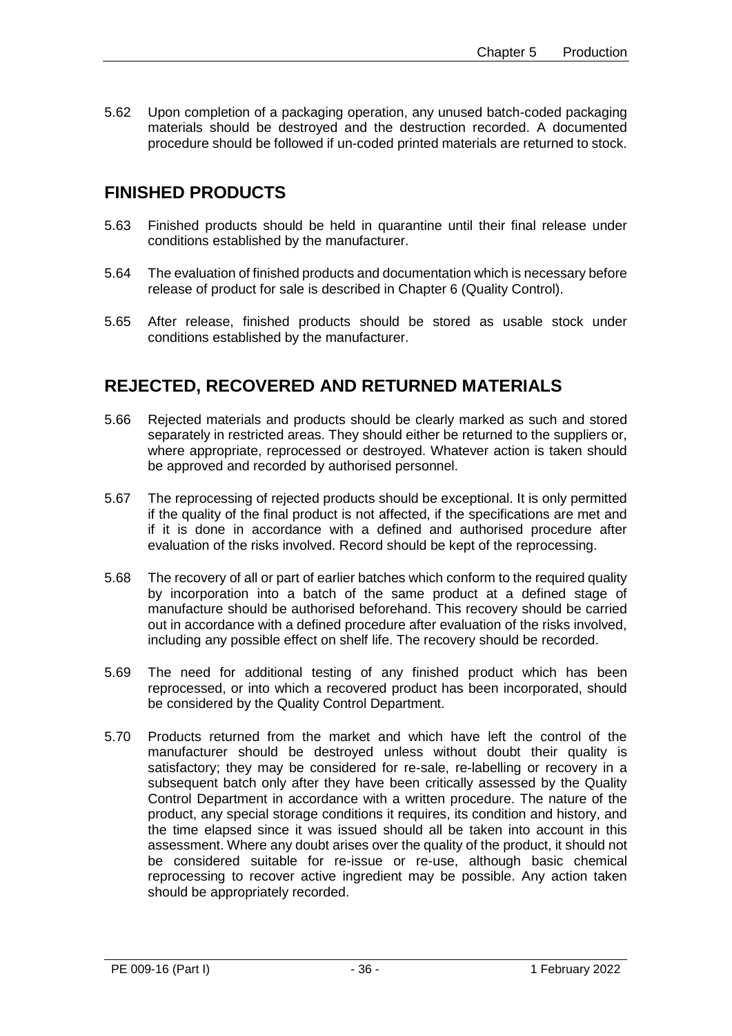5.62 Upon completion of a packaging operation, any unused batch-coded packaging materials should be destroyed and the destruction recorded. A documented procedure should be followed if un-coded printed materials are returned to stock.

## FINISHED PRODUCTS

5.63 Finished products should be held in quarantine until their final release under conditions established by the manufacturer.

5.64 The evaluation of finished products and documentation which is necessary before release of product for sale is described in Chapter 6 (Quality Control).

5.65 After release, finished products should be stored as usable stock under conditions established by the manufacturer.

## REJECTED, RECOVERED AND RETURNED MATERIALS

5.66 Rejected materials and products should be clearly marked as such and stored separately in restricted areas. They should either be returned to the suppliers or, where appropriate, reprocessed or destroyed. Whatever action is taken should be approved and recorded by authorised personnel.

5.67 The reprocessing of rejected products should be exceptional. It is only permitted if the quality of the final product is not affected, if the specifications are met and if it is done in accordance with a defined and authorised procedure after evaluation of the risks involved. Record should be kept of the reprocessing.

5.68 The recovery of all or part of earlier batches which conform to the required quality by incorporation into a batch of the same product at a defined stage of manufacture should be authorised beforehand. This recovery should be carried out in accordance with a defined procedure after evaluation of the risks involved, including any possible effect on shelf life. The recovery should be recorded.

5.69 The need for additional testing of any finished product which has been reprocessed, or into which a recovered product has been incorporated, should be considered by the Quality Control Department.

5.70 Products returned from the market and which have left the control of the manufacturer should be destroyed unless without doubt their quality is satisfactory; they may be considered for re-sale, re-labelling or recovery in a subsequent batch only after they have been critically assessed by the Quality Control Department in accordance with a written procedure. The nature of the product, any special storage conditions it requires, its condition and history, and the time elapsed since it was issued should all be taken into account in this assessment. Where any doubt arises over the quality of the product, it should not be considered suitable for re-issue or re-use, although basic chemical reprocessing to recover active ingredient may be possible. Any action taken should be appropriately recorded.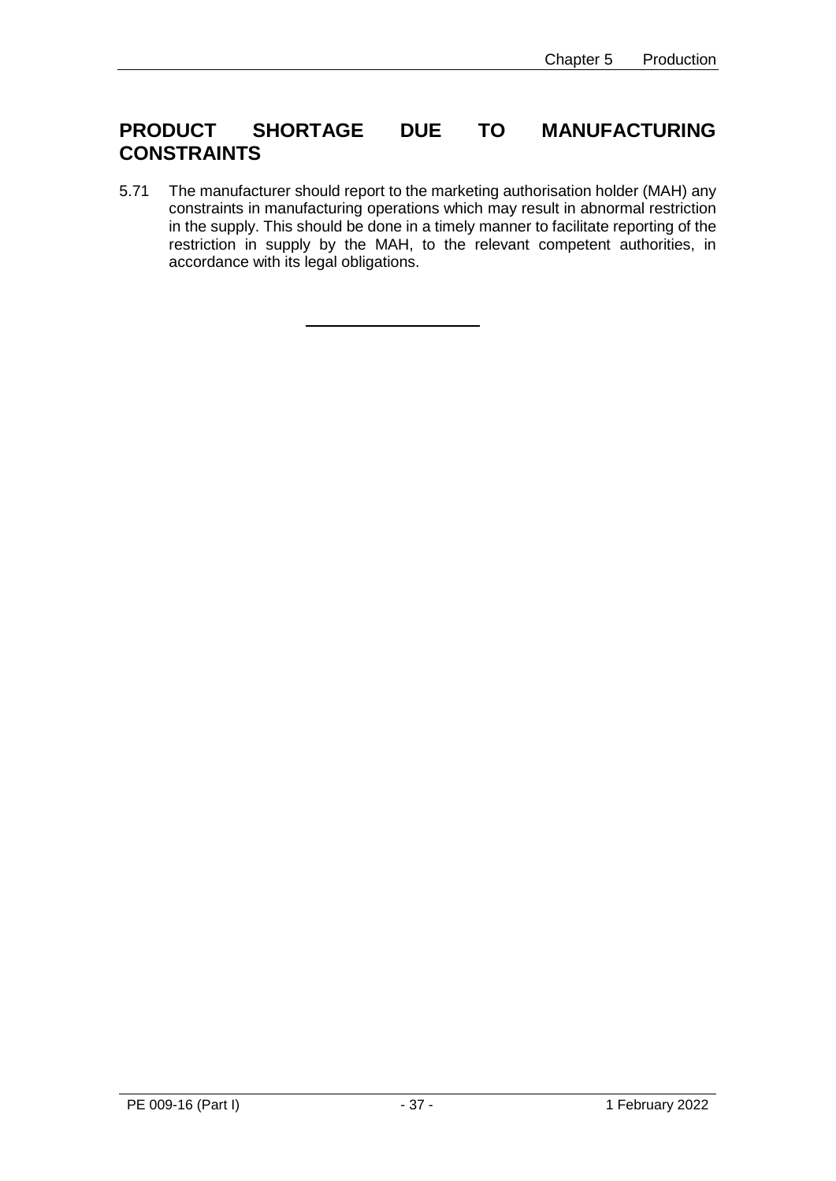## PRODUCT SHORTAGE DUE TO MANUFACTURING CONSTRAINTS

5.71 The manufacturer should report to the marketing authorisation holder (MAH) any constraints in manufacturing operations which may result in abnormal restriction in the supply. This should be done in a timely manner to facilitate reporting of the restriction in supply by the MAH, to the relevant competent authorities, in accordance with its legal obligations.

---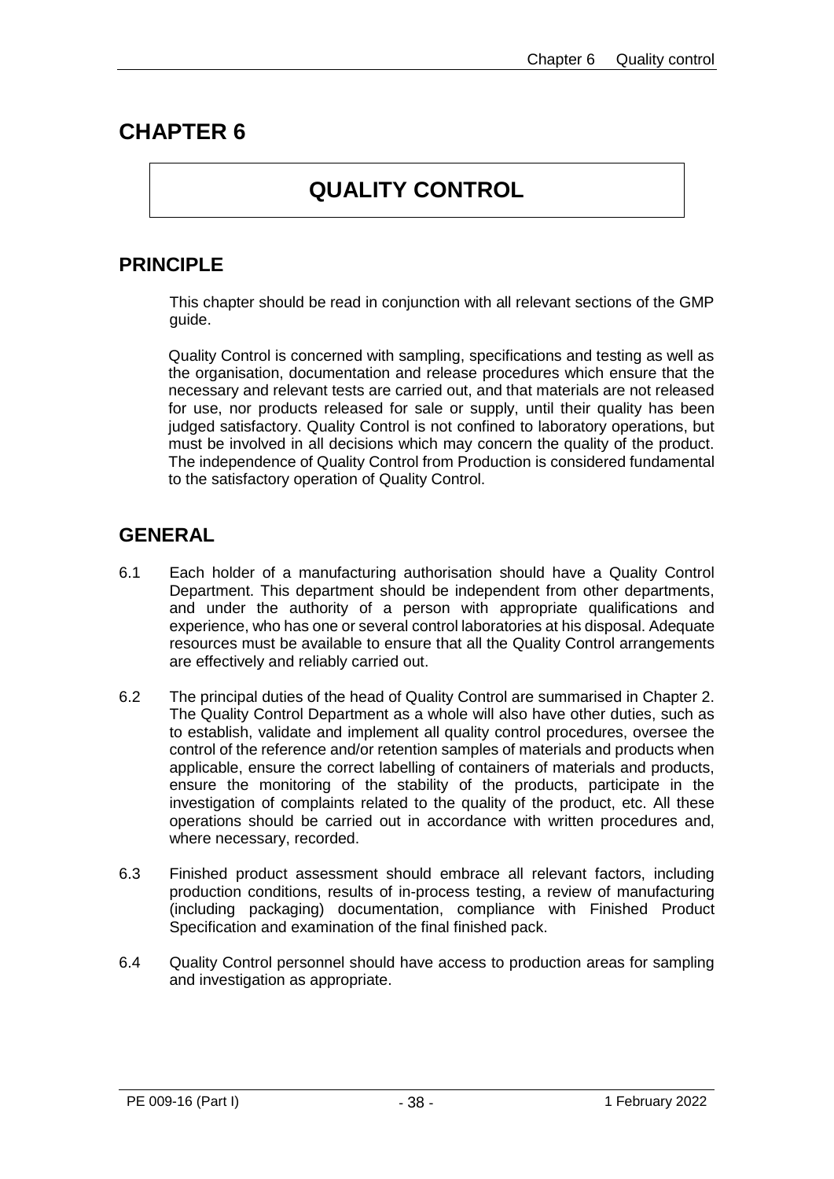# CHAPTER 6

## QUALITY CONTROL

## PRINCIPLE

This chapter should be read in conjunction with all relevant sections of the GMP guide.

Quality Control is concerned with sampling, specifications and testing as well as the organisation, documentation and release procedures which ensure that the necessary and relevant tests are carried out, and that materials are not released for use, nor products released for sale or supply, until their quality has been judged satisfactory. Quality Control is not confined to laboratory operations, but must be involved in all decisions which may concern the quality of the product. The independence of Quality Control from Production is considered fundamental to the satisfactory operation of Quality Control.

## GENERAL

6.1 Each holder of a manufacturing authorisation should have a Quality Control Department. This department should be independent from other departments, and under the authority of a person with appropriate qualifications and experience, who has one or several control laboratories at his disposal. Adequate resources must be available to ensure that all the Quality Control arrangements are effectively and reliably carried out.

6.2 The principal duties of the head of Quality Control are summarised in Chapter 2. The Quality Control Department as a whole will also have other duties, such as to establish, validate and implement all quality control procedures, oversee the control of the reference and/or retention samples of materials and products when applicable, ensure the correct labelling of containers of materials and products, ensure the monitoring of the stability of the products, participate in the investigation of complaints related to the quality of the product, etc. All these operations should be carried out in accordance with written procedures and, where necessary, recorded.

6.3 Finished product assessment should embrace all relevant factors, including production conditions, results of in-process testing, a review of manufacturing (including packaging) documentation, compliance with Finished Product Specification and examination of the final finished pack.

6.4 Quality Control personnel should have access to production areas for sampling and investigation as appropriate.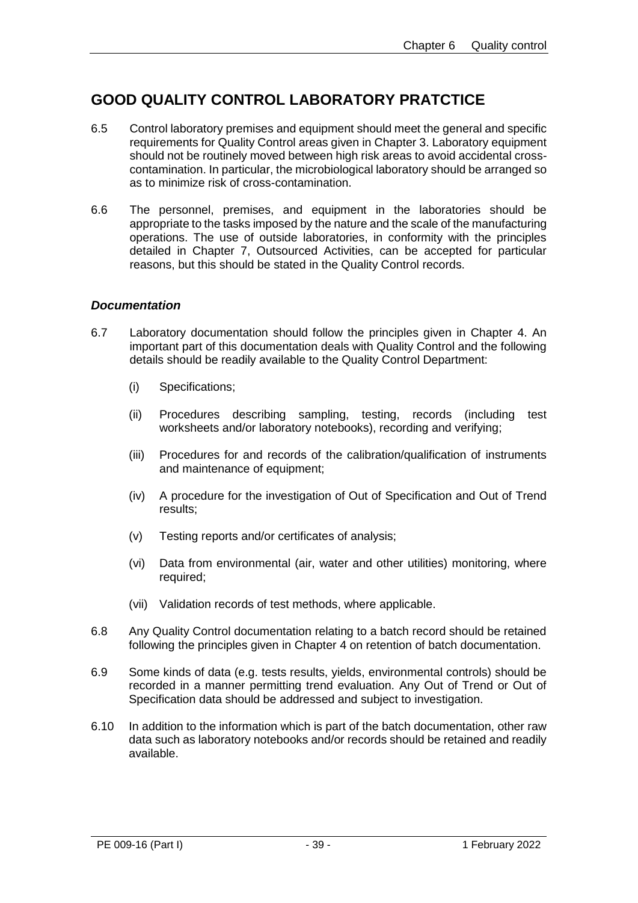## GOOD QUALITY CONTROL LABORATORY PRATCTICE

6.5 Control laboratory premises and equipment should meet the general and specific requirements for Quality Control areas given in Chapter 3. Laboratory equipment should not be routinely moved between high risk areas to avoid accidental cross-contamination. In particular, the microbiological laboratory should be arranged so as to minimize risk of cross-contamination.

6.6 The personnel, premises, and equipment in the laboratories should be appropriate to the tasks imposed by the nature and the scale of the manufacturing operations. The use of outside laboratories, in conformity with the principles detailed in Chapter 7, Outsourced Activities, can be accepted for particular reasons, but this should be stated in the Quality Control records.

### *Documentation*

6.7 Laboratory documentation should follow the principles given in Chapter 4. An important part of this documentation deals with Quality Control and the following details should be readily available to the Quality Control Department:

(i) Specifications;

(ii) Procedures describing sampling, testing, records (including test worksheets and/or laboratory notebooks), recording and verifying;

(iii) Procedures for and records of the calibration/qualification of instruments and maintenance of equipment;

(iv) A procedure for the investigation of Out of Specification and Out of Trend results;

(v) Testing reports and/or certificates of analysis;

(vi) Data from environmental (air, water and other utilities) monitoring, where required;

(vii) Validation records of test methods, where applicable.

6.8 Any Quality Control documentation relating to a batch record should be retained following the principles given in Chapter 4 on retention of batch documentation.

6.9 Some kinds of data (e.g. tests results, yields, environmental controls) should be recorded in a manner permitting trend evaluation. Any Out of Trend or Out of Specification data should be addressed and subject to investigation.

6.10 In addition to the information which is part of the batch documentation, other raw data such as laboratory notebooks and/or records should be retained and readily available.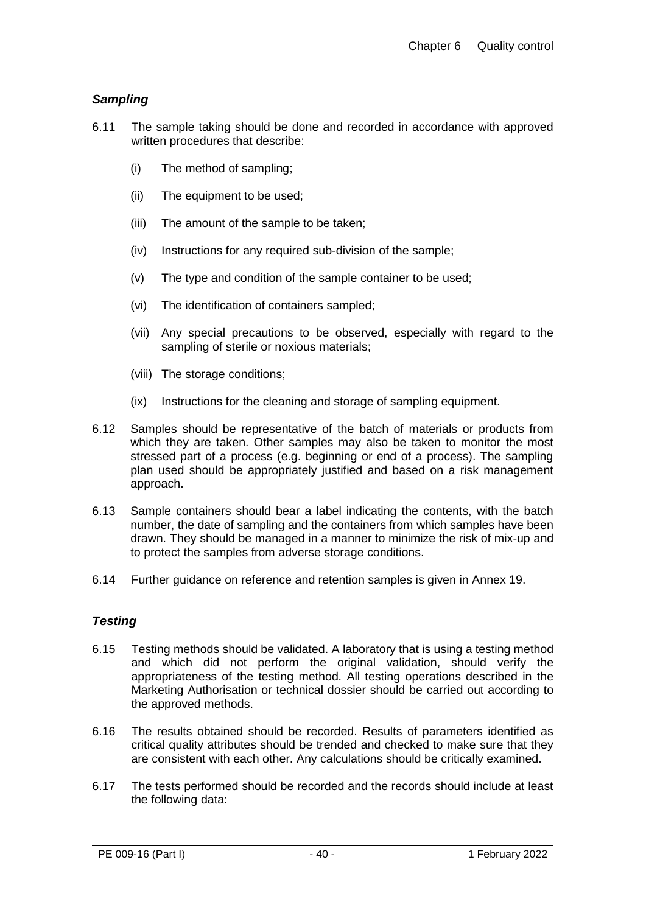### *Sampling*

6.11 The sample taking should be done and recorded in accordance with approved written procedures that describe:

- (i) The method of sampling;
- (ii) The equipment to be used;
- (iii) The amount of the sample to be taken;
- (iv) Instructions for any required sub-division of the sample;
- (v) The type and condition of the sample container to be used;
- (vi) The identification of containers sampled;
- (vii) Any special precautions to be observed, especially with regard to the sampling of sterile or noxious materials;
- (viii) The storage conditions;
- (ix) Instructions for the cleaning and storage of sampling equipment.

6.12 Samples should be representative of the batch of materials or products from which they are taken. Other samples may also be taken to monitor the most stressed part of a process (e.g. beginning or end of a process). The sampling plan used should be appropriately justified and based on a risk management approach.

6.13 Sample containers should bear a label indicating the contents, with the batch number, the date of sampling and the containers from which samples have been drawn. They should be managed in a manner to minimize the risk of mix-up and to protect the samples from adverse storage conditions.

6.14 Further guidance on reference and retention samples is given in Annex 19.

### *Testing*

6.15 Testing methods should be validated. A laboratory that is using a testing method and which did not perform the original validation, should verify the appropriateness of the testing method. All testing operations described in the Marketing Authorisation or technical dossier should be carried out according to the approved methods.

6.16 The results obtained should be recorded. Results of parameters identified as critical quality attributes should be trended and checked to make sure that they are consistent with each other. Any calculations should be critically examined.

6.17 The tests performed should be recorded and the records should include at least the following data: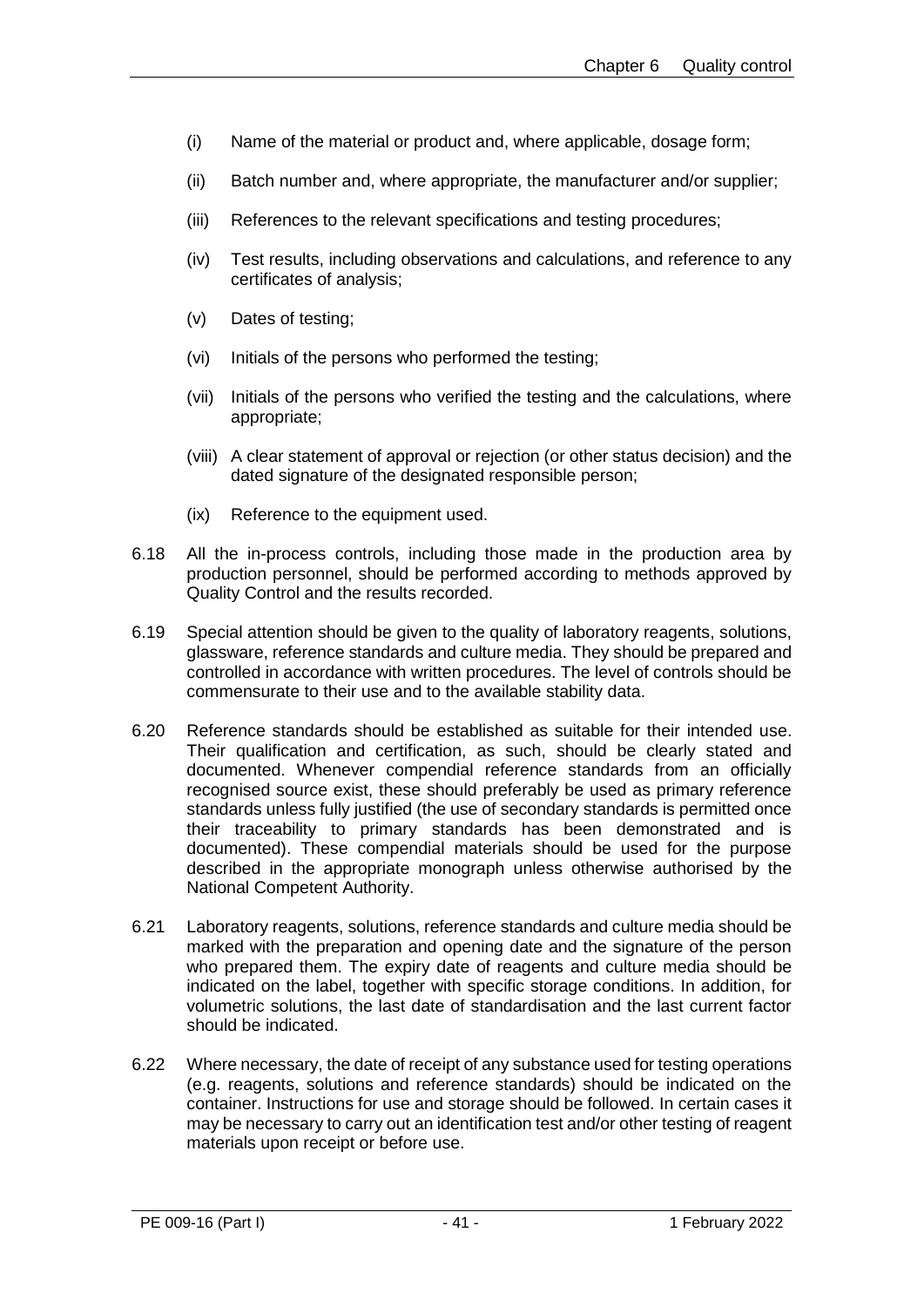(i) Name of the material or product and, where applicable, dosage form;

(ii) Batch number and, where appropriate, the manufacturer and/or supplier;

(iii) References to the relevant specifications and testing procedures;

(iv) Test results, including observations and calculations, and reference to any certificates of analysis;

(v) Dates of testing;

(vi) Initials of the persons who performed the testing;

(vii) Initials of the persons who verified the testing and the calculations, where appropriate;

(viii) A clear statement of approval or rejection (or other status decision) and the dated signature of the designated responsible person;

(ix) Reference to the equipment used.

6.18 All the in-process controls, including those made in the production area by production personnel, should be performed according to methods approved by Quality Control and the results recorded.

6.19 Special attention should be given to the quality of laboratory reagents, solutions, glassware, reference standards and culture media. They should be prepared and controlled in accordance with written procedures. The level of controls should be commensurate to their use and to the available stability data.

6.20 Reference standards should be established as suitable for their intended use. Their qualification and certification, as such, should be clearly stated and documented. Whenever compendial reference standards from an officially recognised source exist, these should preferably be used as primary reference standards unless fully justified (the use of secondary standards is permitted once their traceability to primary standards has been demonstrated and is documented). These compendial materials should be used for the purpose described in the appropriate monograph unless otherwise authorised by the National Competent Authority.

6.21 Laboratory reagents, solutions, reference standards and culture media should be marked with the preparation and opening date and the signature of the person who prepared them. The expiry date of reagents and culture media should be indicated on the label, together with specific storage conditions. In addition, for volumetric solutions, the last date of standardisation and the last current factor should be indicated.

6.22 Where necessary, the date of receipt of any substance used for testing operations (e.g. reagents, solutions and reference standards) should be indicated on the container. Instructions for use and storage should be followed. In certain cases it may be necessary to carry out an identification test and/or other testing of reagent materials upon receipt or before use.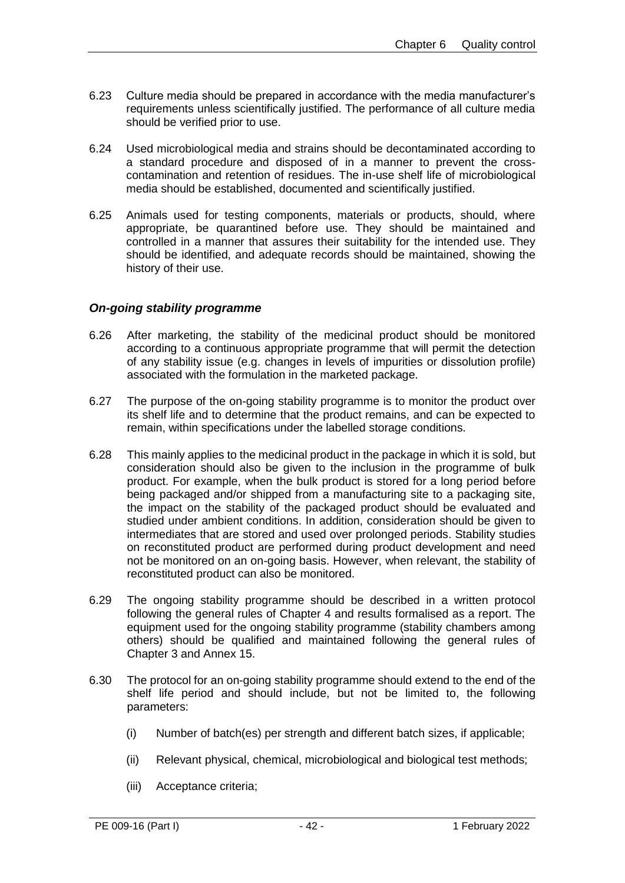6.23 Culture media should be prepared in accordance with the media manufacturer's requirements unless scientifically justified. The performance of all culture media should be verified prior to use.

6.24 Used microbiological media and strains should be decontaminated according to a standard procedure and disposed of in a manner to prevent the cross-contamination and retention of residues. The in-use shelf life of microbiological media should be established, documented and scientifically justified.

6.25 Animals used for testing components, materials or products, should, where appropriate, be quarantined before use. They should be maintained and controlled in a manner that assures their suitability for the intended use. They should be identified, and adequate records should be maintained, showing the history of their use.

### *On-going stability programme*

6.26 After marketing, the stability of the medicinal product should be monitored according to a continuous appropriate programme that will permit the detection of any stability issue (e.g. changes in levels of impurities or dissolution profile) associated with the formulation in the marketed package.

6.27 The purpose of the on-going stability programme is to monitor the product over its shelf life and to determine that the product remains, and can be expected to remain, within specifications under the labelled storage conditions.

6.28 This mainly applies to the medicinal product in the package in which it is sold, but consideration should also be given to the inclusion in the programme of bulk product. For example, when the bulk product is stored for a long period before being packaged and/or shipped from a manufacturing site to a packaging site, the impact on the stability of the packaged product should be evaluated and studied under ambient conditions. In addition, consideration should be given to intermediates that are stored and used over prolonged periods. Stability studies on reconstituted product are performed during product development and need not be monitored on an on-going basis. However, when relevant, the stability of reconstituted product can also be monitored.

6.29 The ongoing stability programme should be described in a written protocol following the general rules of Chapter 4 and results formalised as a report. The equipment used for the ongoing stability programme (stability chambers among others) should be qualified and maintained following the general rules of Chapter 3 and Annex 15.

6.30 The protocol for an on-going stability programme should extend to the end of the shelf life period and should include, but not be limited to, the following parameters:

(i) Number of batch(es) per strength and different batch sizes, if applicable;

(ii) Relevant physical, chemical, microbiological and biological test methods;

(iii) Acceptance criteria;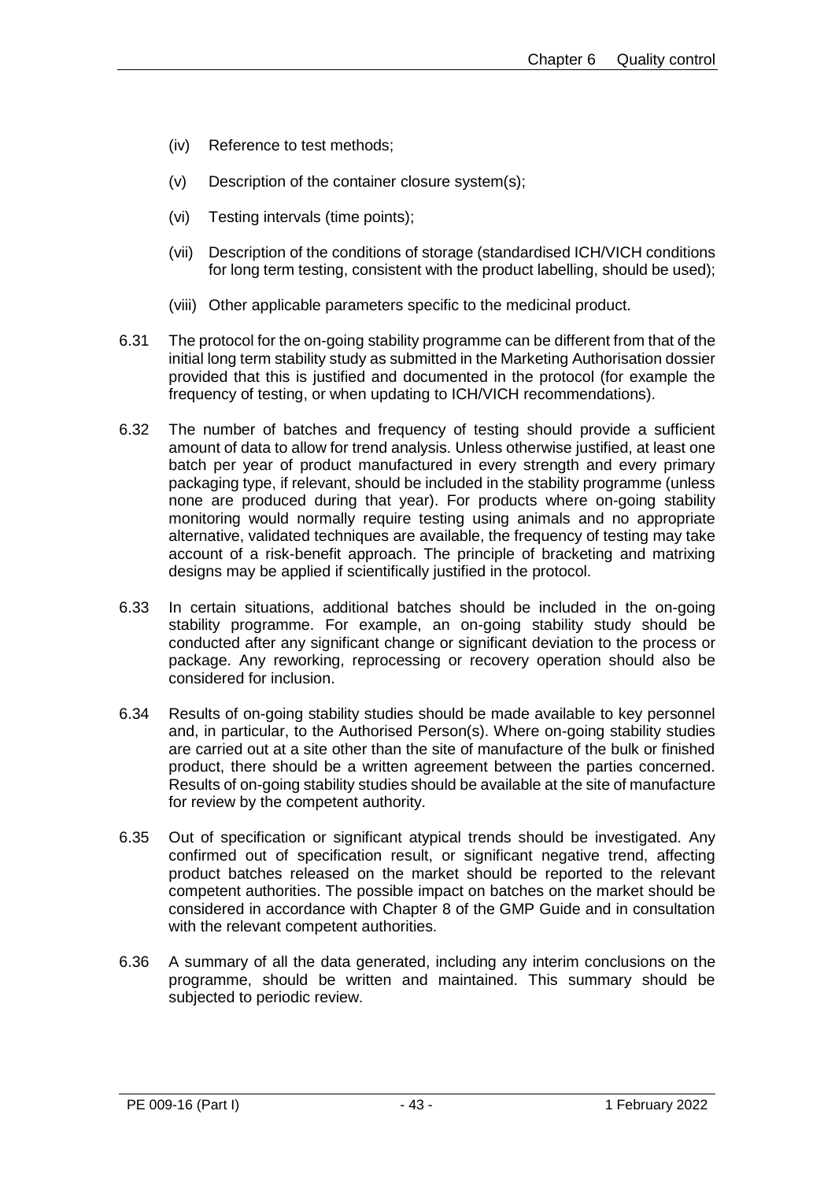(iv) Reference to test methods;

(v) Description of the container closure system(s);

(vi) Testing intervals (time points);

(vii) Description of the conditions of storage (standardised ICH/VICH conditions for long term testing, consistent with the product labelling, should be used);

(viii) Other applicable parameters specific to the medicinal product.

6.31 The protocol for the on-going stability programme can be different from that of the initial long term stability study as submitted in the Marketing Authorisation dossier provided that this is justified and documented in the protocol (for example the frequency of testing, or when updating to ICH/VICH recommendations).

6.32 The number of batches and frequency of testing should provide a sufficient amount of data to allow for trend analysis. Unless otherwise justified, at least one batch per year of product manufactured in every strength and every primary packaging type, if relevant, should be included in the stability programme (unless none are produced during that year). For products where on-going stability monitoring would normally require testing using animals and no appropriate alternative, validated techniques are available, the frequency of testing may take account of a risk-benefit approach. The principle of bracketing and matrixing designs may be applied if scientifically justified in the protocol.

6.33 In certain situations, additional batches should be included in the on-going stability programme. For example, an on-going stability study should be conducted after any significant change or significant deviation to the process or package. Any reworking, reprocessing or recovery operation should also be considered for inclusion.

6.34 Results of on-going stability studies should be made available to key personnel and, in particular, to the Authorised Person(s). Where on-going stability studies are carried out at a site other than the site of manufacture of the bulk or finished product, there should be a written agreement between the parties concerned. Results of on-going stability studies should be available at the site of manufacture for review by the competent authority.

6.35 Out of specification or significant atypical trends should be investigated. Any confirmed out of specification result, or significant negative trend, affecting product batches released on the market should be reported to the relevant competent authorities. The possible impact on batches on the market should be considered in accordance with Chapter 8 of the GMP Guide and in consultation with the relevant competent authorities.

6.36 A summary of all the data generated, including any interim conclusions on the programme, should be written and maintained. This summary should be subjected to periodic review.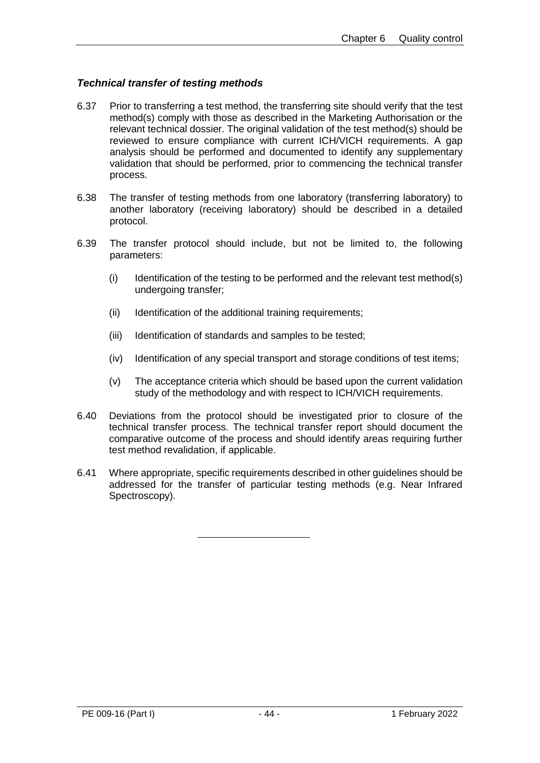### *Technical transfer of testing methods*

6.37 Prior to transferring a test method, the transferring site should verify that the test method(s) comply with those as described in the Marketing Authorisation or the relevant technical dossier. The original validation of the test method(s) should be reviewed to ensure compliance with current ICH/VICH requirements. A gap analysis should be performed and documented to identify any supplementary validation that should be performed, prior to commencing the technical transfer process.

6.38 The transfer of testing methods from one laboratory (transferring laboratory) to another laboratory (receiving laboratory) should be described in a detailed protocol.

6.39 The transfer protocol should include, but not be limited to, the following parameters:

- (i) Identification of the testing to be performed and the relevant test method(s) undergoing transfer;
- (ii) Identification of the additional training requirements;
- (iii) Identification of standards and samples to be tested;
- (iv) Identification of any special transport and storage conditions of test items;
- (v) The acceptance criteria which should be based upon the current validation study of the methodology and with respect to ICH/VICH requirements.

6.40 Deviations from the protocol should be investigated prior to closure of the technical transfer process. The technical transfer report should document the comparative outcome of the process and should identify areas requiring further test method revalidation, if applicable.

6.41 Where appropriate, specific requirements described in other guidelines should be addressed for the transfer of particular testing methods (e.g. Near Infrared Spectroscopy).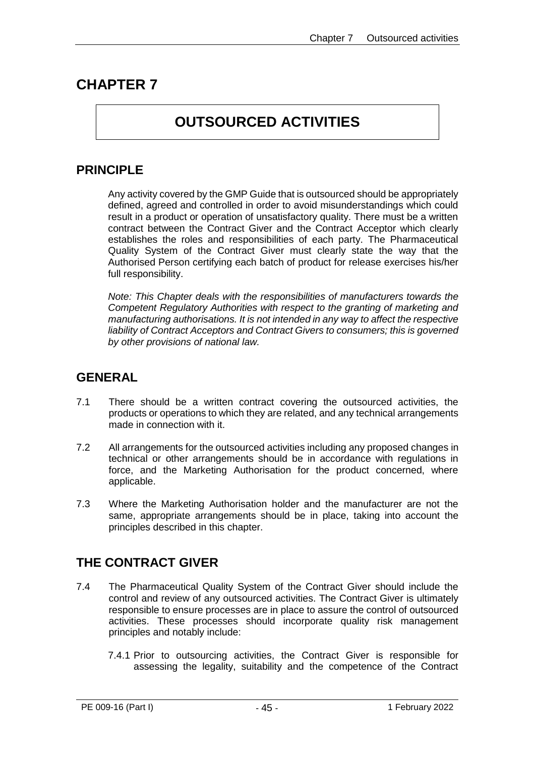# CHAPTER 7

# OUTSOURCED ACTIVITIES

## PRINCIPLE

Any activity covered by the GMP Guide that is outsourced should be appropriately defined, agreed and controlled in order to avoid misunderstandings which could result in a product or operation of unsatisfactory quality. There must be a written contract between the Contract Giver and the Contract Acceptor which clearly establishes the roles and responsibilities of each party. The Pharmaceutical Quality System of the Contract Giver must clearly state the way that the Authorised Person certifying each batch of product for release exercises his/her full responsibility.

*Note: This Chapter deals with the responsibilities of manufacturers towards the Competent Regulatory Authorities with respect to the granting of marketing and manufacturing authorisations. It is not intended in any way to affect the respective liability of Contract Acceptors and Contract Givers to consumers; this is governed by other provisions of national law.*

## GENERAL

7.1 There should be a written contract covering the outsourced activities, the products or operations to which they are related, and any technical arrangements made in connection with it.

7.2 All arrangements for the outsourced activities including any proposed changes in technical or other arrangements should be in accordance with regulations in force, and the Marketing Authorisation for the product concerned, where applicable.

7.3 Where the Marketing Authorisation holder and the manufacturer are not the same, appropriate arrangements should be in place, taking into account the principles described in this chapter.

## THE CONTRACT GIVER

7.4 The Pharmaceutical Quality System of the Contract Giver should include the control and review of any outsourced activities. The Contract Giver is ultimately responsible to ensure processes are in place to assure the control of outsourced activities. These processes should incorporate quality risk management principles and notably include:

7.4.1 Prior to outsourcing activities, the Contract Giver is responsible for assessing the legality, suitability and the competence of the Contract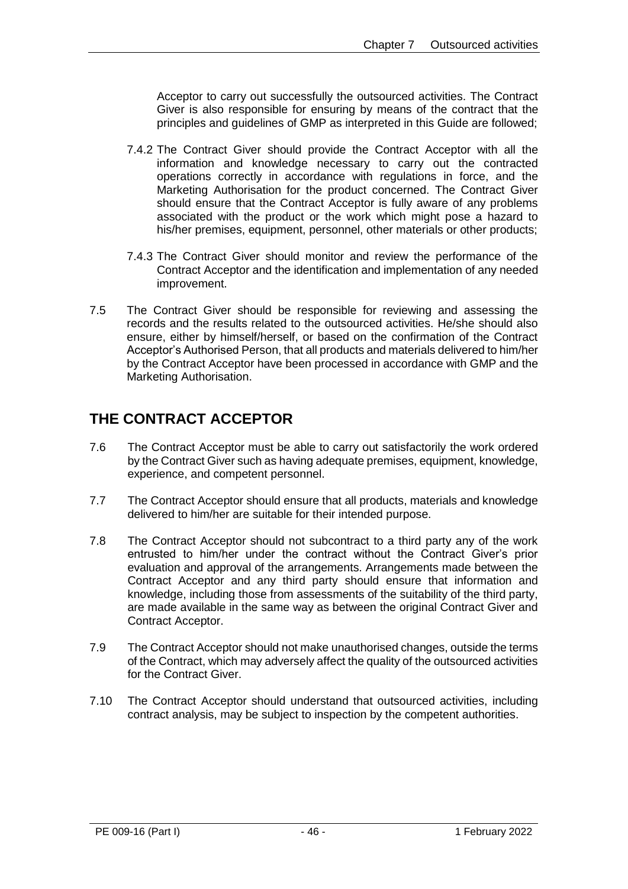Acceptor to carry out successfully the outsourced activities. The Contract Giver is also responsible for ensuring by means of the contract that the principles and guidelines of GMP as interpreted in this Guide are followed;

7.4.2 The Contract Giver should provide the Contract Acceptor with all the information and knowledge necessary to carry out the contracted operations correctly in accordance with regulations in force, and the Marketing Authorisation for the product concerned. The Contract Giver should ensure that the Contract Acceptor is fully aware of any problems associated with the product or the work which might pose a hazard to his/her premises, equipment, personnel, other materials or other products;

7.4.3 The Contract Giver should monitor and review the performance of the Contract Acceptor and the identification and implementation of any needed improvement.

7.5 The Contract Giver should be responsible for reviewing and assessing the records and the results related to the outsourced activities. He/she should also ensure, either by himself/herself, or based on the confirmation of the Contract Acceptor's Authorised Person, that all products and materials delivered to him/her by the Contract Acceptor have been processed in accordance with GMP and the Marketing Authorisation.

## THE CONTRACT ACCEPTOR

7.6 The Contract Acceptor must be able to carry out satisfactorily the work ordered by the Contract Giver such as having adequate premises, equipment, knowledge, experience, and competent personnel.

7.7 The Contract Acceptor should ensure that all products, materials and knowledge delivered to him/her are suitable for their intended purpose.

7.8 The Contract Acceptor should not subcontract to a third party any of the work entrusted to him/her under the contract without the Contract Giver's prior evaluation and approval of the arrangements. Arrangements made between the Contract Acceptor and any third party should ensure that information and knowledge, including those from assessments of the suitability of the third party, are made available in the same way as between the original Contract Giver and Contract Acceptor.

7.9 The Contract Acceptor should not make unauthorised changes, outside the terms of the Contract, which may adversely affect the quality of the outsourced activities for the Contract Giver.

7.10 The Contract Acceptor should understand that outsourced activities, including contract analysis, may be subject to inspection by the competent authorities.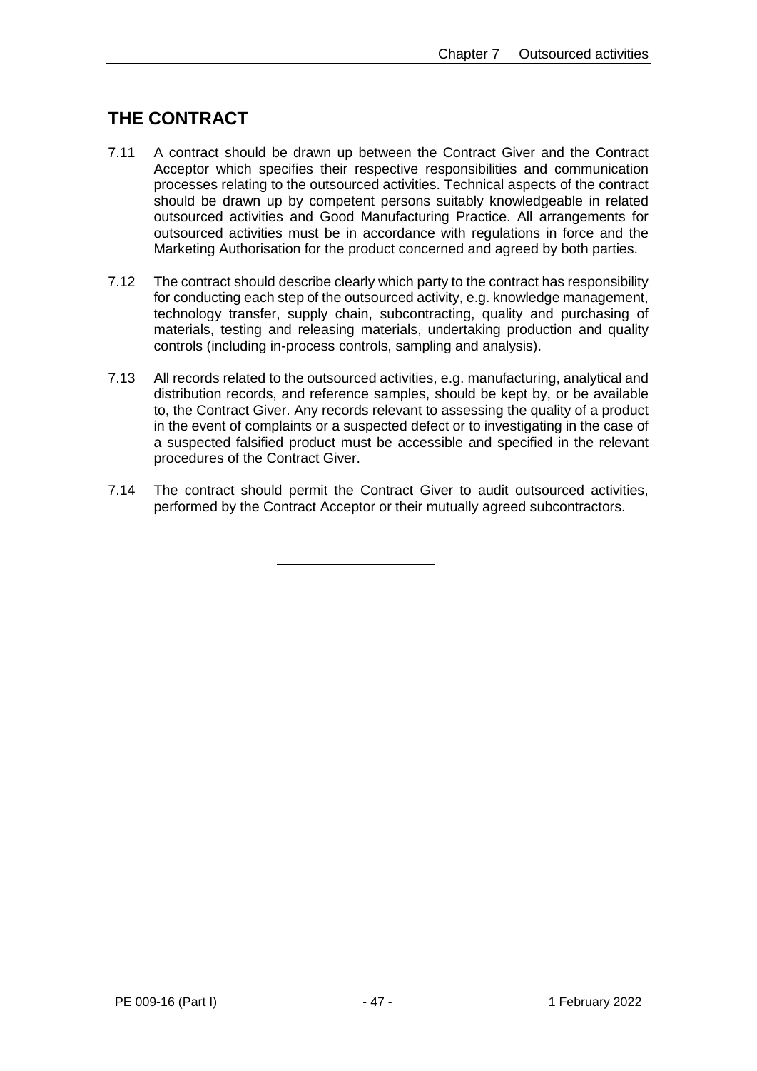## THE CONTRACT

7.11 A contract should be drawn up between the Contract Giver and the Contract Acceptor which specifies their respective responsibilities and communication processes relating to the outsourced activities. Technical aspects of the contract should be drawn up by competent persons suitably knowledgeable in related outsourced activities and Good Manufacturing Practice. All arrangements for outsourced activities must be in accordance with regulations in force and the Marketing Authorisation for the product concerned and agreed by both parties.

7.12 The contract should describe clearly which party to the contract has responsibility for conducting each step of the outsourced activity, e.g. knowledge management, technology transfer, supply chain, subcontracting, quality and purchasing of materials, testing and releasing materials, undertaking production and quality controls (including in-process controls, sampling and analysis).

7.13 All records related to the outsourced activities, e.g. manufacturing, analytical and distribution records, and reference samples, should be kept by, or be available to, the Contract Giver. Any records relevant to assessing the quality of a product in the event of complaints or a suspected defect or to investigating in the case of a suspected falsified product must be accessible and specified in the relevant procedures of the Contract Giver.

7.14 The contract should permit the Contract Giver to audit outsourced activities, performed by the Contract Acceptor or their mutually agreed subcontractors.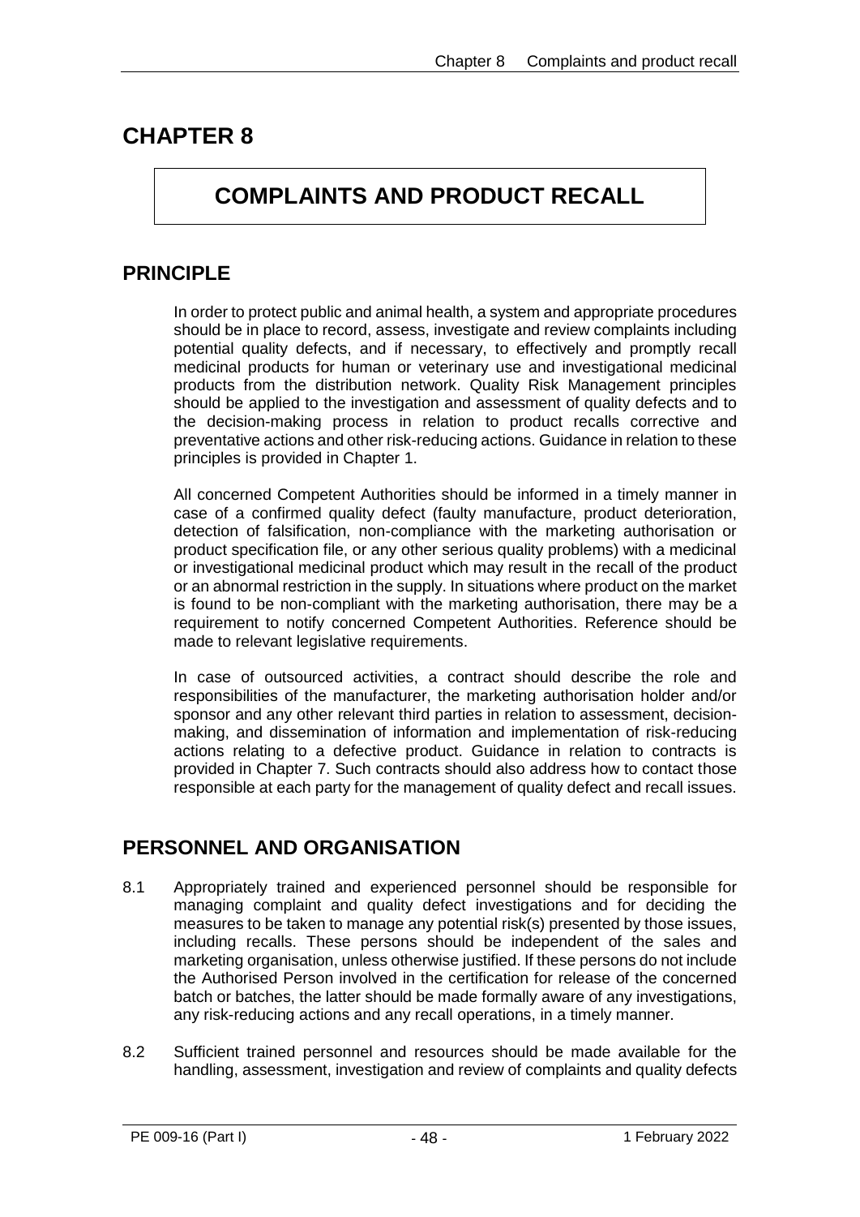# CHAPTER 8

## COMPLAINTS AND PRODUCT RECALL

## PRINCIPLE

In order to protect public and animal health, a system and appropriate procedures should be in place to record, assess, investigate and review complaints including potential quality defects, and if necessary, to effectively and promptly recall medicinal products for human or veterinary use and investigational medicinal products from the distribution network. Quality Risk Management principles should be applied to the investigation and assessment of quality defects and to the decision-making process in relation to product recalls corrective and preventative actions and other risk-reducing actions. Guidance in relation to these principles is provided in Chapter 1.

All concerned Competent Authorities should be informed in a timely manner in case of a confirmed quality defect (faulty manufacture, product deterioration, detection of falsification, non-compliance with the marketing authorisation or product specification file, or any other serious quality problems) with a medicinal or investigational medicinal product which may result in the recall of the product or an abnormal restriction in the supply. In situations where product on the market is found to be non-compliant with the marketing authorisation, there may be a requirement to notify concerned Competent Authorities. Reference should be made to relevant legislative requirements.

In case of outsourced activities, a contract should describe the role and responsibilities of the manufacturer, the marketing authorisation holder and/or sponsor and any other relevant third parties in relation to assessment, decision-making, and dissemination of information and implementation of risk-reducing actions relating to a defective product. Guidance in relation to contracts is provided in Chapter 7. Such contracts should also address how to contact those responsible at each party for the management of quality defect and recall issues.

## PERSONNEL AND ORGANISATION

8.1 Appropriately trained and experienced personnel should be responsible for managing complaint and quality defect investigations and for deciding the measures to be taken to manage any potential risk(s) presented by those issues, including recalls. These persons should be independent of the sales and marketing organisation, unless otherwise justified. If these persons do not include the Authorised Person involved in the certification for release of the concerned batch or batches, the latter should be made formally aware of any investigations, any risk-reducing actions and any recall operations, in a timely manner.

8.2 Sufficient trained personnel and resources should be made available for the handling, assessment, investigation and review of complaints and quality defects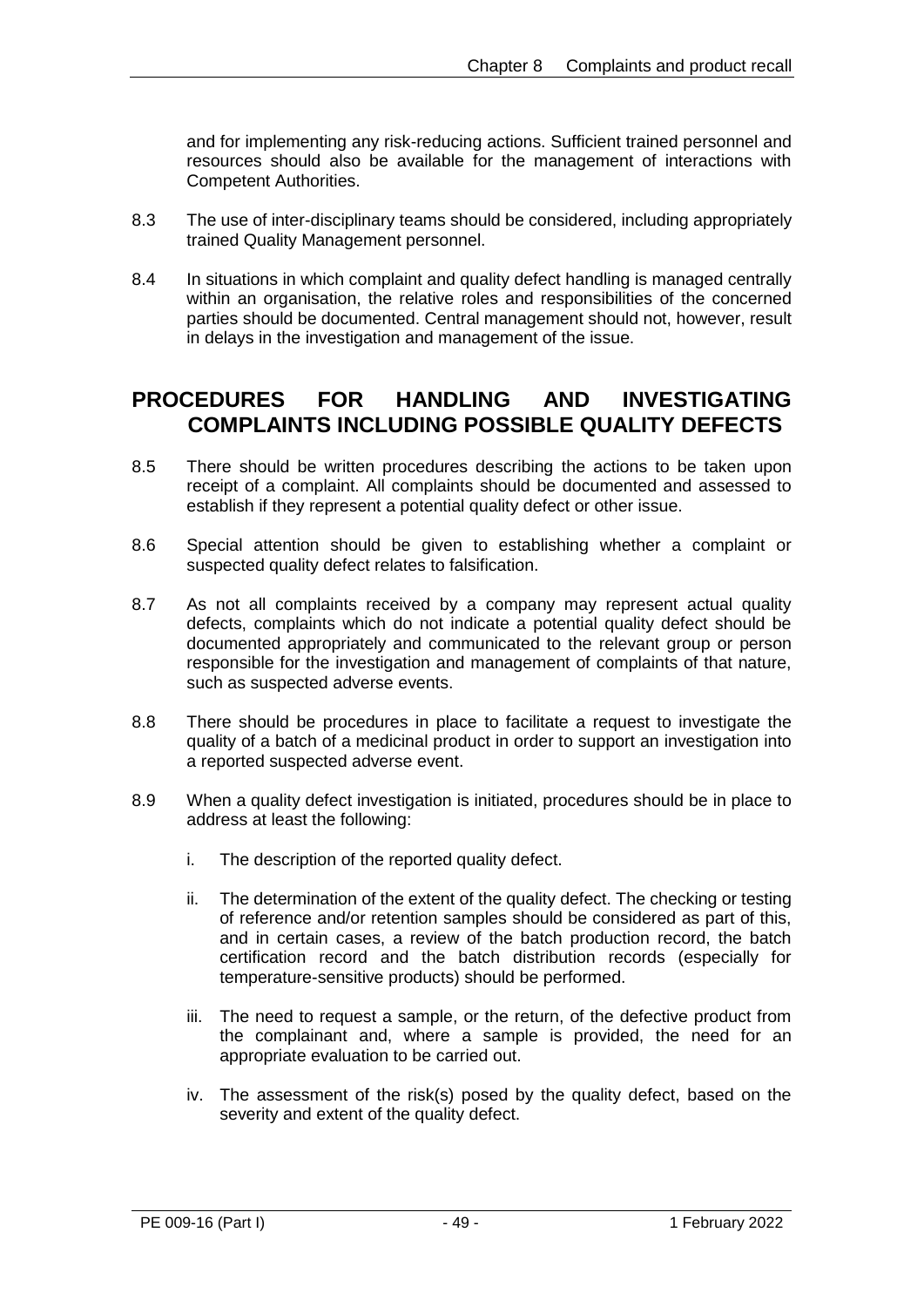and for implementing any risk-reducing actions. Sufficient trained personnel and resources should also be available for the management of interactions with Competent Authorities.

8.3 The use of inter-disciplinary teams should be considered, including appropriately trained Quality Management personnel.

8.4 In situations in which complaint and quality defect handling is managed centrally within an organisation, the relative roles and responsibilities of the concerned parties should be documented. Central management should not, however, result in delays in the investigation and management of the issue.

## PROCEDURES FOR HANDLING AND INVESTIGATING COMPLAINTS INCLUDING POSSIBLE QUALITY DEFECTS

8.5 There should be written procedures describing the actions to be taken upon receipt of a complaint. All complaints should be documented and assessed to establish if they represent a potential quality defect or other issue.

8.6 Special attention should be given to establishing whether a complaint or suspected quality defect relates to falsification.

8.7 As not all complaints received by a company may represent actual quality defects, complaints which do not indicate a potential quality defect should be documented appropriately and communicated to the relevant group or person responsible for the investigation and management of complaints of that nature, such as suspected adverse events.

8.8 There should be procedures in place to facilitate a request to investigate the quality of a batch of a medicinal product in order to support an investigation into a reported suspected adverse event.

8.9 When a quality defect investigation is initiated, procedures should be in place to address at least the following:

i. The description of the reported quality defect.

ii. The determination of the extent of the quality defect. The checking or testing of reference and/or retention samples should be considered as part of this, and in certain cases, a review of the batch production record, the batch certification record and the batch distribution records (especially for temperature-sensitive products) should be performed.

iii. The need to request a sample, or the return, of the defective product from the complainant and, where a sample is provided, the need for an appropriate evaluation to be carried out.

iv. The assessment of the risk(s) posed by the quality defect, based on the severity and extent of the quality defect.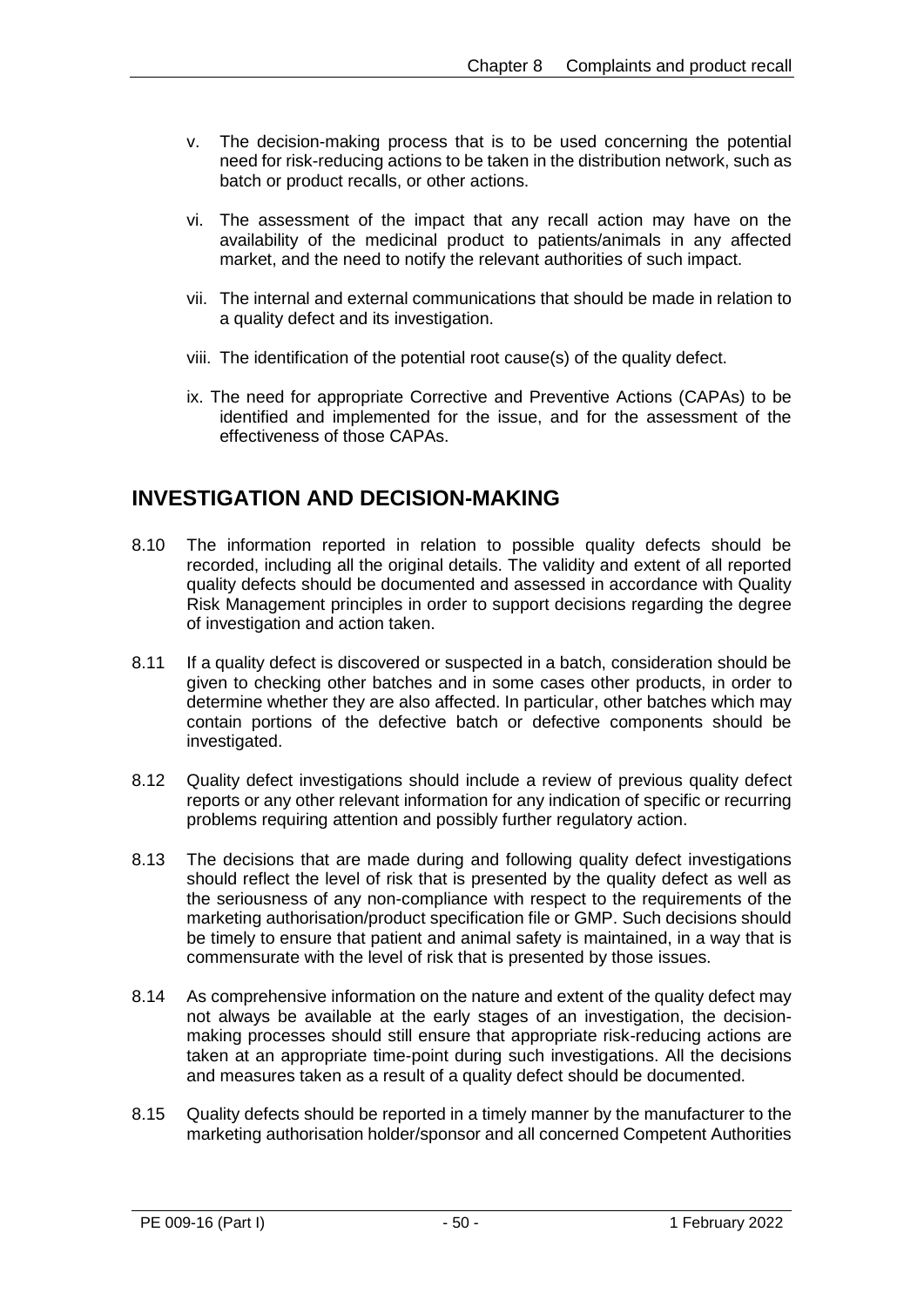v. The decision-making process that is to be used concerning the potential need for risk-reducing actions to be taken in the distribution network, such as batch or product recalls, or other actions.

vi. The assessment of the impact that any recall action may have on the availability of the medicinal product to patients/animals in any affected market, and the need to notify the relevant authorities of such impact.

vii. The internal and external communications that should be made in relation to a quality defect and its investigation.

viii. The identification of the potential root cause(s) of the quality defect.

ix. The need for appropriate Corrective and Preventive Actions (CAPAs) to be identified and implemented for the issue, and for the assessment of the effectiveness of those CAPAs.

## INVESTIGATION AND DECISION-MAKING

8.10 The information reported in relation to possible quality defects should be recorded, including all the original details. The validity and extent of all reported quality defects should be documented and assessed in accordance with Quality Risk Management principles in order to support decisions regarding the degree of investigation and action taken.

8.11 If a quality defect is discovered or suspected in a batch, consideration should be given to checking other batches and in some cases other products, in order to determine whether they are also affected. In particular, other batches which may contain portions of the defective batch or defective components should be investigated.

8.12 Quality defect investigations should include a review of previous quality defect reports or any other relevant information for any indication of specific or recurring problems requiring attention and possibly further regulatory action.

8.13 The decisions that are made during and following quality defect investigations should reflect the level of risk that is presented by the quality defect as well as the seriousness of any non-compliance with respect to the requirements of the marketing authorisation/product specification file or GMP. Such decisions should be timely to ensure that patient and animal safety is maintained, in a way that is commensurate with the level of risk that is presented by those issues.

8.14 As comprehensive information on the nature and extent of the quality defect may not always be available at the early stages of an investigation, the decision-making processes should still ensure that appropriate risk-reducing actions are taken at an appropriate time-point during such investigations. All the decisions and measures taken as a result of a quality defect should be documented.

8.15 Quality defects should be reported in a timely manner by the manufacturer to the marketing authorisation holder/sponsor and all concerned Competent Authorities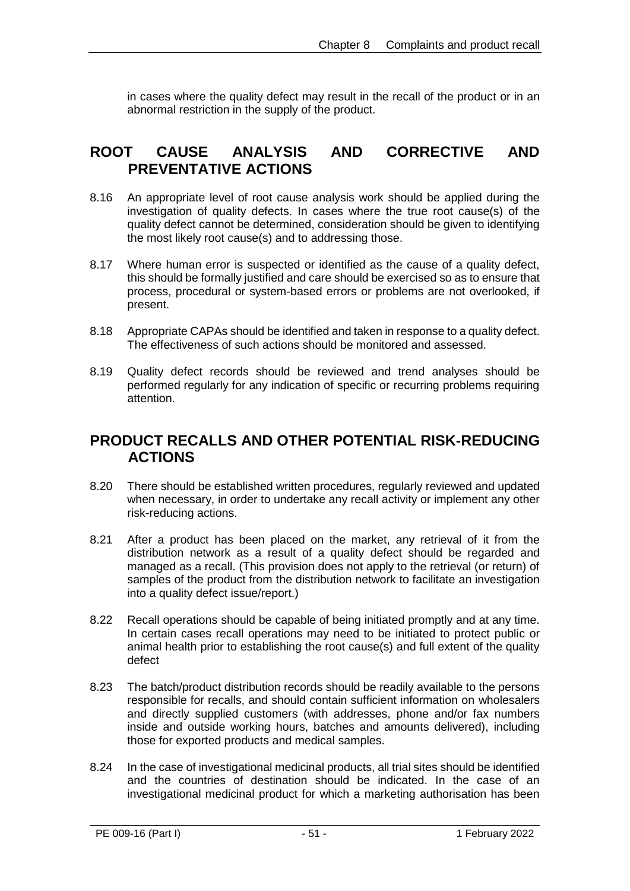in cases where the quality defect may result in the recall of the product or in an abnormal restriction in the supply of the product.

## ROOT CAUSE ANALYSIS AND CORRECTIVE AND PREVENTATIVE ACTIONS

8.16 An appropriate level of root cause analysis work should be applied during the investigation of quality defects. In cases where the true root cause(s) of the quality defect cannot be determined, consideration should be given to identifying the most likely root cause(s) and to addressing those.

8.17 Where human error is suspected or identified as the cause of a quality defect, this should be formally justified and care should be exercised so as to ensure that process, procedural or system-based errors or problems are not overlooked, if present.

8.18 Appropriate CAPAs should be identified and taken in response to a quality defect. The effectiveness of such actions should be monitored and assessed.

8.19 Quality defect records should be reviewed and trend analyses should be performed regularly for any indication of specific or recurring problems requiring attention.

## PRODUCT RECALLS AND OTHER POTENTIAL RISK-REDUCING ACTIONS

8.20 There should be established written procedures, regularly reviewed and updated when necessary, in order to undertake any recall activity or implement any other risk-reducing actions.

8.21 After a product has been placed on the market, any retrieval of it from the distribution network as a result of a quality defect should be regarded and managed as a recall. (This provision does not apply to the retrieval (or return) of samples of the product from the distribution network to facilitate an investigation into a quality defect issue/report.)

8.22 Recall operations should be capable of being initiated promptly and at any time. In certain cases recall operations may need to be initiated to protect public or animal health prior to establishing the root cause(s) and full extent of the quality defect

8.23 The batch/product distribution records should be readily available to the persons responsible for recalls, and should contain sufficient information on wholesalers and directly supplied customers (with addresses, phone and/or fax numbers inside and outside working hours, batches and amounts delivered), including those for exported products and medical samples.

8.24 In the case of investigational medicinal products, all trial sites should be identified and the countries of destination should be indicated. In the case of an investigational medicinal product for which a marketing authorisation has been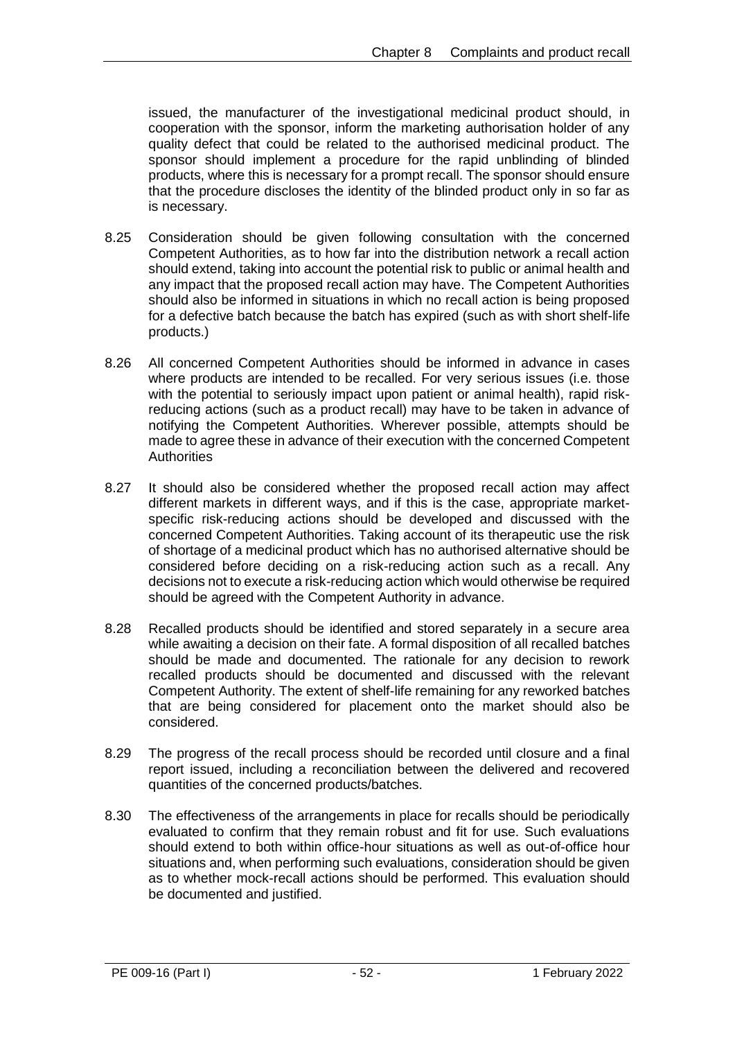issued, the manufacturer of the investigational medicinal product should, in cooperation with the sponsor, inform the marketing authorisation holder of any quality defect that could be related to the authorised medicinal product. The sponsor should implement a procedure for the rapid unblinding of blinded products, where this is necessary for a prompt recall. The sponsor should ensure that the procedure discloses the identity of the blinded product only in so far as is necessary.

8.25 Consideration should be given following consultation with the concerned Competent Authorities, as to how far into the distribution network a recall action should extend, taking into account the potential risk to public or animal health and any impact that the proposed recall action may have. The Competent Authorities should also be informed in situations in which no recall action is being proposed for a defective batch because the batch has expired (such as with short shelf-life products.)

8.26 All concerned Competent Authorities should be informed in advance in cases where products are intended to be recalled. For very serious issues (i.e. those with the potential to seriously impact upon patient or animal health), rapid risk-reducing actions (such as a product recall) may have to be taken in advance of notifying the Competent Authorities. Wherever possible, attempts should be made to agree these in advance of their execution with the concerned Competent Authorities

8.27 It should also be considered whether the proposed recall action may affect different markets in different ways, and if this is the case, appropriate market-specific risk-reducing actions should be developed and discussed with the concerned Competent Authorities. Taking account of its therapeutic use the risk of shortage of a medicinal product which has no authorised alternative should be considered before deciding on a risk-reducing action such as a recall. Any decisions not to execute a risk-reducing action which would otherwise be required should be agreed with the Competent Authority in advance.

8.28 Recalled products should be identified and stored separately in a secure area while awaiting a decision on their fate. A formal disposition of all recalled batches should be made and documented. The rationale for any decision to rework recalled products should be documented and discussed with the relevant Competent Authority. The extent of shelf-life remaining for any reworked batches that are being considered for placement onto the market should also be considered.

8.29 The progress of the recall process should be recorded until closure and a final report issued, including a reconciliation between the delivered and recovered quantities of the concerned products/batches.

8.30 The effectiveness of the arrangements in place for recalls should be periodically evaluated to confirm that they remain robust and fit for use. Such evaluations should extend to both within office-hour situations as well as out-of-office hour situations and, when performing such evaluations, consideration should be given as to whether mock-recall actions should be performed. This evaluation should be documented and justified.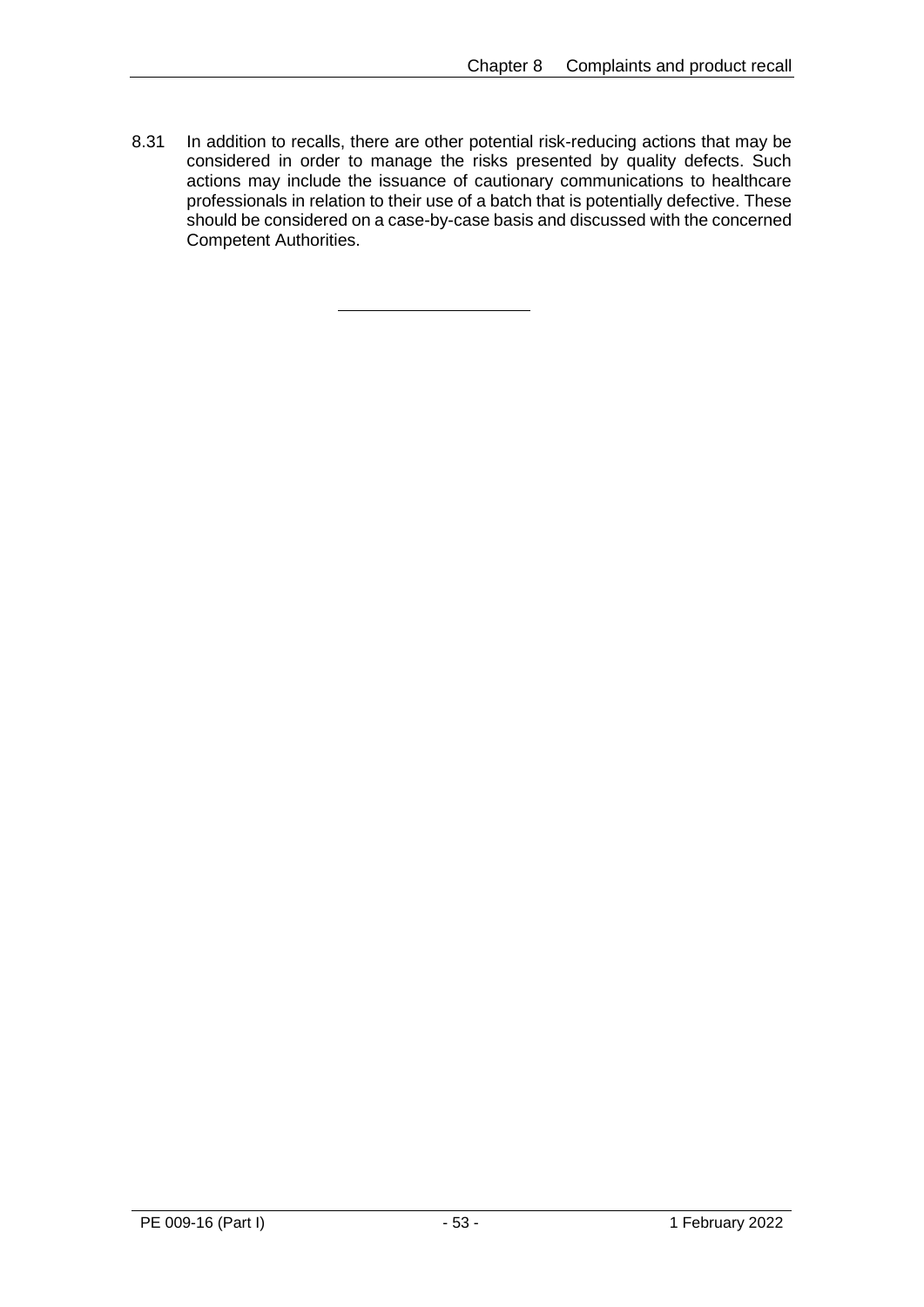8.31 In addition to recalls, there are other potential risk-reducing actions that may be considered in order to manage the risks presented by quality defects. Such actions may include the issuance of cautionary communications to healthcare professionals in relation to their use of a batch that is potentially defective. These should be considered on a case-by-case basis and discussed with the concerned Competent Authorities.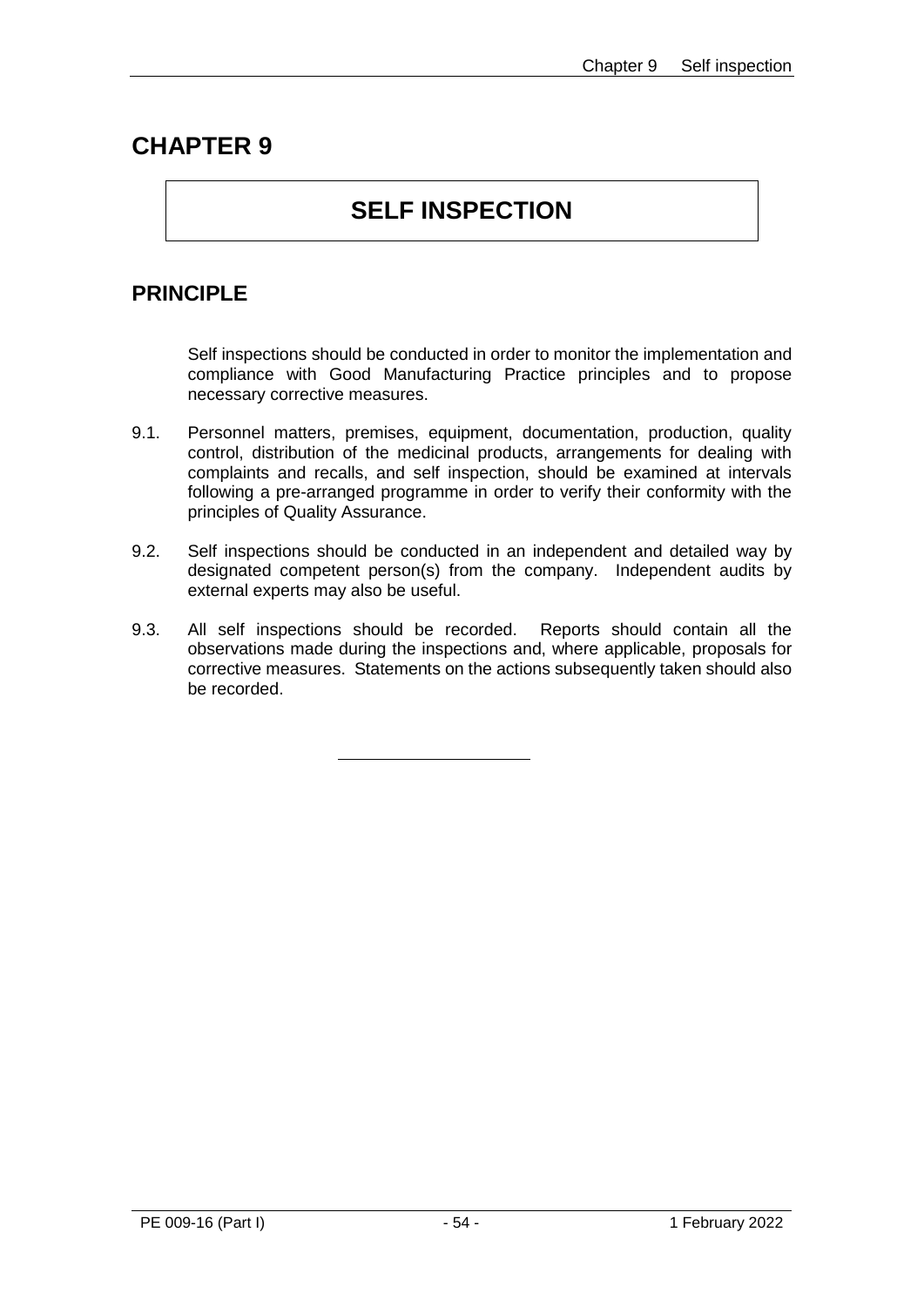# CHAPTER 9

## SELF INSPECTION

## PRINCIPLE

Self inspections should be conducted in order to monitor the implementation and compliance with Good Manufacturing Practice principles and to propose necessary corrective measures.

9.1. Personnel matters, premises, equipment, documentation, production, quality control, distribution of the medicinal products, arrangements for dealing with complaints and recalls, and self inspection, should be examined at intervals following a pre-arranged programme in order to verify their conformity with the principles of Quality Assurance.

9.2. Self inspections should be conducted in an independent and detailed way by designated competent person(s) from the company. Independent audits by external experts may also be useful.

9.3. All self inspections should be recorded. Reports should contain all the observations made during the inspections and, where applicable, proposals for corrective measures. Statements on the actions subsequently taken should also be recorded.